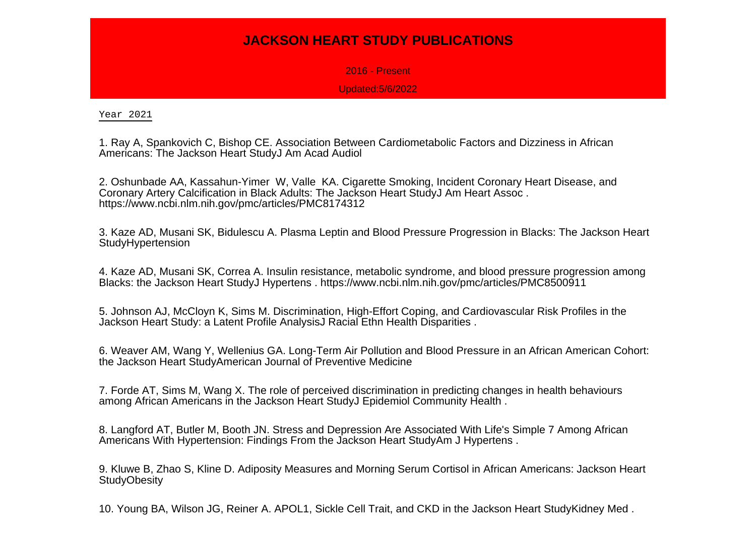# JACKSON HEART STUDY PUBLICATIONS

2016 - Present

Updated:5/6/2022

Year 2021

1. Ray A, Spankovich C, Bishop CE. Association Between Cardiometabolic Factors and Dizziness in African Americans: The Jackson Heart StudyJ Am Acad Audiol

2. Oshunbade AA, Kassahun-Yimer W, Valle KA. Cigarette Smoking, Incident Coronary Heart Disease, and Coronary Artery Calcification in Black Adults: The Jackson Heart StudyJ Am Heart Assoc . https://www.ncbi.nlm.nih.gov/pmc/articles/PMC8174312

3. Kaze AD, Musani SK, Bidulescu A. Plasma Leptin and Blood Pressure Progression in Blacks: The Jackson Heart StudyHypertension

4. Kaze AD, Musani SK, Correa A. Insulin resistance, metabolic syndrome, and blood pressure progression among Blacks: the Jackson Heart StudyJ Hypertens . https://www.ncbi.nlm.nih.gov/pmc/articles/PMC8500911

5. Johnson AJ, McCloyn K, Sims M. Discrimination, High-Effort Coping, and Cardiovascular Risk Profiles in the Jackson Heart Study: a Latent Profile AnalysisJ Racial Ethn Health Disparities .

6. Weaver AM, Wang Y, Wellenius GA. Long-Term Air Pollution and Blood Pressure in an African American Cohort: the Jackson Heart StudyAmerican Journal of Preventive Medicine

7. Forde AT, Sims M, Wang X. The role of perceived discrimination in predicting changes in health behaviours among African Americans in the Jackson Heart StudyJ Epidemiol Community Health .

8. Langford AT, Butler M, Booth JN. Stress and Depression Are Associated With Life's Simple 7 Among African Americans With Hypertension: Findings From the Jackson Heart StudyAm J Hypertens .

9. Kluwe B, Zhao S, Kline D. Adiposity Measures and Morning Serum Cortisol in African Americans: Jackson Heart StudyObesity

10. Young BA, Wilson JG, Reiner A. APOL1, Sickle Cell Trait, and CKD in the Jackson Heart StudyKidney Med .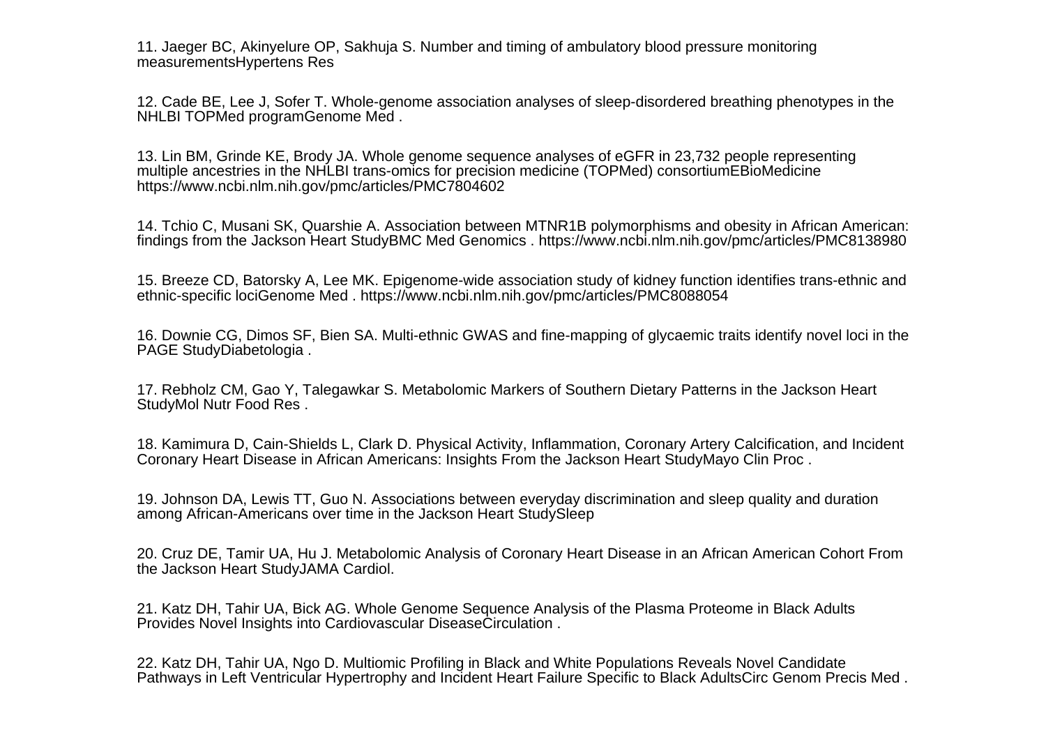11. Jaeger BC, Akinyelure OP, Sakhuja S. Number and timing of ambulatory blood pressure monitoring measurementsHypertens Res

12. Cade BE, Lee J, Sofer T. Whole-genome association analyses of sleep-disordered breathing phenotypes in the NHLBI TOPMed programGenome Med .

13. Lin BM, Grinde KE, Brody JA. Whole genome sequence analyses of eGFR in 23,732 people representing multiple ancestries in the NHLBI trans-omics for precision medicine (TOPMed) consortiumEBioMedicine https://www.ncbi.nlm.nih.gov/pmc/articles/PMC7804602

14. Tchio C, Musani SK, Quarshie A. Association between MTNR1B polymorphisms and obesity in African American: findings from the Jackson Heart StudyBMC Med Genomics . https://www.ncbi.nlm.nih.gov/pmc/articles/PMC8138980

15. Breeze CD, Batorsky A, Lee MK. Epigenome-wide association study of kidney function identifies trans-ethnic and ethnic-specific lociGenome Med . https://www.ncbi.nlm.nih.gov/pmc/articles/PMC8088054

16. Downie CG, Dimos SF, Bien SA. Multi-ethnic GWAS and fine-mapping of glycaemic traits identify novel loci in the PAGE StudyDiabetologia .

17. Rebholz CM, Gao Y, Talegawkar S. Metabolomic Markers of Southern Dietary Patterns in the Jackson Heart StudyMol Nutr Food Res .

18. Kamimura D, Cain-Shields L, Clark D. Physical Activity, Inflammation, Coronary Artery Calcification, and Incident Coronary Heart Disease in African Americans: Insights From the Jackson Heart StudyMayo Clin Proc .

19. Johnson DA, Lewis TT, Guo N. Associations between everyday discrimination and sleep quality and duration among African-Americans over time in the Jackson Heart StudySleep

20. Cruz DE, Tamir UA, Hu J. Metabolomic Analysis of Coronary Heart Disease in an African American Cohort From the Jackson Heart StudyJAMA Cardiol.

21. Katz DH, Tahir UA, Bick AG. Whole Genome Sequence Analysis of the Plasma Proteome in Black Adults Provides Novel Insights into Cardiovascular DiseaseCirculation .

22. Katz DH, Tahir UA, Ngo D. Multiomic Profiling in Black and White Populations Reveals Novel Candidate Pathways in Left Ventricular Hypertrophy and Incident Heart Failure Specific to Black AdultsCirc Genom Precis Med .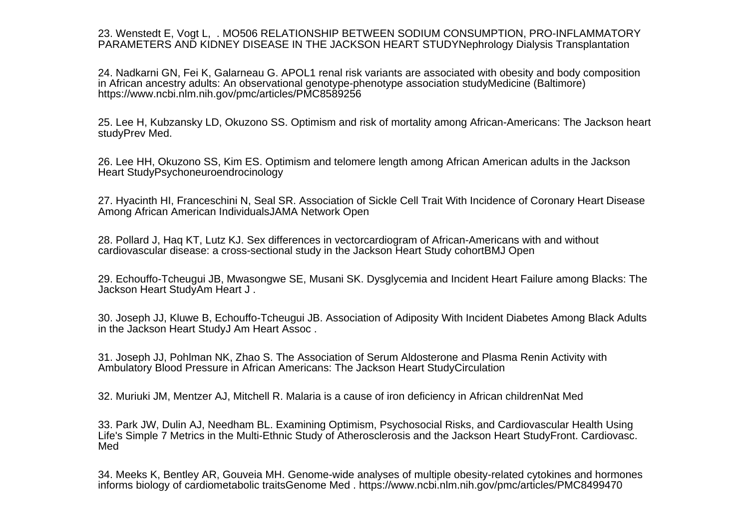23. Wenstedt E, Vogt L, . MO506 RELATIONSHIP BETWEEN SODIUM CONSUMPTION, PRO-INFLAMMATORY PARAMETERS AND KIDNEY DISEASE IN THE JACKSON HEART STUDYNephrology Dialysis Transplantation

24. Nadkarni GN, Fei K, Galarneau G. APOL1 renal risk variants are associated with obesity and body composition in African ancestry adults: An observational genotype-phenotype association studyMedicine (Baltimore) https://www.ncbi.nlm.nih.gov/pmc/articles/PMC8589256

25. Lee H, Kubzansky LD, Okuzono SS. Optimism and risk of mortality among African-Americans: The Jackson heart studyPrev Med.

26. Lee HH, Okuzono SS, Kim ES. Optimism and telomere length among African American adults in the Jackson Heart StudyPsychoneuroendrocinology

27. Hyacinth HI, Franceschini N, Seal SR. Association of Sickle Cell Trait With Incidence of Coronary Heart Disease Among African American IndividualsJAMA Network Open

28. Pollard J, Haq KT, Lutz KJ. Sex differences in vectorcardiogram of African-Americans with and without cardiovascular disease: a cross-sectional study in the Jackson Heart Study cohortBMJ Open

29. Echouffo-Tcheugui JB, Mwasongwe SE, Musani SK. Dysglycemia and Incident Heart Failure among Blacks: The Jackson Heart StudyAm Heart J .

30. Joseph JJ, Kluwe B, Echouffo-Tcheugui JB. Association of Adiposity With Incident Diabetes Among Black Adults in the Jackson Heart StudyJ Am Heart Assoc .

31. Joseph JJ, Pohlman NK, Zhao S. The Association of Serum Aldosterone and Plasma Renin Activity with Ambulatory Blood Pressure in African Americans: The Jackson Heart StudyCirculation

32. Muriuki JM, Mentzer AJ, Mitchell R. Malaria is a cause of iron deficiency in African childrenNat Med

33. Park JW, Dulin AJ, Needham BL. Examining Optimism, Psychosocial Risks, and Cardiovascular Health Using Life's Simple 7 Metrics in the Multi-Ethnic Study of Atherosclerosis and the Jackson Heart StudyFront. Cardiovasc. Med

34. Meeks K, Bentley AR, Gouveia MH. Genome-wide analyses of multiple obesity-related cytokines and hormones informs biology of cardiometabolic traitsGenome Med . https://www.ncbi.nlm.nih.gov/pmc/articles/PMC8499470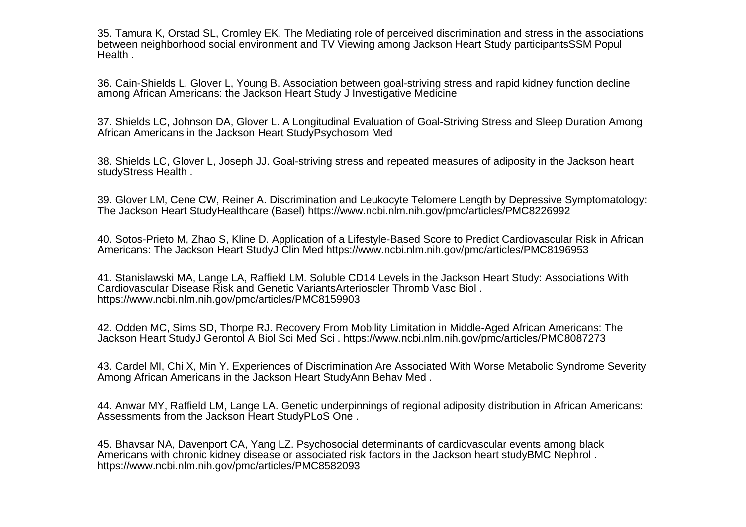35. Tamura K, Orstad SL, Cromley EK. The Mediating role of perceived discrimination and stress in the associations between neighborhood social environment and TV Viewing among Jackson Heart Study participantsSSM Popul Health .

36. Cain-Shields L, Glover L, Young B. Association between goal-striving stress and rapid kidney function decline among African Americans: the Jackson Heart Study J Investigative Medicine

37. Shields LC, Johnson DA, Glover L. A Longitudinal Evaluation of Goal-Striving Stress and Sleep Duration Among African Americans in the Jackson Heart StudyPsychosom Med

38. Shields LC, Glover L, Joseph JJ. Goal-striving stress and repeated measures of adiposity in the Jackson heart studyStress Health .

39. Glover LM, Cene CW, Reiner A. Discrimination and Leukocyte Telomere Length by Depressive Symptomatology: The Jackson Heart StudyHealthcare (Basel) https://www.ncbi.nlm.nih.gov/pmc/articles/PMC8226992

40. Sotos-Prieto M, Zhao S, Kline D. Application of a Lifestyle-Based Score to Predict Cardiovascular Risk in African Americans: The Jackson Heart StudyJ Clin Med https://www.ncbi.nlm.nih.gov/pmc/articles/PMC8196953

41. Stanislawski MA, Lange LA, Raffield LM. Soluble CD14 Levels in the Jackson Heart Study: Associations With Cardiovascular Disease Risk and Genetic VariantsArterioscler Thromb Vasc Biol . https://www.ncbi.nlm.nih.gov/pmc/articles/PMC8159903

42. Odden MC, Sims SD, Thorpe RJ. Recovery From Mobility Limitation in Middle-Aged African Americans: The Jackson Heart StudyJ Gerontol A Biol Sci Med Sci . https://www.ncbi.nlm.nih.gov/pmc/articles/PMC8087273

43. Cardel MI, Chi X, Min Y. Experiences of Discrimination Are Associated With Worse Metabolic Syndrome Severity Among African Americans in the Jackson Heart StudyAnn Behav Med .

44. Anwar MY, Raffield LM, Lange LA. Genetic underpinnings of regional adiposity distribution in African Americans: Assessments from the Jackson Heart StudyPLoS One .

45. Bhavsar NA, Davenport CA, Yang LZ. Psychosocial determinants of cardiovascular events among black Americans with chronic kidney disease or associated risk factors in the Jackson heart studyBMC Nephrol . https://www.ncbi.nlm.nih.gov/pmc/articles/PMC8582093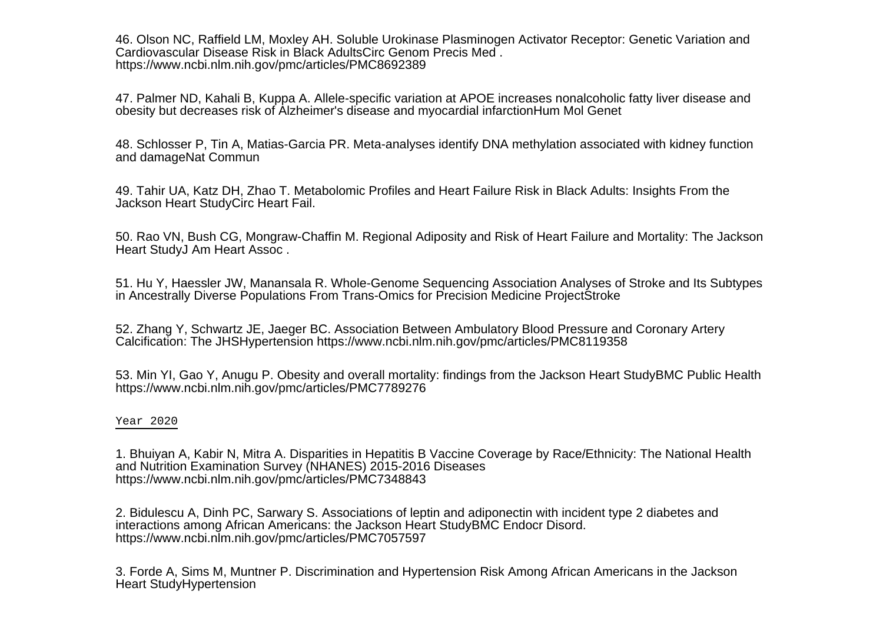46. Olson NC, Raffield LM, Moxley AH. Soluble Urokinase Plasminogen Activator Receptor: Genetic Variation and Cardiovascular Disease Risk in Black AdultsCirc Genom Precis Med . https://www.ncbi.nlm.nih.gov/pmc/articles/PMC8692389

47. Palmer ND, Kahali B, Kuppa A. Allele-specific variation at APOE increases nonalcoholic fatty liver disease and obesity but decreases risk of Alzheimer's disease and myocardial infarctionHum Mol Genet

48. Schlosser P, Tin A, Matias-Garcia PR. Meta-analyses identify DNA methylation associated with kidney function and damageNat Commun

49. Tahir UA, Katz DH, Zhao T. Metabolomic Profiles and Heart Failure Risk in Black Adults: Insights From the Jackson Heart StudyCirc Heart Fail.

50. Rao VN, Bush CG, Mongraw-Chaffin M. Regional Adiposity and Risk of Heart Failure and Mortality: The Jackson Heart StudyJ Am Heart Assoc .

51. Hu Y, Haessler JW, Manansala R. Whole-Genome Sequencing Association Analyses of Stroke and Its Subtypes in Ancestrally Diverse Populations From Trans-Omics for Precision Medicine ProjectStroke

52. Zhang Y, Schwartz JE, Jaeger BC. Association Between Ambulatory Blood Pressure and Coronary Artery Calcification: The JHSHypertension https://www.ncbi.nlm.nih.gov/pmc/articles/PMC8119358

53. Min YI, Gao Y, Anugu P. Obesity and overall mortality: findings from the Jackson Heart StudyBMC Public Health https://www.ncbi.nlm.nih.gov/pmc/articles/PMC7789276

## Year 2020

1. Bhuiyan A, Kabir N, Mitra A. Disparities in Hepatitis B Vaccine Coverage by Race/Ethnicity: The National Health and Nutrition Examination Survey (NHANES) 2015-2016 Diseases https://www.ncbi.nlm.nih.gov/pmc/articles/PMC7348843

2. Bidulescu A, Dinh PC, Sarwary S. Associations of leptin and adiponectin with incident type 2 diabetes and interactions among African Americans: the Jackson Heart StudyBMC Endocr Disord. https://www.ncbi.nlm.nih.gov/pmc/articles/PMC7057597

3. Forde A, Sims M, Muntner P. Discrimination and Hypertension Risk Among African Americans in the Jackson Heart StudyHypertension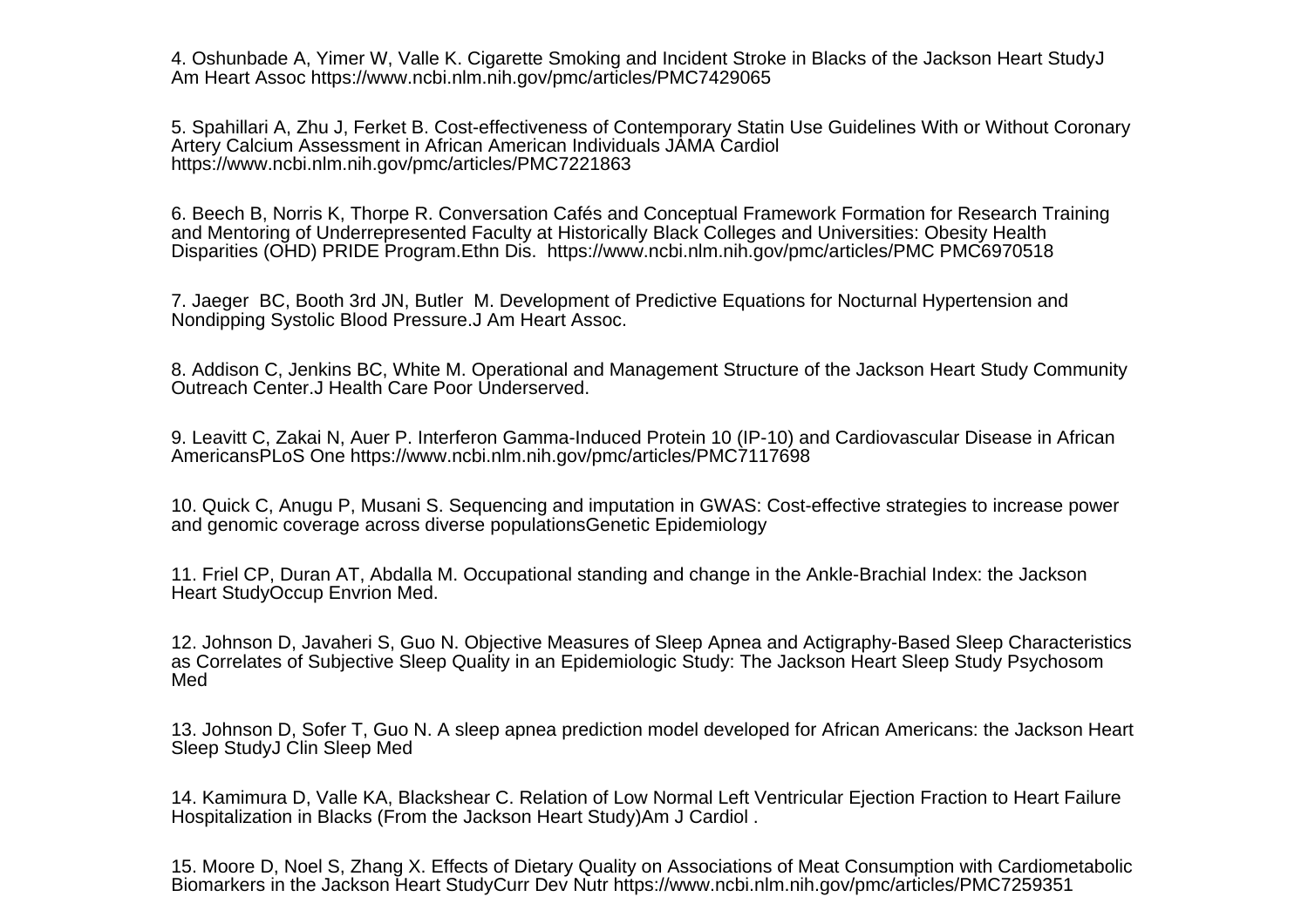4. Oshunbade A, Yimer W, Valle K. Cigarette Smoking and Incident Stroke in Blacks of the Jackson Heart StudyJ Am Heart Assoc https://www.ncbi.nlm.nih.gov/pmc/articles/PMC7429065

5. Spahillari A, Zhu J, Ferket B. Cost-effectiveness of Contemporary Statin Use Guidelines With or Without Coronary Artery Calcium Assessment in African American Individuals JAMA Cardiol https://www.ncbi.nlm.nih.gov/pmc/articles/PMC7221863

6. Beech B, Norris K, Thorpe R. Conversation Cafés and Conceptual Framework Formation for Research Training and Mentoring of Underrepresented Faculty at Historically Black Colleges and Universities: Obesity Health Disparities (OHD) PRIDE Program.Ethn Dis.  https://www.ncbi.nlm.nih.gov/pmc/articles/PMC PMC6970518

7. Jaeger  BC, Booth 3rd JN, Butler  M. Development of Predictive Equations for Nocturnal Hypertension and Nondipping Systolic Blood Pressure.J Am Heart Assoc.

8. Addison C, Jenkins BC, White M. Operational and Management Structure of the Jackson Heart Study Community Outreach Center.J Health Care Poor Underserved.

9. Leavitt C, Zakai N, Auer P. Interferon Gamma-Induced Protein 10 (IP-10) and Cardiovascular Disease in African AmericansPLoS One https://www.ncbi.nlm.nih.gov/pmc/articles/PMC7117698

10. Quick C, Anugu P, Musani S. Sequencing and imputation in GWAS: Cost-effective strategies to increase power and genomic coverage across diverse populationsGenetic Epidemiology

11. Friel CP, Duran AT, Abdalla M. Occupational standing and change in the Ankle-Brachial Index: the Jackson Heart StudyOccup Envrion Med.

12. Johnson D, Javaheri S, Guo N. Objective Measures of Sleep Apnea and Actigraphy-Based Sleep Characteristics as Correlates of Subjective Sleep Quality in an Epidemiologic Study: The Jackson Heart Sleep Study Psychosom Med

13. Johnson D, Sofer T, Guo N. A sleep apnea prediction model developed for African Americans: the Jackson Heart Sleep StudyJ Clin Sleep Med

14. Kamimura D, Valle KA, Blackshear C. Relation of Low Normal Left Ventricular Ejection Fraction to Heart Failure Hospitalization in Blacks (From the Jackson Heart Study)Am J Cardiol .

15. Moore D, Noel S, Zhang X. Effects of Dietary Quality on Associations of Meat Consumption with Cardiometabolic Biomarkers in the Jackson Heart StudyCurr Dev Nutr https://www.ncbi.nlm.nih.gov/pmc/articles/PMC7259351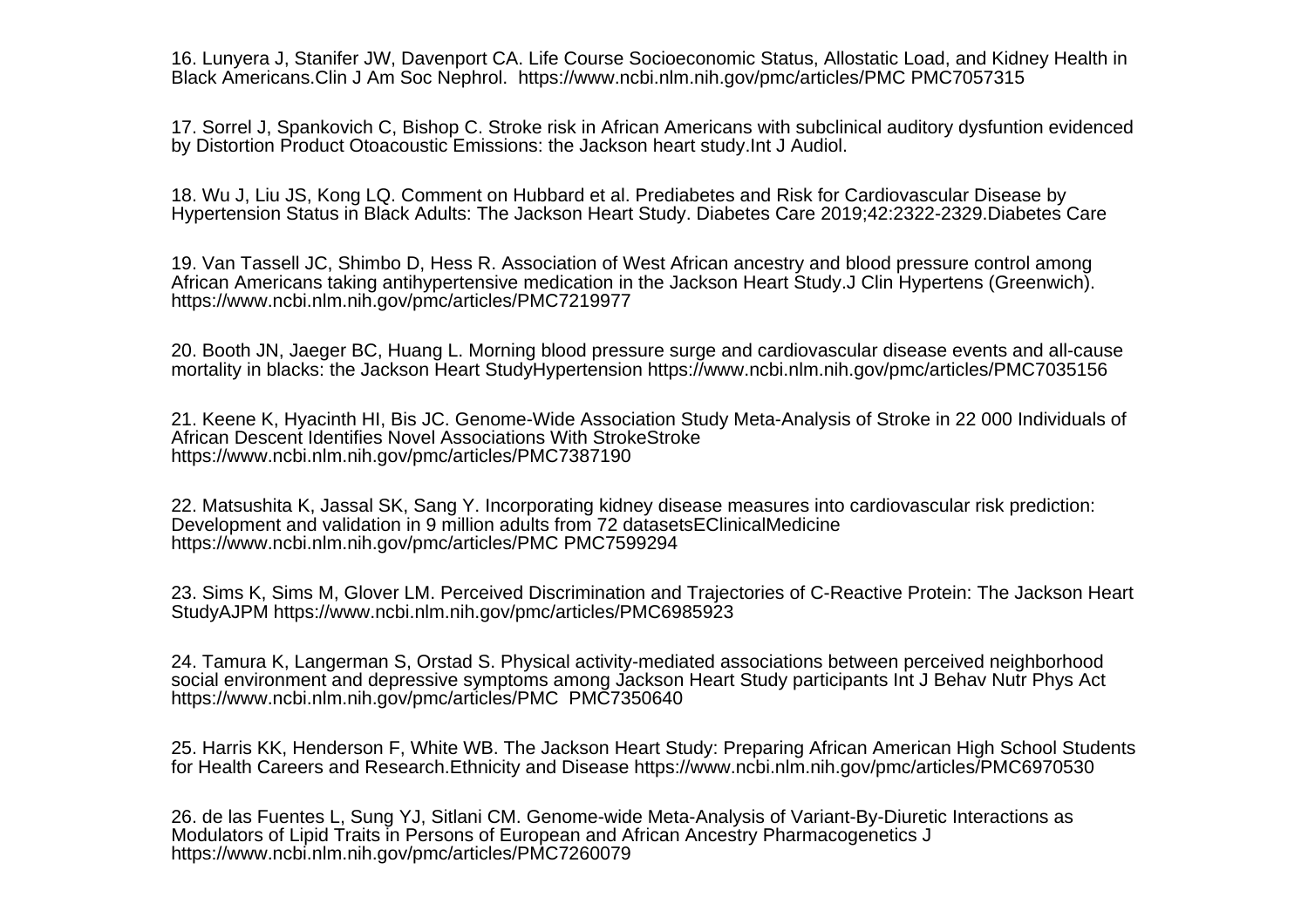16. Lunyera J, Stanifer JW, Davenport CA. Life Course Socioeconomic Status, Allostatic Load, and Kidney Health in Black Americans.Clin J Am Soc Nephrol. https://www.ncbi.nlm.nih.gov/pmc/articles/PMC PMC7057315

17. Sorrel J, Spankovich C, Bishop C. Stroke risk in African Americans with subclinical auditory dysfuntion evidenced by Distortion Product Otoacoustic Emissions: the Jackson heart study.Int J Audiol.

18. Wu J, Liu JS, Kong LQ. Comment on Hubbard et al. Prediabetes and Risk for Cardiovascular Disease by Hypertension Status in Black Adults: The Jackson Heart Study. Diabetes Care 2019;42:2322-2329.Diabetes Care

19. Van Tassell JC, Shimbo D, Hess R. Association of West African ancestry and blood pressure control among African Americans taking antihypertensive medication in the Jackson Heart Study.J Clin Hypertens (Greenwich). https://www.ncbi.nlm.nih.gov/pmc/articles/PMC7219977

20. Booth JN, Jaeger BC, Huang L. Morning blood pressure surge and cardiovascular disease events and all-cause mortality in blacks: the Jackson Heart StudyHypertension https://www.ncbi.nlm.nih.gov/pmc/articles/PMC7035156

21. Keene K, Hyacinth HI, Bis JC. Genome-Wide Association Study Meta-Analysis of Stroke in 22 000 Individuals of African Descent Identifies Novel Associations With StrokeStroke https://www.ncbi.nlm.nih.gov/pmc/articles/PMC7387190

22. Matsushita K, Jassal SK, Sang Y. Incorporating kidney disease measures into cardiovascular risk prediction: Development and validation in 9 million adults from 72 datasetsEClinicalMedicine https://www.ncbi.nlm.nih.gov/pmc/articles/PMC PMC7599294

23. Sims K, Sims M, Glover LM. Perceived Discrimination and Trajectories of C-Reactive Protein: The Jackson Heart StudyAJPM https://www.ncbi.nlm.nih.gov/pmc/articles/PMC6985923

24. Tamura K, Langerman S, Orstad S. Physical activity-mediated associations between perceived neighborhood social environment and depressive symptoms among Jackson Heart Study participants Int J Behav Nutr Phys Act https://www.ncbi.nlm.nih.gov/pmc/articles/PMC PMC7350640

25. Harris KK, Henderson F, White WB. The Jackson Heart Study: Preparing African American High School Students for Health Careers and Research.Ethnicity and Disease https://www.ncbi.nlm.nih.gov/pmc/articles/PMC6970530

26. de las Fuentes L, Sung YJ, Sitlani CM. Genome-wide Meta-Analysis of Variant-By-Diuretic Interactions as Modulators of Lipid Traits in Persons of European and African Ancestry Pharmacogenetics J https://www.ncbi.nlm.nih.gov/pmc/articles/PMC7260079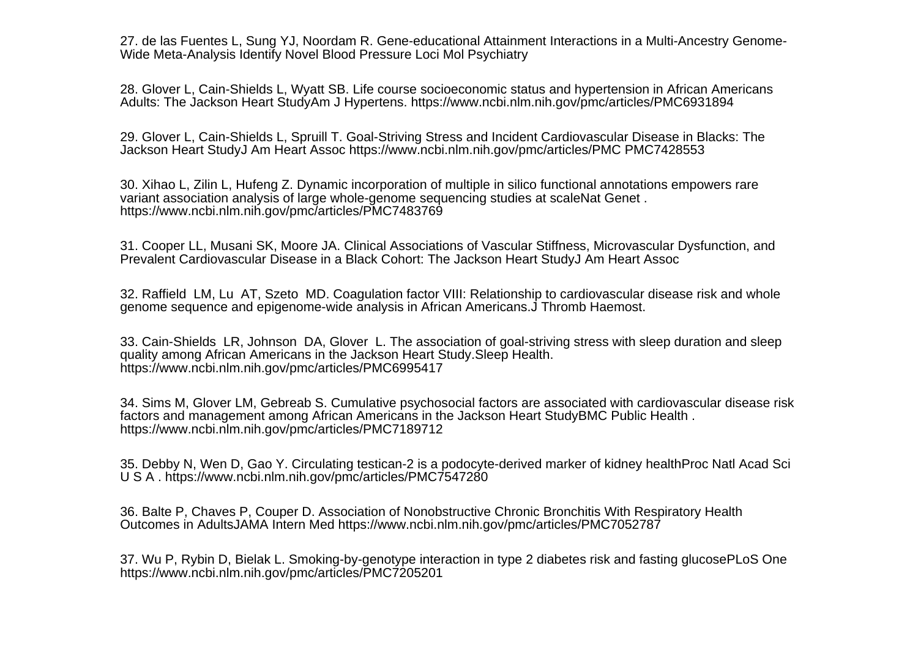27. de las Fuentes L, Sung YJ, Noordam R. Gene-educational Attainment Interactions in a Multi-Ancestry Genome-Wide Meta-Analysis Identify Novel Blood Pressure Loci Mol Psychiatry

28. Glover L, Cain-Shields L, Wyatt SB. Life course socioeconomic status and hypertension in African Americans Adults: The Jackson Heart StudyAm J Hypertens. https://www.ncbi.nlm.nih.gov/pmc/articles/PMC6931894

29. Glover L, Cain-Shields L, Spruill T. Goal-Striving Stress and Incident Cardiovascular Disease in Blacks: The Jackson Heart StudyJ Am Heart Assoc https://www.ncbi.nlm.nih.gov/pmc/articles/PMC PMC7428553

30. Xihao L, Zilin L, Hufeng Z. Dynamic incorporation of multiple in silico functional annotations empowers rare variant association analysis of large whole-genome sequencing studies at scaleNat Genet . https://www.ncbi.nlm.nih.gov/pmc/articles/PMC7483769

31. Cooper LL, Musani SK, Moore JA. Clinical Associations of Vascular Stiffness, Microvascular Dysfunction, and Prevalent Cardiovascular Disease in a Black Cohort: The Jackson Heart StudyJ Am Heart Assoc

32. Raffield LM, Lu AT, Szeto MD. Coagulation factor VIII: Relationship to cardiovascular disease risk and whole genome sequence and epigenome-wide analysis in African Americans.J Thromb Haemost.

33. Cain-Shields LR, Johnson DA, Glover L. The association of goal-striving stress with sleep duration and sleep quality among African Americans in the Jackson Heart Study.Sleep Health. https://www.ncbi.nlm.nih.gov/pmc/articles/PMC6995417

34. Sims M, Glover LM, Gebreab S. Cumulative psychosocial factors are associated with cardiovascular disease risk factors and management among African Americans in the Jackson Heart StudyBMC Public Health . https://www.ncbi.nlm.nih.gov/pmc/articles/PMC7189712

35. Debby N, Wen D, Gao Y. Circulating testican-2 is a podocyte-derived marker of kidney healthProc Natl Acad Sci U S A . https://www.ncbi.nlm.nih.gov/pmc/articles/PMC7547280

36. Balte P, Chaves P, Couper D. Association of Nonobstructive Chronic Bronchitis With Respiratory Health Outcomes in AdultsJAMA Intern Med https://www.ncbi.nlm.nih.gov/pmc/articles/PMC7052787

37. Wu P, Rybin D, Bielak L. Smoking-by-genotype interaction in type 2 diabetes risk and fasting glucosePLoS One https://www.ncbi.nlm.nih.gov/pmc/articles/PMC7205201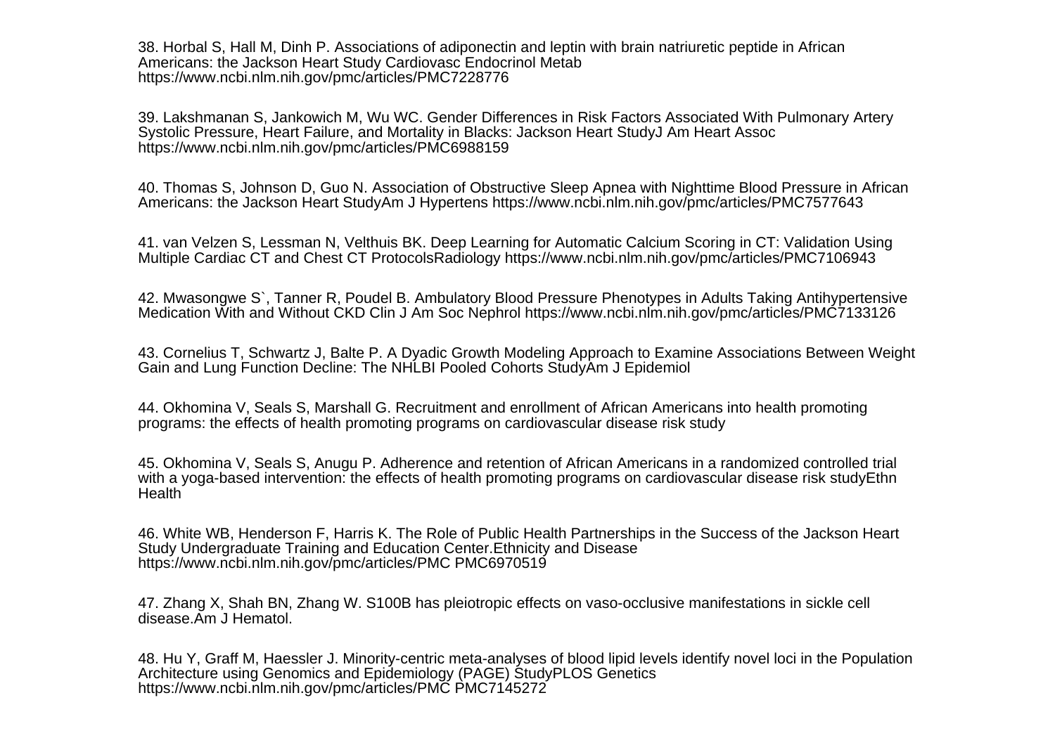38. Horbal S, Hall M, Dinh P. Associations of adiponectin and leptin with brain natriuretic peptide in African Americans: the Jackson Heart Study Cardiovasc Endocrinol Metab https://www.ncbi.nlm.nih.gov/pmc/articles/PMC7228776

39. Lakshmanan S, Jankowich M, Wu WC. Gender Differences in Risk Factors Associated With Pulmonary Artery Systolic Pressure, Heart Failure, and Mortality in Blacks: Jackson Heart StudyJ Am Heart Assoc https://www.ncbi.nlm.nih.gov/pmc/articles/PMC6988159

40. Thomas S, Johnson D, Guo N. Association of Obstructive Sleep Apnea with Nighttime Blood Pressure in African Americans: the Jackson Heart StudyAm J Hypertens https://www.ncbi.nlm.nih.gov/pmc/articles/PMC7577643

41. van Velzen S, Lessman N, Velthuis BK. Deep Learning for Automatic Calcium Scoring in CT: Validation Using Multiple Cardiac CT and Chest CT ProtocolsRadiology https://www.ncbi.nlm.nih.gov/pmc/articles/PMC7106943

42. Mwasongwe S`, Tanner R, Poudel B. Ambulatory Blood Pressure Phenotypes in Adults Taking Antihypertensive Medication With and Without CKD Clin J Am Soc Nephrol https://www.ncbi.nlm.nih.gov/pmc/articles/PMC7133126

43. Cornelius T, Schwartz J, Balte P. A Dyadic Growth Modeling Approach to Examine Associations Between Weight Gain and Lung Function Decline: The NHLBI Pooled Cohorts StudyAm J Epidemiol

44. Okhomina V, Seals S, Marshall G. Recruitment and enrollment of African Americans into health promoting programs: the effects of health promoting programs on cardiovascular disease risk study

45. Okhomina V, Seals S, Anugu P. Adherence and retention of African Americans in a randomized controlled trial with a yoga-based intervention: the effects of health promoting programs on cardiovascular disease risk studyEthn Health

46. White WB, Henderson F, Harris K. The Role of Public Health Partnerships in the Success of the Jackson Heart Study Undergraduate Training and Education Center.Ethnicity and Disease https://www.ncbi.nlm.nih.gov/pmc/articles/PMC PMC6970519

47. Zhang X, Shah BN, Zhang W. S100B has pleiotropic effects on vaso-occlusive manifestations in sickle cell disease.Am J Hematol.

48. Hu Y, Graff M, Haessler J. Minority-centric meta-analyses of blood lipid levels identify novel loci in the Population Architecture using Genomics and Epidemiology (PAGE) StudyPLOS Genetics https://www.ncbi.nlm.nih.gov/pmc/articles/PMC PMC7145272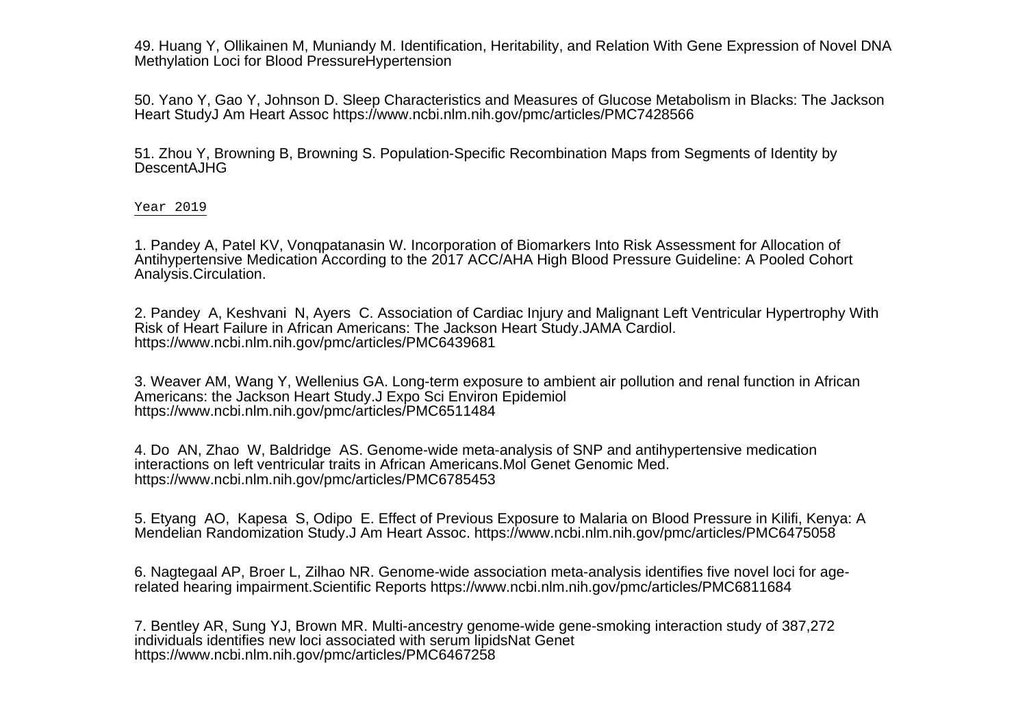49. Huang Y, Ollikainen M, Muniandy M. Identification, Heritability, and Relation With Gene Expression of Novel DNA Methylation Loci for Blood PressureHypertension

50. Yano Y, Gao Y, Johnson D. Sleep Characteristics and Measures of Glucose Metabolism in Blacks: The Jackson Heart StudyJ Am Heart Assoc https://www.ncbi.nlm.nih.gov/pmc/articles/PMC7428566

51. Zhou Y, Browning B, Browning S. Population-Specific Recombination Maps from Segments of Identity by DescentAJHG

Year 2019

1. Pandey A, Patel KV, Vonqpatanasin W. Incorporation of Biomarkers Into Risk Assessment for Allocation of Antihypertensive Medication According to the 2017 ACC/AHA High Blood Pressure Guideline: A Pooled Cohort Analysis.Circulation.

2. Pandey A, Keshvani N, Ayers C. Association of Cardiac Injury and Malignant Left Ventricular Hypertrophy With Risk of Heart Failure in African Americans: The Jackson Heart Study.JAMA Cardiol. https://www.ncbi.nlm.nih.gov/pmc/articles/PMC6439681

3. Weaver AM, Wang Y, Wellenius GA. Long-term exposure to ambient air pollution and renal function in African Americans: the Jackson Heart Study.J Expo Sci Environ Epidemiol https://www.ncbi.nlm.nih.gov/pmc/articles/PMC6511484

4. Do AN, Zhao W, Baldridge AS. Genome-wide meta-analysis of SNP and antihypertensive medication interactions on left ventricular traits in African Americans.Mol Genet Genomic Med. https://www.ncbi.nlm.nih.gov/pmc/articles/PMC6785453

5. Etyang AO, Kapesa S, Odipo E. Effect of Previous Exposure to Malaria on Blood Pressure in Kilifi, Kenya: A Mendelian Randomization Study.J Am Heart Assoc. https://www.ncbi.nlm.nih.gov/pmc/articles/PMC6475058

6. Nagtegaal AP, Broer L, Zilhao NR. Genome-wide association meta-analysis identifies five novel loci for age-related hearing impairment.Scientific Reports https://www.ncbi.nlm.nih.gov/pmc/articles/PMC6811684

7. Bentley AR, Sung YJ, Brown MR. Multi-ancestry genome-wide gene-smoking interaction study of 387,272 individuals identifies new loci associated with serum lipidsNat Genet https://www.ncbi.nlm.nih.gov/pmc/articles/PMC6467258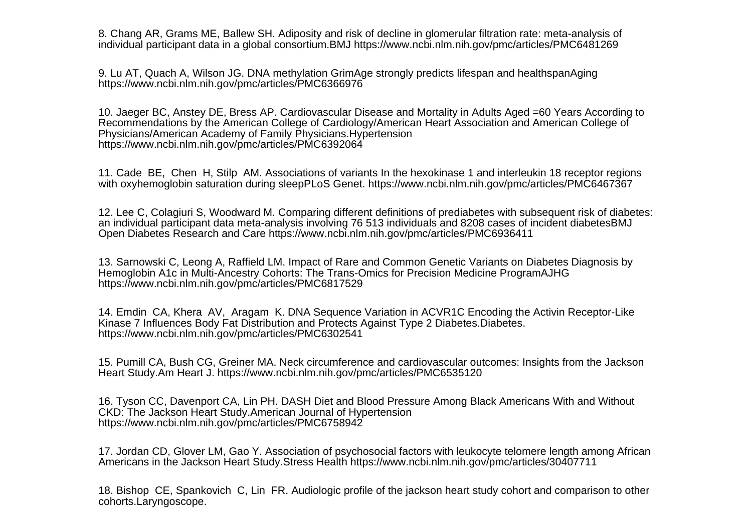8. Chang AR, Grams ME, Ballew SH. Adiposity and risk of decline in glomerular filtration rate: meta-analysis of individual participant data in a global consortium.BMJ https://www.ncbi.nlm.nih.gov/pmc/articles/PMC6481269

9. Lu AT, Quach A, Wilson JG. DNA methylation GrimAge strongly predicts lifespan and healthspanAging https://www.ncbi.nlm.nih.gov/pmc/articles/PMC6366976

10. Jaeger BC, Anstey DE, Bress AP. Cardiovascular Disease and Mortality in Adults Aged =60 Years According to Recommendations by the American College of Cardiology/American Heart Association and American College of Physicians/American Academy of Family Physicians.Hypertension https://www.ncbi.nlm.nih.gov/pmc/articles/PMC6392064

11. Cade BE, Chen H, Stilp AM. Associations of variants In the hexokinase 1 and interleukin 18 receptor regions with oxyhemoglobin saturation during sleepPLoS Genet. https://www.ncbi.nlm.nih.gov/pmc/articles/PMC6467367

12. Lee C, Colagiuri S, Woodward M. Comparing different definitions of prediabetes with subsequent risk of diabetes: an individual participant data meta-analysis involving 76 513 individuals and 8208 cases of incident diabetesBMJ Open Diabetes Research and Care https://www.ncbi.nlm.nih.gov/pmc/articles/PMC6936411

13. Sarnowski C, Leong A, Raffield LM. Impact of Rare and Common Genetic Variants on Diabetes Diagnosis by Hemoglobin A1c in Multi-Ancestry Cohorts: The Trans-Omics for Precision Medicine ProgramAJHG https://www.ncbi.nlm.nih.gov/pmc/articles/PMC6817529

14. Emdin CA, Khera AV, Aragam K. DNA Sequence Variation in ACVR1C Encoding the Activin Receptor-Like Kinase 7 Influences Body Fat Distribution and Protects Against Type 2 Diabetes.Diabetes. https://www.ncbi.nlm.nih.gov/pmc/articles/PMC6302541

15. Pumill CA, Bush CG, Greiner MA. Neck circumference and cardiovascular outcomes: Insights from the Jackson Heart Study.Am Heart J. https://www.ncbi.nlm.nih.gov/pmc/articles/PMC6535120

16. Tyson CC, Davenport CA, Lin PH. DASH Diet and Blood Pressure Among Black Americans With and Without CKD: The Jackson Heart Study.American Journal of Hypertension https://www.ncbi.nlm.nih.gov/pmc/articles/PMC6758942

17. Jordan CD, Glover LM, Gao Y. Association of psychosocial factors with leukocyte telomere length among African Americans in the Jackson Heart Study.Stress Health https://www.ncbi.nlm.nih.gov/pmc/articles/30407711

18. Bishop CE, Spankovich C, Lin FR. Audiologic profile of the jackson heart study cohort and comparison to other cohorts.Laryngoscope.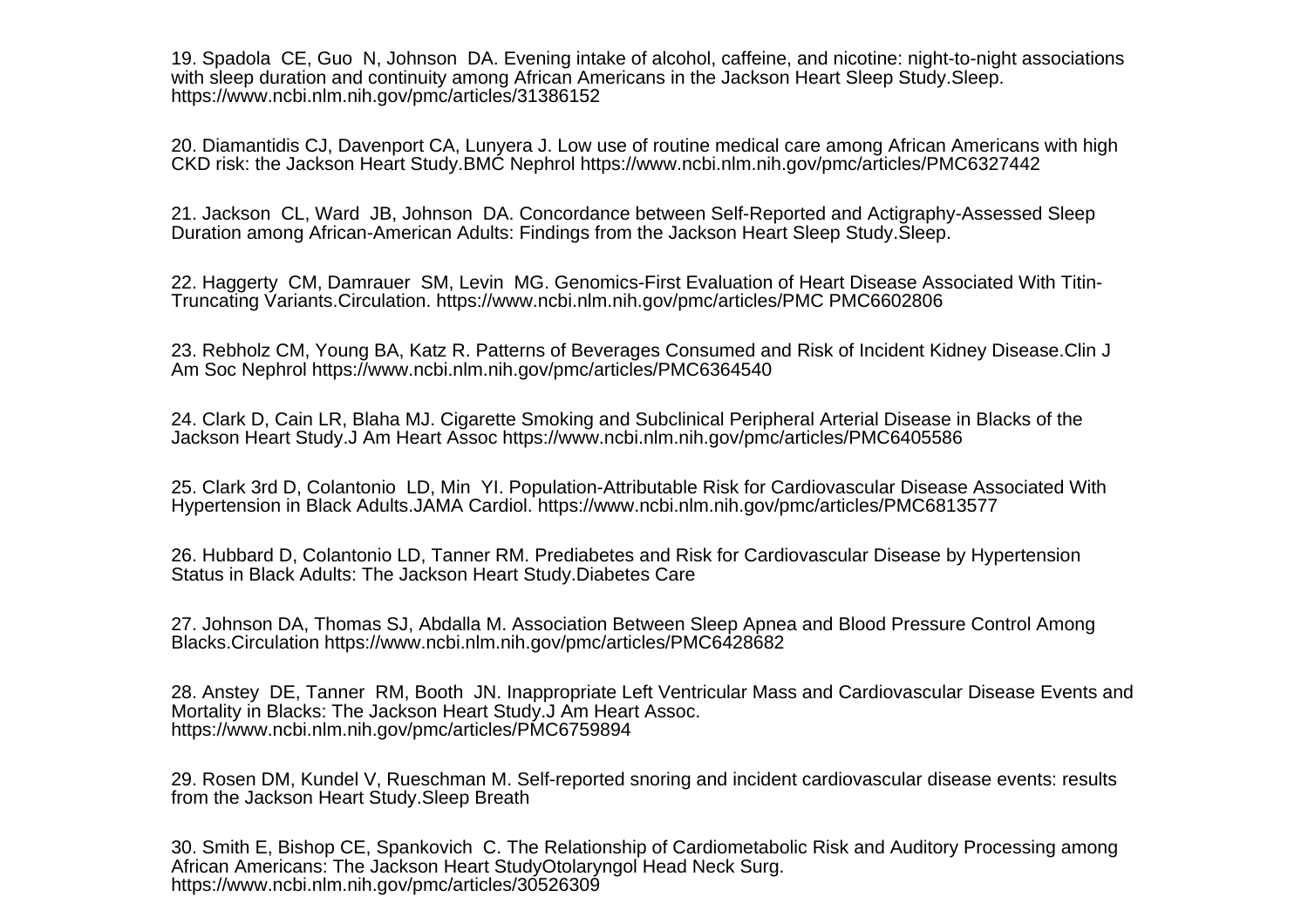19. Spadola CE, Guo N, Johnson DA. Evening intake of alcohol, caffeine, and nicotine: night-to-night associations with sleep duration and continuity among African Americans in the Jackson Heart Sleep Study.Sleep. https://www.ncbi.nlm.nih.gov/pmc/articles/31386152

20. Diamantidis CJ, Davenport CA, Lunyera J. Low use of routine medical care among African Americans with high CKD risk: the Jackson Heart Study.BMC Nephrol https://www.ncbi.nlm.nih.gov/pmc/articles/PMC6327442

21. Jackson CL, Ward JB, Johnson DA. Concordance between Self-Reported and Actigraphy-Assessed Sleep Duration among African-American Adults: Findings from the Jackson Heart Sleep Study.Sleep.

22. Haggerty CM, Damrauer SM, Levin MG. Genomics-First Evaluation of Heart Disease Associated With Titin-Truncating Variants.Circulation. https://www.ncbi.nlm.nih.gov/pmc/articles/PMC PMC6602806

23. Rebholz CM, Young BA, Katz R. Patterns of Beverages Consumed and Risk of Incident Kidney Disease.Clin J Am Soc Nephrol https://www.ncbi.nlm.nih.gov/pmc/articles/PMC6364540

24. Clark D, Cain LR, Blaha MJ. Cigarette Smoking and Subclinical Peripheral Arterial Disease in Blacks of the Jackson Heart Study.J Am Heart Assoc https://www.ncbi.nlm.nih.gov/pmc/articles/PMC6405586

25. Clark 3rd D, Colantonio LD, Min YI. Population-Attributable Risk for Cardiovascular Disease Associated With Hypertension in Black Adults.JAMA Cardiol. https://www.ncbi.nlm.nih.gov/pmc/articles/PMC6813577

26. Hubbard D, Colantonio LD, Tanner RM. Prediabetes and Risk for Cardiovascular Disease by Hypertension Status in Black Adults: The Jackson Heart Study.Diabetes Care

27. Johnson DA, Thomas SJ, Abdalla M. Association Between Sleep Apnea and Blood Pressure Control Among Blacks.Circulation https://www.ncbi.nlm.nih.gov/pmc/articles/PMC6428682

28. Anstey DE, Tanner RM, Booth JN. Inappropriate Left Ventricular Mass and Cardiovascular Disease Events and Mortality in Blacks: The Jackson Heart Study.J Am Heart Assoc. https://www.ncbi.nlm.nih.gov/pmc/articles/PMC6759894

29. Rosen DM, Kundel V, Rueschman M. Self-reported snoring and incident cardiovascular disease events: results from the Jackson Heart Study.Sleep Breath

30. Smith E, Bishop CE, Spankovich C. The Relationship of Cardiometabolic Risk and Auditory Processing among African Americans: The Jackson Heart StudyOtolaryngol Head Neck Surg. https://www.ncbi.nlm.nih.gov/pmc/articles/30526309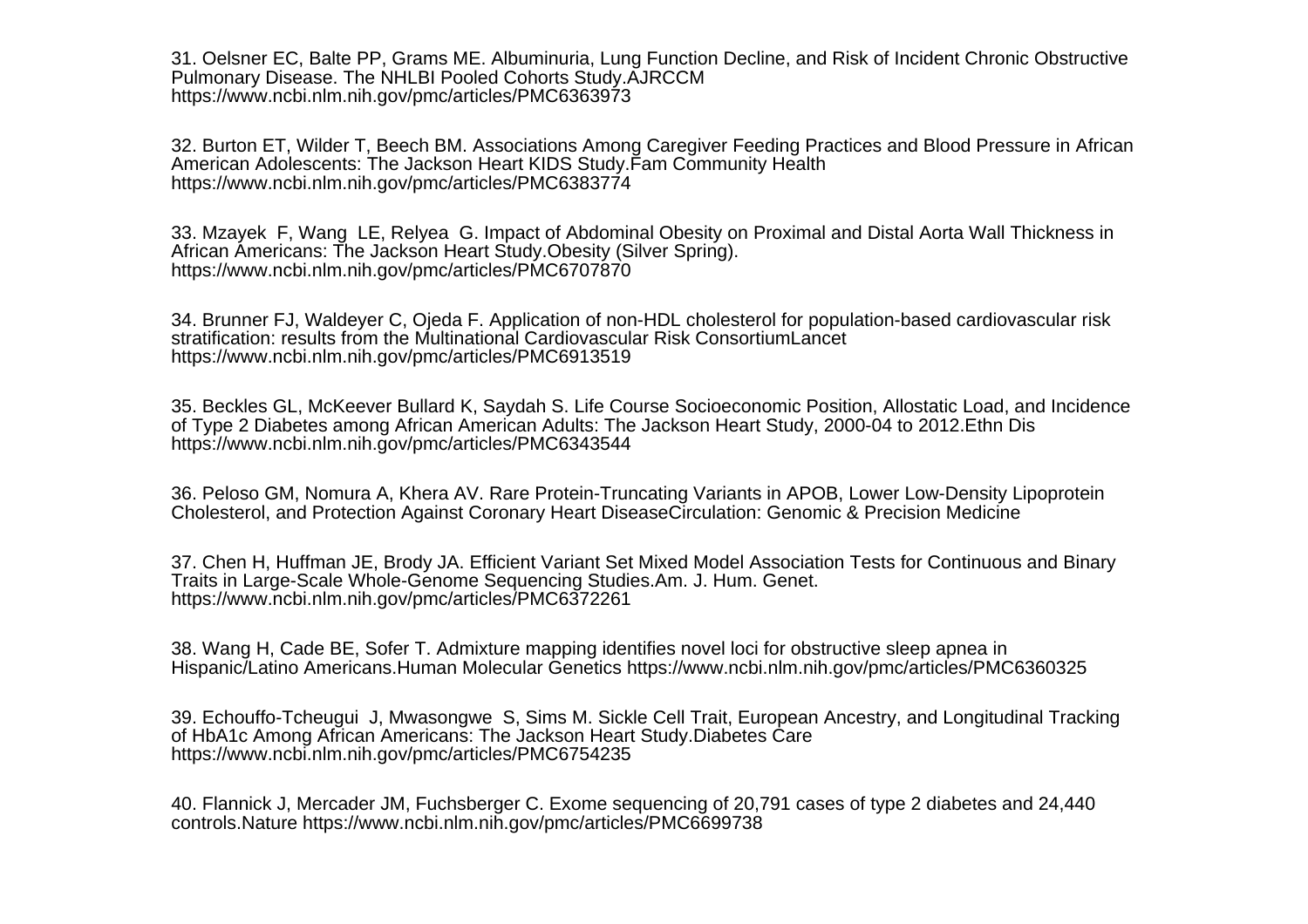31. Oelsner EC, Balte PP, Grams ME. Albuminuria, Lung Function Decline, and Risk of Incident Chronic Obstructive Pulmonary Disease. The NHLBI Pooled Cohorts Study.AJRCCM https://www.ncbi.nlm.nih.gov/pmc/articles/PMC6363973

32. Burton ET, Wilder T, Beech BM. Associations Among Caregiver Feeding Practices and Blood Pressure in African American Adolescents: The Jackson Heart KIDS Study.Fam Community Health https://www.ncbi.nlm.nih.gov/pmc/articles/PMC6383774

33. Mzayek F, Wang LE, Relyea G. Impact of Abdominal Obesity on Proximal and Distal Aorta Wall Thickness in African Americans: The Jackson Heart Study.Obesity (Silver Spring). https://www.ncbi.nlm.nih.gov/pmc/articles/PMC6707870

34. Brunner FJ, Waldeyer C, Ojeda F. Application of non-HDL cholesterol for population-based cardiovascular risk stratification: results from the Multinational Cardiovascular Risk ConsortiumLancet https://www.ncbi.nlm.nih.gov/pmc/articles/PMC6913519

35. Beckles GL, McKeever Bullard K, Saydah S. Life Course Socioeconomic Position, Allostatic Load, and Incidence of Type 2 Diabetes among African American Adults: The Jackson Heart Study, 2000-04 to 2012.Ethn Dis https://www.ncbi.nlm.nih.gov/pmc/articles/PMC6343544

36. Peloso GM, Nomura A, Khera AV. Rare Protein-Truncating Variants in APOB, Lower Low-Density Lipoprotein Cholesterol, and Protection Against Coronary Heart DiseaseCirculation: Genomic & Precision Medicine

37. Chen H, Huffman JE, Brody JA. Efficient Variant Set Mixed Model Association Tests for Continuous and Binary Traits in Large-Scale Whole-Genome Sequencing Studies.Am. J. Hum. Genet. https://www.ncbi.nlm.nih.gov/pmc/articles/PMC6372261

38. Wang H, Cade BE, Sofer T. Admixture mapping identifies novel loci for obstructive sleep apnea in Hispanic/Latino Americans.Human Molecular Genetics https://www.ncbi.nlm.nih.gov/pmc/articles/PMC6360325

39. Echouffo-Tcheugui J, Mwasongwe S, Sims M. Sickle Cell Trait, European Ancestry, and Longitudinal Tracking of HbA1c Among African Americans: The Jackson Heart Study.Diabetes Care https://www.ncbi.nlm.nih.gov/pmc/articles/PMC6754235

40. Flannick J, Mercader JM, Fuchsberger C. Exome sequencing of 20,791 cases of type 2 diabetes and 24,440 controls.Nature https://www.ncbi.nlm.nih.gov/pmc/articles/PMC6699738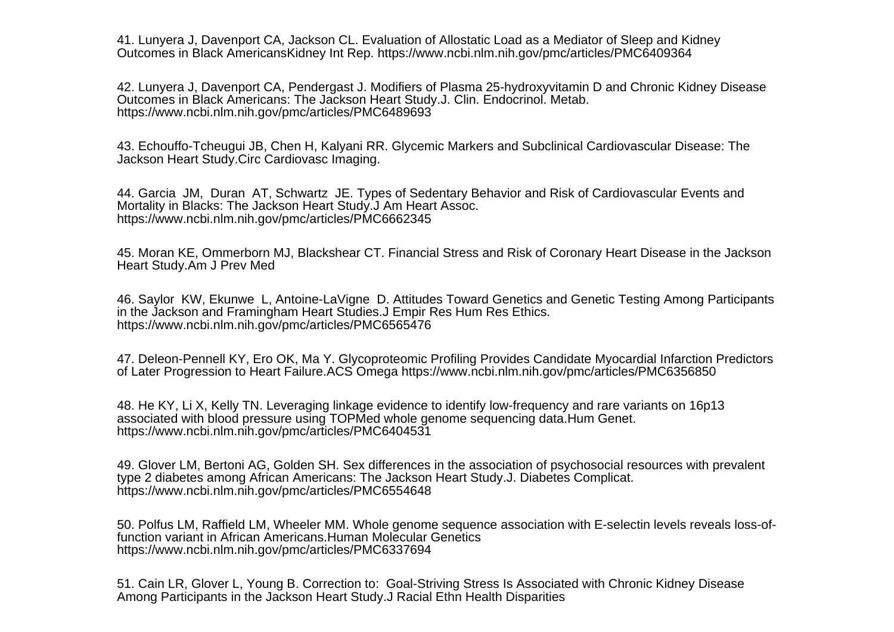41. Lunyera J, Davenport CA, Jackson CL. Evaluation of Allostatic Load as a Mediator of Sleep and Kidney Outcomes in Black AmericansKidney Int Rep. https://www.ncbi.nlm.nih.gov/pmc/articles/PMC6409364

42. Lunyera J, Davenport CA, Pendergast J. Modifiers of Plasma 25-hydroxyvitamin D and Chronic Kidney Disease Outcomes in Black Americans: The Jackson Heart Study.J. Clin. Endocrinol. Metab. https://www.ncbi.nlm.nih.gov/pmc/articles/PMC6489693

43. Echouffo-Tcheugui JB, Chen H, Kalyani RR. Glycemic Markers and Subclinical Cardiovascular Disease: The Jackson Heart Study.Circ Cardiovasc Imaging.

44. Garcia JM, Duran AT, Schwartz JE. Types of Sedentary Behavior and Risk of Cardiovascular Events and Mortality in Blacks: The Jackson Heart Study.J Am Heart Assoc. https://www.ncbi.nlm.nih.gov/pmc/articles/PMC6662345

45. Moran KE, Ommerborn MJ, Blackshear CT. Financial Stress and Risk of Coronary Heart Disease in the Jackson Heart Study.Am J Prev Med

46. Saylor KW, Ekunwe L, Antoine-LaVigne D. Attitudes Toward Genetics and Genetic Testing Among Participants in the Jackson and Framingham Heart Studies.J Empir Res Hum Res Ethics. https://www.ncbi.nlm.nih.gov/pmc/articles/PMC6565476

47. Deleon-Pennell KY, Ero OK, Ma Y. Glycoproteomic Profiling Provides Candidate Myocardial Infarction Predictors of Later Progression to Heart Failure.ACS Omega https://www.ncbi.nlm.nih.gov/pmc/articles/PMC6356850

48. He KY, Li X, Kelly TN. Leveraging linkage evidence to identify low-frequency and rare variants on 16p13 associated with blood pressure using TOPMed whole genome sequencing data.Hum Genet. https://www.ncbi.nlm.nih.gov/pmc/articles/PMC6404531

49. Glover LM, Bertoni AG, Golden SH. Sex differences in the association of psychosocial resources with prevalent type 2 diabetes among African Americans: The Jackson Heart Study.J. Diabetes Complicat. https://www.ncbi.nlm.nih.gov/pmc/articles/PMC6554648

50. Polfus LM, Raffield LM, Wheeler MM. Whole genome sequence association with E-selectin levels reveals loss-of-function variant in African Americans.Human Molecular Genetics https://www.ncbi.nlm.nih.gov/pmc/articles/PMC6337694

51. Cain LR, Glover L, Young B. Correction to: Goal-Striving Stress Is Associated with Chronic Kidney Disease Among Participants in the Jackson Heart Study.J Racial Ethn Health Disparities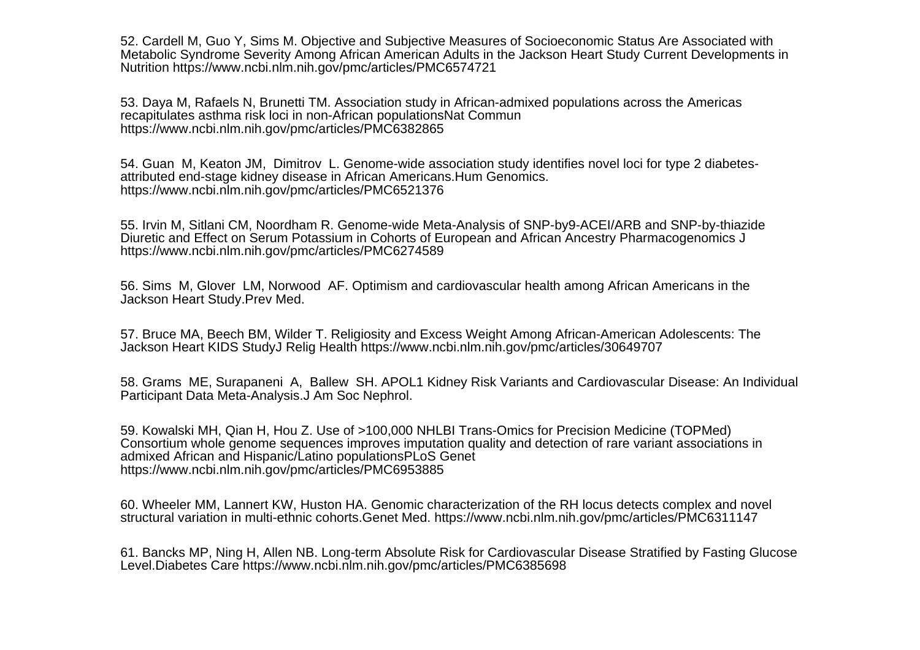52. Cardell M, Guo Y, Sims M. Objective and Subjective Measures of Socioeconomic Status Are Associated with Metabolic Syndrome Severity Among African American Adults in the Jackson Heart Study Current Developments in Nutrition https://www.ncbi.nlm.nih.gov/pmc/articles/PMC6574721

53. Daya M, Rafaels N, Brunetti TM. Association study in African-admixed populations across the Americas recapitulates asthma risk loci in non-African populationsNat Commun https://www.ncbi.nlm.nih.gov/pmc/articles/PMC6382865

54. Guan  M, Keaton JM,  Dimitrov  L. Genome-wide association study identifies novel loci for type 2 diabetes-attributed end-stage kidney disease in African Americans.Hum Genomics. https://www.ncbi.nlm.nih.gov/pmc/articles/PMC6521376

55. Irvin M, Sitlani CM, Noordham R. Genome-wide Meta-Analysis of SNP-by9-ACEI/ARB and SNP-by-thiazide Diuretic and Effect on Serum Potassium in Cohorts of European and African Ancestry Pharmacogenomics J https://www.ncbi.nlm.nih.gov/pmc/articles/PMC6274589

56. Sims  M, Glover  LM, Norwood  AF. Optimism and cardiovascular health among African Americans in the Jackson Heart Study.Prev Med.

57. Bruce MA, Beech BM, Wilder T. Religiosity and Excess Weight Among African-American Adolescents: The Jackson Heart KIDS StudyJ Relig Health https://www.ncbi.nlm.nih.gov/pmc/articles/30649707

58. Grams  ME, Surapaneni  A,  Ballew  SH. APOL1 Kidney Risk Variants and Cardiovascular Disease: An Individual Participant Data Meta-Analysis.J Am Soc Nephrol.

59. Kowalski MH, Qian H, Hou Z. Use of >100,000 NHLBI Trans-Omics for Precision Medicine (TOPMed) Consortium whole genome sequences improves imputation quality and detection of rare variant associations in admixed African and Hispanic/Latino populationsPLoS Genet https://www.ncbi.nlm.nih.gov/pmc/articles/PMC6953885

60. Wheeler MM, Lannert KW, Huston HA. Genomic characterization of the RH locus detects complex and novel structural variation in multi-ethnic cohorts.Genet Med. https://www.ncbi.nlm.nih.gov/pmc/articles/PMC6311147

61. Bancks MP, Ning H, Allen NB. Long-term Absolute Risk for Cardiovascular Disease Stratified by Fasting Glucose Level.Diabetes Care https://www.ncbi.nlm.nih.gov/pmc/articles/PMC6385698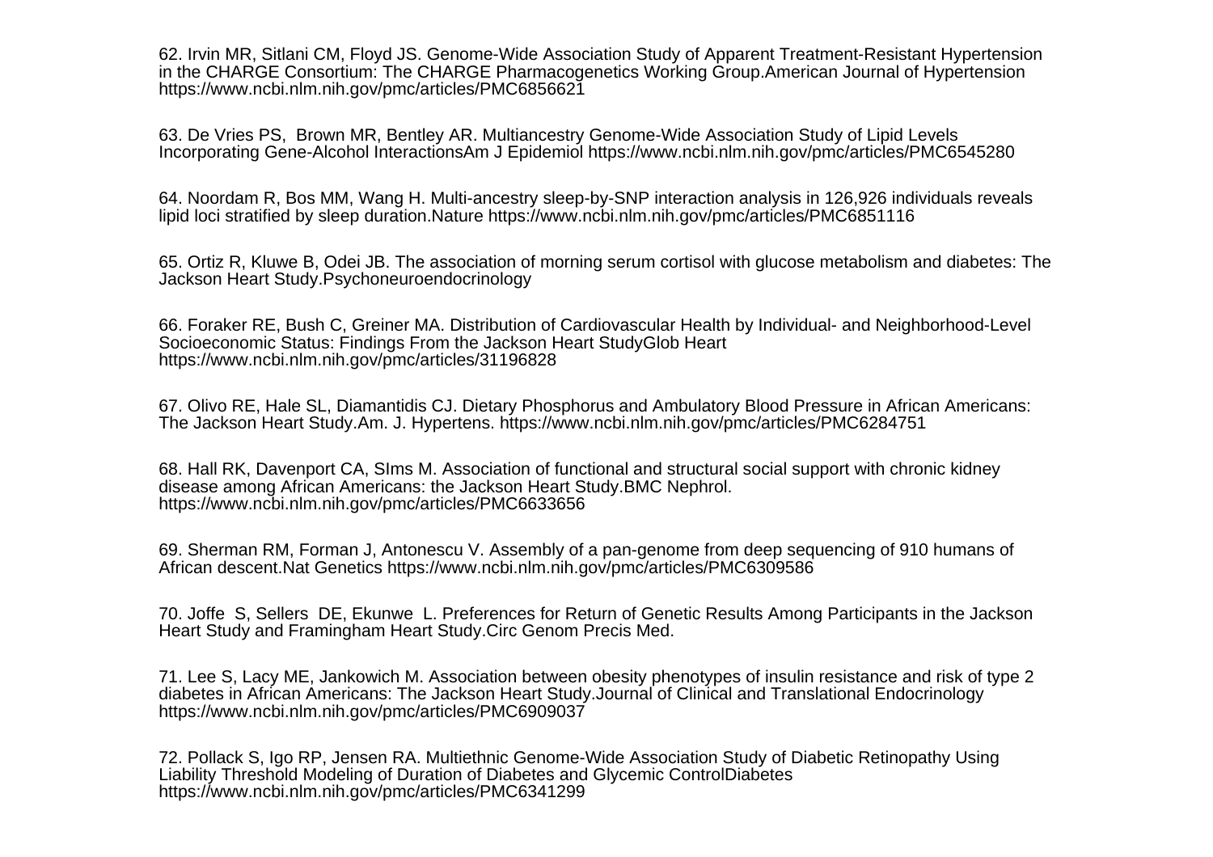62. Irvin MR, Sitlani CM, Floyd JS. Genome-Wide Association Study of Apparent Treatment-Resistant Hypertension in the CHARGE Consortium: The CHARGE Pharmacogenetics Working Group.American Journal of Hypertension https://www.ncbi.nlm.nih.gov/pmc/articles/PMC6856621

63. De Vries PS, Brown MR, Bentley AR. Multiancestry Genome-Wide Association Study of Lipid Levels Incorporating Gene-Alcohol InteractionsAm J Epidemiol https://www.ncbi.nlm.nih.gov/pmc/articles/PMC6545280

64. Noordam R, Bos MM, Wang H. Multi-ancestry sleep-by-SNP interaction analysis in 126,926 individuals reveals lipid loci stratified by sleep duration.Nature https://www.ncbi.nlm.nih.gov/pmc/articles/PMC6851116

65. Ortiz R, Kluwe B, Odei JB. The association of morning serum cortisol with glucose metabolism and diabetes: The Jackson Heart Study.Psychoneuroendocrinology

66. Foraker RE, Bush C, Greiner MA. Distribution of Cardiovascular Health by Individual- and Neighborhood-Level Socioeconomic Status: Findings From the Jackson Heart StudyGlob Heart https://www.ncbi.nlm.nih.gov/pmc/articles/31196828

67. Olivo RE, Hale SL, Diamantidis CJ. Dietary Phosphorus and Ambulatory Blood Pressure in African Americans: The Jackson Heart Study.Am. J. Hypertens. https://www.ncbi.nlm.nih.gov/pmc/articles/PMC6284751

68. Hall RK, Davenport CA, SIms M. Association of functional and structural social support with chronic kidney disease among African Americans: the Jackson Heart Study.BMC Nephrol. https://www.ncbi.nlm.nih.gov/pmc/articles/PMC6633656

69. Sherman RM, Forman J, Antonescu V. Assembly of a pan-genome from deep sequencing of 910 humans of African descent.Nat Genetics https://www.ncbi.nlm.nih.gov/pmc/articles/PMC6309586

70. Joffe S, Sellers DE, Ekunwe L. Preferences for Return of Genetic Results Among Participants in the Jackson Heart Study and Framingham Heart Study.Circ Genom Precis Med.

71. Lee S, Lacy ME, Jankowich M. Association between obesity phenotypes of insulin resistance and risk of type 2 diabetes in African Americans: The Jackson Heart Study.Journal of Clinical and Translational Endocrinology https://www.ncbi.nlm.nih.gov/pmc/articles/PMC6909037

72. Pollack S, Igo RP, Jensen RA. Multiethnic Genome-Wide Association Study of Diabetic Retinopathy Using Liability Threshold Modeling of Duration of Diabetes and Glycemic ControlDiabetes https://www.ncbi.nlm.nih.gov/pmc/articles/PMC6341299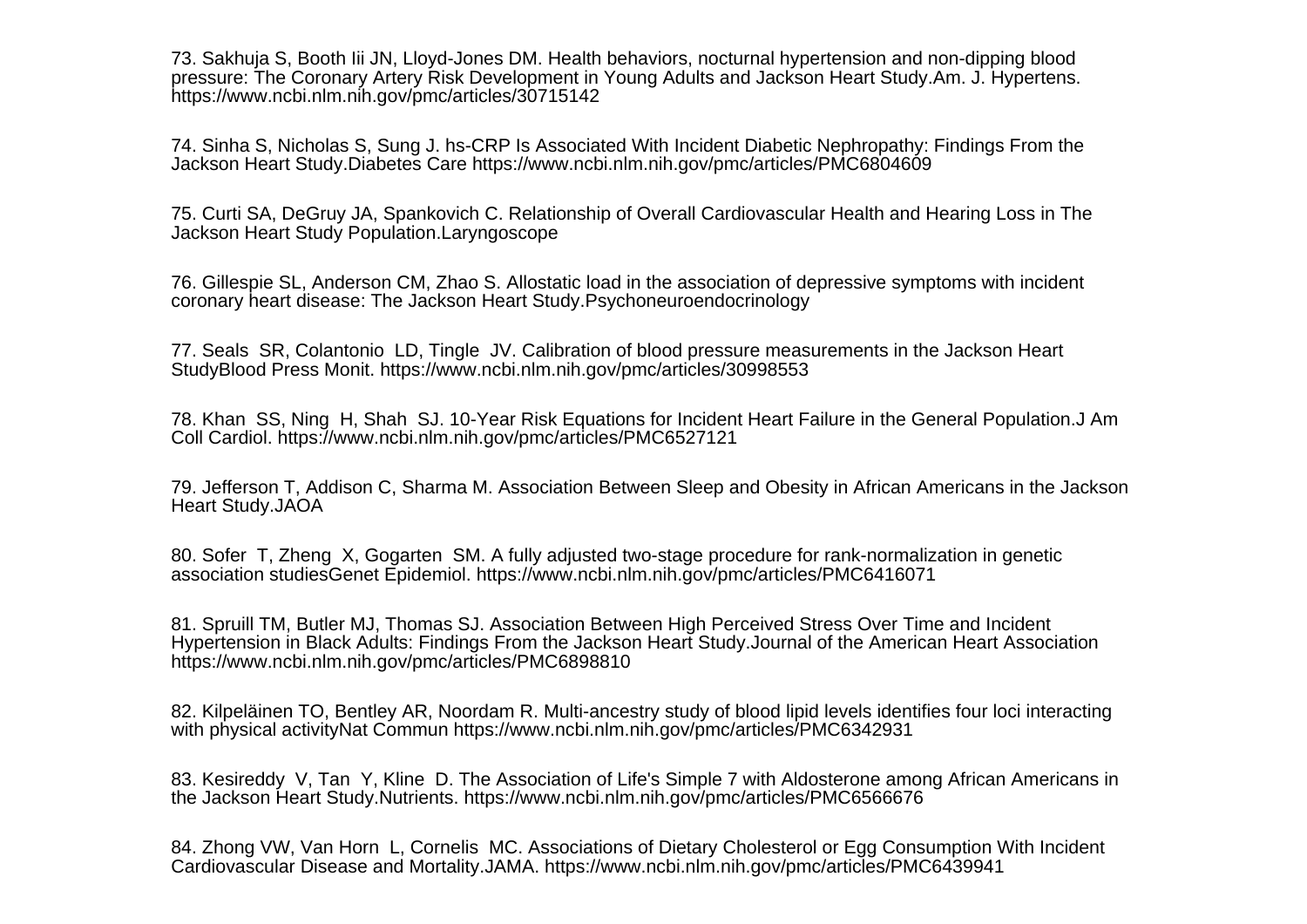73. Sakhuja S, Booth Iii JN, Lloyd-Jones DM. Health behaviors, nocturnal hypertension and non-dipping blood pressure: The Coronary Artery Risk Development in Young Adults and Jackson Heart Study.Am. J. Hypertens. https://www.ncbi.nlm.nih.gov/pmc/articles/30715142

74. Sinha S, Nicholas S, Sung J. hs-CRP Is Associated With Incident Diabetic Nephropathy: Findings From the Jackson Heart Study.Diabetes Care https://www.ncbi.nlm.nih.gov/pmc/articles/PMC6804609

75. Curti SA, DeGruy JA, Spankovich C. Relationship of Overall Cardiovascular Health and Hearing Loss in The Jackson Heart Study Population.Laryngoscope

76. Gillespie SL, Anderson CM, Zhao S. Allostatic load in the association of depressive symptoms with incident coronary heart disease: The Jackson Heart Study.Psychoneuroendocrinology

77. Seals SR, Colantonio LD, Tingle JV. Calibration of blood pressure measurements in the Jackson Heart StudyBlood Press Monit. https://www.ncbi.nlm.nih.gov/pmc/articles/30998553

78. Khan SS, Ning H, Shah SJ. 10-Year Risk Equations for Incident Heart Failure in the General Population.J Am Coll Cardiol. https://www.ncbi.nlm.nih.gov/pmc/articles/PMC6527121

79. Jefferson T, Addison C, Sharma M. Association Between Sleep and Obesity in African Americans in the Jackson Heart Study.JAOA

80. Sofer T, Zheng X, Gogarten SM. A fully adjusted two-stage procedure for rank-normalization in genetic association studiesGenet Epidemiol. https://www.ncbi.nlm.nih.gov/pmc/articles/PMC6416071

81. Spruill TM, Butler MJ, Thomas SJ. Association Between High Perceived Stress Over Time and Incident Hypertension in Black Adults: Findings From the Jackson Heart Study.Journal of the American Heart Association https://www.ncbi.nlm.nih.gov/pmc/articles/PMC6898810

82. Kilpeläinen TO, Bentley AR, Noordam R. Multi-ancestry study of blood lipid levels identifies four loci interacting with physical activityNat Commun https://www.ncbi.nlm.nih.gov/pmc/articles/PMC6342931

83. Kesireddy V, Tan Y, Kline D. The Association of Life's Simple 7 with Aldosterone among African Americans in the Jackson Heart Study.Nutrients. https://www.ncbi.nlm.nih.gov/pmc/articles/PMC6566676

84. Zhong VW, Van Horn L, Cornelis MC. Associations of Dietary Cholesterol or Egg Consumption With Incident Cardiovascular Disease and Mortality.JAMA. https://www.ncbi.nlm.nih.gov/pmc/articles/PMC6439941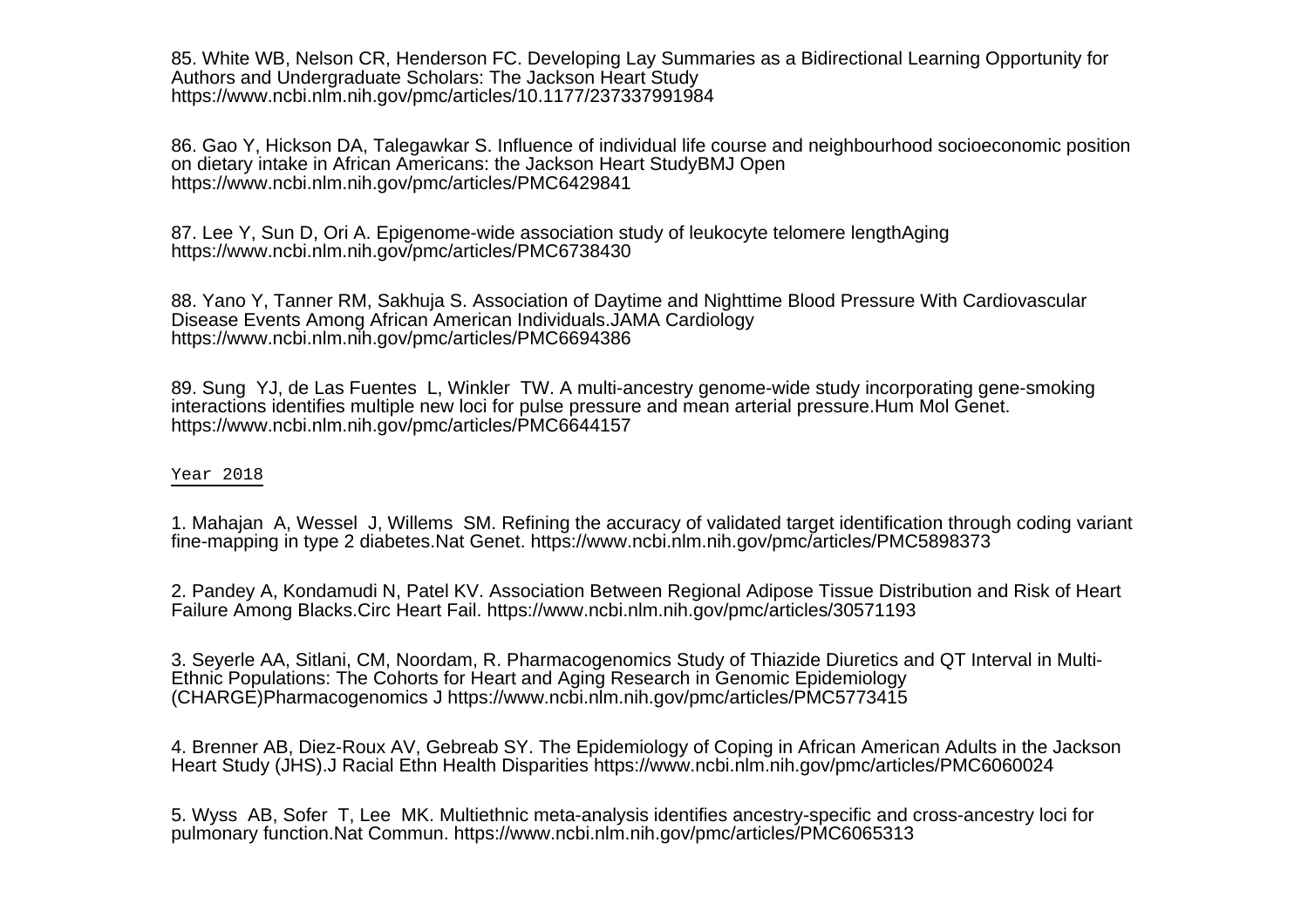85. White WB, Nelson CR, Henderson FC. Developing Lay Summaries as a Bidirectional Learning Opportunity for Authors and Undergraduate Scholars: The Jackson Heart Study https://www.ncbi.nlm.nih.gov/pmc/articles/10.1177/237337991984

86. Gao Y, Hickson DA, Talegawkar S. Influence of individual life course and neighbourhood socioeconomic position on dietary intake in African Americans: the Jackson Heart StudyBMJ Open https://www.ncbi.nlm.nih.gov/pmc/articles/PMC6429841

87. Lee Y, Sun D, Ori A. Epigenome-wide association study of leukocyte telomere lengthAging https://www.ncbi.nlm.nih.gov/pmc/articles/PMC6738430

88. Yano Y, Tanner RM, Sakhuja S. Association of Daytime and Nighttime Blood Pressure With Cardiovascular Disease Events Among African American Individuals.JAMA Cardiology https://www.ncbi.nlm.nih.gov/pmc/articles/PMC6694386

89. Sung YJ, de Las Fuentes L, Winkler TW. A multi-ancestry genome-wide study incorporating gene-smoking interactions identifies multiple new loci for pulse pressure and mean arterial pressure.Hum Mol Genet. https://www.ncbi.nlm.nih.gov/pmc/articles/PMC6644157

## Year 2018

1. Mahajan A, Wessel J, Willems SM. Refining the accuracy of validated target identification through coding variant fine-mapping in type 2 diabetes.Nat Genet. https://www.ncbi.nlm.nih.gov/pmc/articles/PMC5898373

2. Pandey A, Kondamudi N, Patel KV. Association Between Regional Adipose Tissue Distribution and Risk of Heart Failure Among Blacks.Circ Heart Fail. https://www.ncbi.nlm.nih.gov/pmc/articles/30571193

3. Seyerle AA, Sitlani, CM, Noordam, R. Pharmacogenomics Study of Thiazide Diuretics and QT Interval in Multi-Ethnic Populations: The Cohorts for Heart and Aging Research in Genomic Epidemiology (CHARGE)Pharmacogenomics J https://www.ncbi.nlm.nih.gov/pmc/articles/PMC5773415

4. Brenner AB, Diez-Roux AV, Gebreab SY. The Epidemiology of Coping in African American Adults in the Jackson Heart Study (JHS).J Racial Ethn Health Disparities https://www.ncbi.nlm.nih.gov/pmc/articles/PMC6060024

5. Wyss AB, Sofer T, Lee MK. Multiethnic meta-analysis identifies ancestry-specific and cross-ancestry loci for pulmonary function.Nat Commun. https://www.ncbi.nlm.nih.gov/pmc/articles/PMC6065313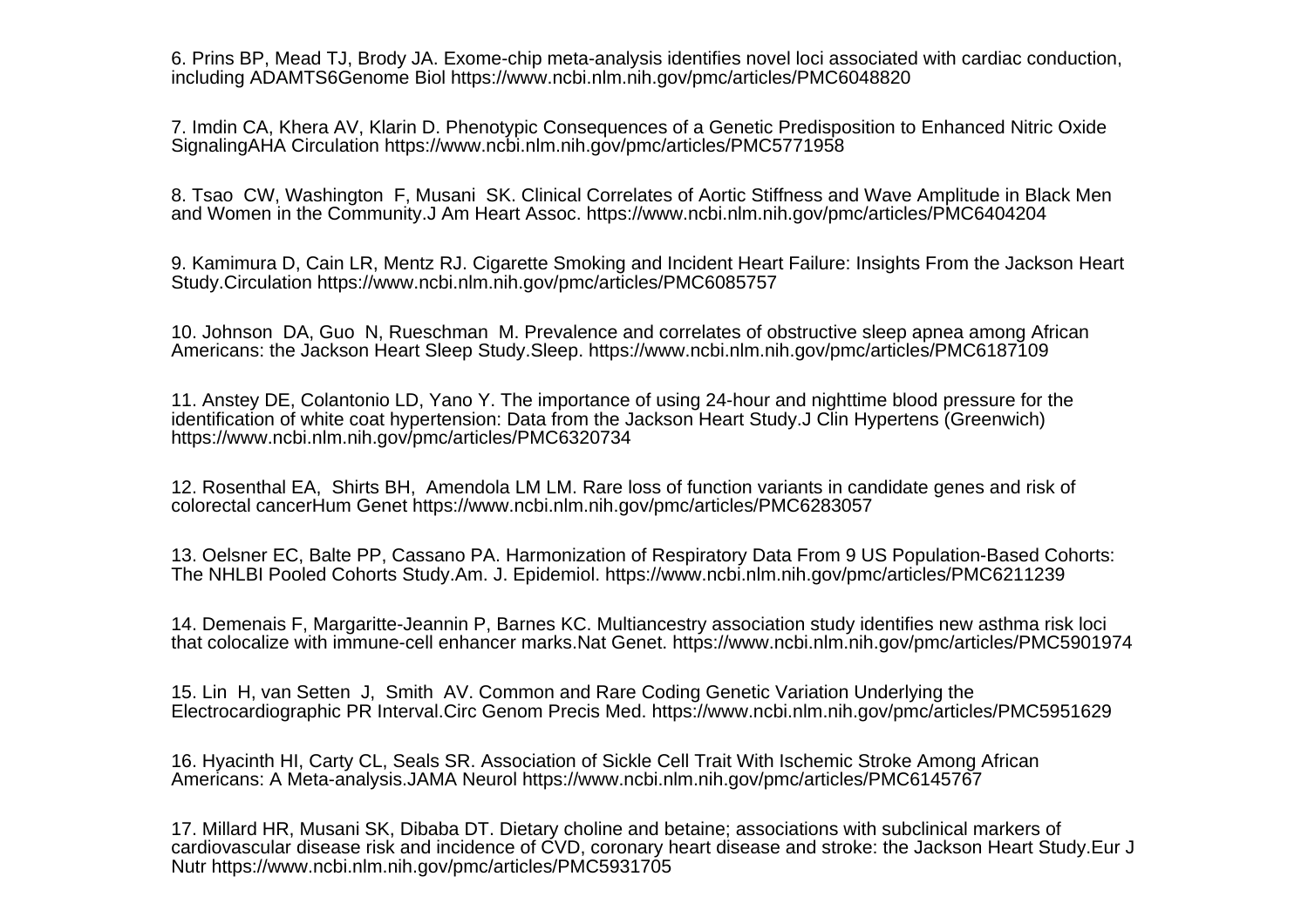6. Prins BP, Mead TJ, Brody JA. Exome-chip meta-analysis identifies novel loci associated with cardiac conduction, including ADAMTS6Genome Biol https://www.ncbi.nlm.nih.gov/pmc/articles/PMC6048820

7. Imdin CA, Khera AV, Klarin D. Phenotypic Consequences of a Genetic Predisposition to Enhanced Nitric Oxide SignalingAHA Circulation https://www.ncbi.nlm.nih.gov/pmc/articles/PMC5771958

8. Tsao CW, Washington F, Musani SK. Clinical Correlates of Aortic Stiffness and Wave Amplitude in Black Men and Women in the Community.J Am Heart Assoc. https://www.ncbi.nlm.nih.gov/pmc/articles/PMC6404204

9. Kamimura D, Cain LR, Mentz RJ. Cigarette Smoking and Incident Heart Failure: Insights From the Jackson Heart Study.Circulation https://www.ncbi.nlm.nih.gov/pmc/articles/PMC6085757

10. Johnson DA, Guo N, Rueschman M. Prevalence and correlates of obstructive sleep apnea among African Americans: the Jackson Heart Sleep Study.Sleep. https://www.ncbi.nlm.nih.gov/pmc/articles/PMC6187109

11. Anstey DE, Colantonio LD, Yano Y. The importance of using 24-hour and nighttime blood pressure for the identification of white coat hypertension: Data from the Jackson Heart Study.J Clin Hypertens (Greenwich) https://www.ncbi.nlm.nih.gov/pmc/articles/PMC6320734

12. Rosenthal EA, Shirts BH, Amendola LM LM. Rare loss of function variants in candidate genes and risk of colorectal cancerHum Genet https://www.ncbi.nlm.nih.gov/pmc/articles/PMC6283057

13. Oelsner EC, Balte PP, Cassano PA. Harmonization of Respiratory Data From 9 US Population-Based Cohorts: The NHLBI Pooled Cohorts Study.Am. J. Epidemiol. https://www.ncbi.nlm.nih.gov/pmc/articles/PMC6211239

14. Demenais F, Margaritte-Jeannin P, Barnes KC. Multiancestry association study identifies new asthma risk loci that colocalize with immune-cell enhancer marks.Nat Genet. https://www.ncbi.nlm.nih.gov/pmc/articles/PMC5901974

15. Lin H, van Setten J, Smith AV. Common and Rare Coding Genetic Variation Underlying the Electrocardiographic PR Interval.Circ Genom Precis Med. https://www.ncbi.nlm.nih.gov/pmc/articles/PMC5951629

16. Hyacinth HI, Carty CL, Seals SR. Association of Sickle Cell Trait With Ischemic Stroke Among African Americans: A Meta-analysis.JAMA Neurol https://www.ncbi.nlm.nih.gov/pmc/articles/PMC6145767

17. Millard HR, Musani SK, Dibaba DT. Dietary choline and betaine; associations with subclinical markers of cardiovascular disease risk and incidence of CVD, coronary heart disease and stroke: the Jackson Heart Study.Eur J Nutr https://www.ncbi.nlm.nih.gov/pmc/articles/PMC5931705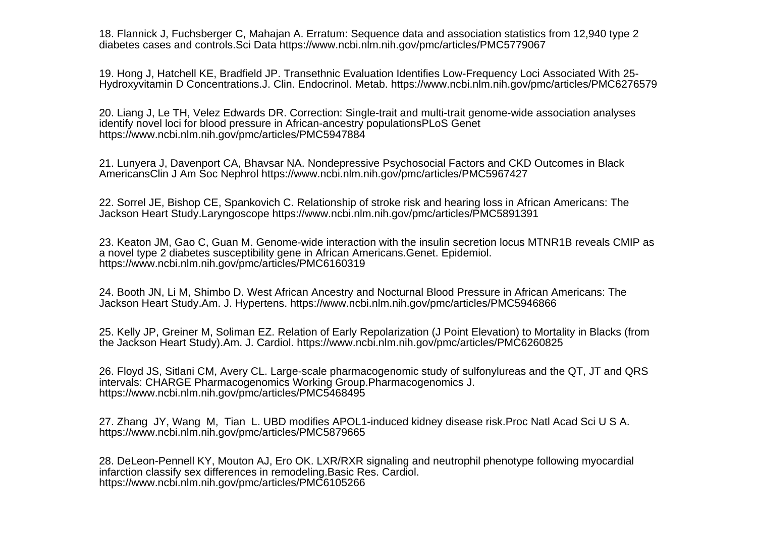18. Flannick J, Fuchsberger C, Mahajan A. Erratum: Sequence data and association statistics from 12,940 type 2 diabetes cases and controls.Sci Data https://www.ncbi.nlm.nih.gov/pmc/articles/PMC5779067

19. Hong J, Hatchell KE, Bradfield JP. Transethnic Evaluation Identifies Low-Frequency Loci Associated With 25-Hydroxyvitamin D Concentrations.J. Clin. Endocrinol. Metab. https://www.ncbi.nlm.nih.gov/pmc/articles/PMC6276579

20. Liang J, Le TH, Velez Edwards DR. Correction: Single-trait and multi-trait genome-wide association analyses identify novel loci for blood pressure in African-ancestry populationsPLoS Genet https://www.ncbi.nlm.nih.gov/pmc/articles/PMC5947884

21. Lunyera J, Davenport CA, Bhavsar NA. Nondepressive Psychosocial Factors and CKD Outcomes in Black AmericansClin J Am Soc Nephrol https://www.ncbi.nlm.nih.gov/pmc/articles/PMC5967427

22. Sorrel JE, Bishop CE, Spankovich C. Relationship of stroke risk and hearing loss in African Americans: The Jackson Heart Study.Laryngoscope https://www.ncbi.nlm.nih.gov/pmc/articles/PMC5891391

23. Keaton JM, Gao C, Guan M. Genome-wide interaction with the insulin secretion locus MTNR1B reveals CMIP as a novel type 2 diabetes susceptibility gene in African Americans.Genet. Epidemiol. https://www.ncbi.nlm.nih.gov/pmc/articles/PMC6160319

24. Booth JN, Li M, Shimbo D. West African Ancestry and Nocturnal Blood Pressure in African Americans: The Jackson Heart Study.Am. J. Hypertens. https://www.ncbi.nlm.nih.gov/pmc/articles/PMC5946866

25. Kelly JP, Greiner M, Soliman EZ. Relation of Early Repolarization (J Point Elevation) to Mortality in Blacks (from the Jackson Heart Study).Am. J. Cardiol. https://www.ncbi.nlm.nih.gov/pmc/articles/PMC6260825

26. Floyd JS, Sitlani CM, Avery CL. Large-scale pharmacogenomic study of sulfonylureas and the QT, JT and QRS intervals: CHARGE Pharmacogenomics Working Group.Pharmacogenomics J. https://www.ncbi.nlm.nih.gov/pmc/articles/PMC5468495

27. Zhang JY, Wang M, Tian L. UBD modifies APOL1-induced kidney disease risk.Proc Natl Acad Sci U S A. https://www.ncbi.nlm.nih.gov/pmc/articles/PMC5879665

28. DeLeon-Pennell KY, Mouton AJ, Ero OK. LXR/RXR signaling and neutrophil phenotype following myocardial infarction classify sex differences in remodeling.Basic Res. Cardiol. https://www.ncbi.nlm.nih.gov/pmc/articles/PMC6105266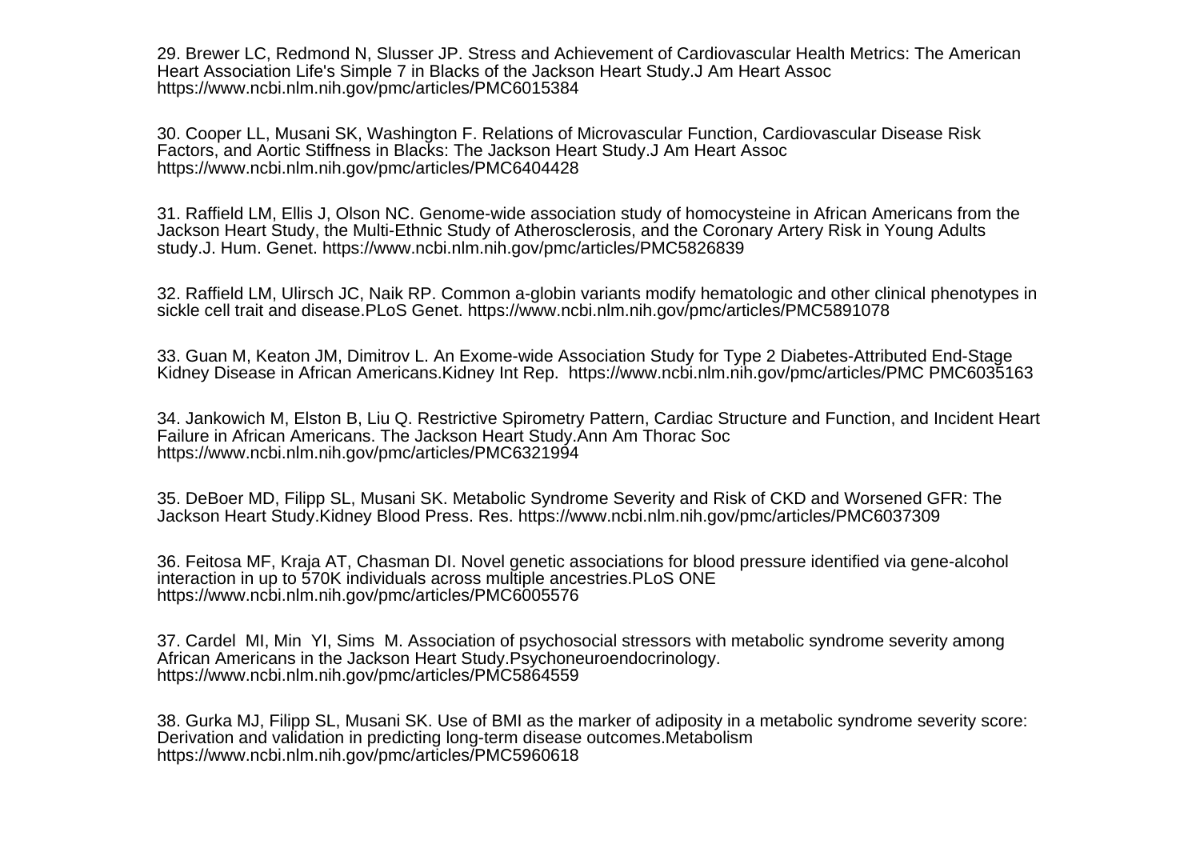29. Brewer LC, Redmond N, Slusser JP. Stress and Achievement of Cardiovascular Health Metrics: The American Heart Association Life's Simple 7 in Blacks of the Jackson Heart Study.J Am Heart Assoc https://www.ncbi.nlm.nih.gov/pmc/articles/PMC6015384

30. Cooper LL, Musani SK, Washington F. Relations of Microvascular Function, Cardiovascular Disease Risk Factors, and Aortic Stiffness in Blacks: The Jackson Heart Study.J Am Heart Assoc https://www.ncbi.nlm.nih.gov/pmc/articles/PMC6404428

31. Raffield LM, Ellis J, Olson NC. Genome-wide association study of homocysteine in African Americans from the Jackson Heart Study, the Multi-Ethnic Study of Atherosclerosis, and the Coronary Artery Risk in Young Adults study.J. Hum. Genet. https://www.ncbi.nlm.nih.gov/pmc/articles/PMC5826839

32. Raffield LM, Ulirsch JC, Naik RP. Common a-globin variants modify hematologic and other clinical phenotypes in sickle cell trait and disease.PLoS Genet. https://www.ncbi.nlm.nih.gov/pmc/articles/PMC5891078

33. Guan M, Keaton JM, Dimitrov L. An Exome-wide Association Study for Type 2 Diabetes-Attributed End-Stage Kidney Disease in African Americans.Kidney Int Rep. https://www.ncbi.nlm.nih.gov/pmc/articles/PMC PMC6035163

34. Jankowich M, Elston B, Liu Q. Restrictive Spirometry Pattern, Cardiac Structure and Function, and Incident Heart Failure in African Americans. The Jackson Heart Study.Ann Am Thorac Soc https://www.ncbi.nlm.nih.gov/pmc/articles/PMC6321994

35. DeBoer MD, Filipp SL, Musani SK. Metabolic Syndrome Severity and Risk of CKD and Worsened GFR: The Jackson Heart Study.Kidney Blood Press. Res. https://www.ncbi.nlm.nih.gov/pmc/articles/PMC6037309

36. Feitosa MF, Kraja AT, Chasman DI. Novel genetic associations for blood pressure identified via gene-alcohol interaction in up to 570K individuals across multiple ancestries.PLoS ONE https://www.ncbi.nlm.nih.gov/pmc/articles/PMC6005576

37. Cardel MI, Min YI, Sims M. Association of psychosocial stressors with metabolic syndrome severity among African Americans in the Jackson Heart Study.Psychoneuroendocrinology. https://www.ncbi.nlm.nih.gov/pmc/articles/PMC5864559

38. Gurka MJ, Filipp SL, Musani SK. Use of BMI as the marker of adiposity in a metabolic syndrome severity score: Derivation and validation in predicting long-term disease outcomes.Metabolism https://www.ncbi.nlm.nih.gov/pmc/articles/PMC5960618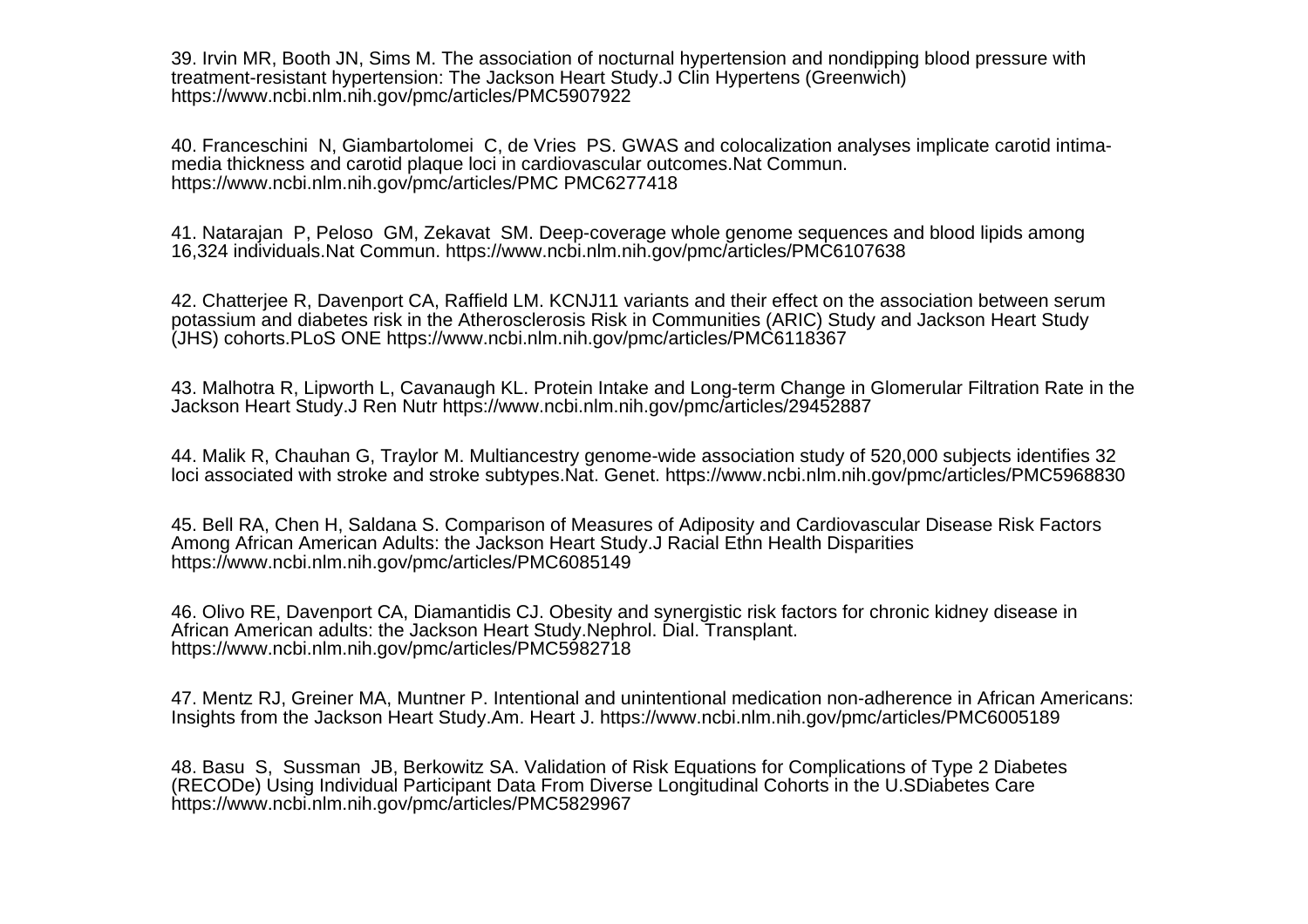39. Irvin MR, Booth JN, Sims M. The association of nocturnal hypertension and nondipping blood pressure with treatment-resistant hypertension: The Jackson Heart Study.J Clin Hypertens (Greenwich) https://www.ncbi.nlm.nih.gov/pmc/articles/PMC5907922

40. Franceschini N, Giambartolomei C, de Vries PS. GWAS and colocalization analyses implicate carotid intima-media thickness and carotid plaque loci in cardiovascular outcomes.Nat Commun. https://www.ncbi.nlm.nih.gov/pmc/articles/PMC PMC6277418

41. Natarajan P, Peloso GM, Zekavat SM. Deep-coverage whole genome sequences and blood lipids among 16,324 individuals.Nat Commun. https://www.ncbi.nlm.nih.gov/pmc/articles/PMC6107638

42. Chatterjee R, Davenport CA, Raffield LM. KCNJ11 variants and their effect on the association between serum potassium and diabetes risk in the Atherosclerosis Risk in Communities (ARIC) Study and Jackson Heart Study (JHS) cohorts.PLoS ONE https://www.ncbi.nlm.nih.gov/pmc/articles/PMC6118367

43. Malhotra R, Lipworth L, Cavanaugh KL. Protein Intake and Long-term Change in Glomerular Filtration Rate in the Jackson Heart Study.J Ren Nutr https://www.ncbi.nlm.nih.gov/pmc/articles/29452887

44. Malik R, Chauhan G, Traylor M. Multiancestry genome-wide association study of 520,000 subjects identifies 32 loci associated with stroke and stroke subtypes.Nat. Genet. https://www.ncbi.nlm.nih.gov/pmc/articles/PMC5968830

45. Bell RA, Chen H, Saldana S. Comparison of Measures of Adiposity and Cardiovascular Disease Risk Factors Among African American Adults: the Jackson Heart Study.J Racial Ethn Health Disparities https://www.ncbi.nlm.nih.gov/pmc/articles/PMC6085149

46. Olivo RE, Davenport CA, Diamantidis CJ. Obesity and synergistic risk factors for chronic kidney disease in African American adults: the Jackson Heart Study.Nephrol. Dial. Transplant. https://www.ncbi.nlm.nih.gov/pmc/articles/PMC5982718

47. Mentz RJ, Greiner MA, Muntner P. Intentional and unintentional medication non-adherence in African Americans: Insights from the Jackson Heart Study.Am. Heart J. https://www.ncbi.nlm.nih.gov/pmc/articles/PMC6005189

48. Basu S, Sussman JB, Berkowitz SA. Validation of Risk Equations for Complications of Type 2 Diabetes (RECODe) Using Individual Participant Data From Diverse Longitudinal Cohorts in the U.SDiabetes Care https://www.ncbi.nlm.nih.gov/pmc/articles/PMC5829967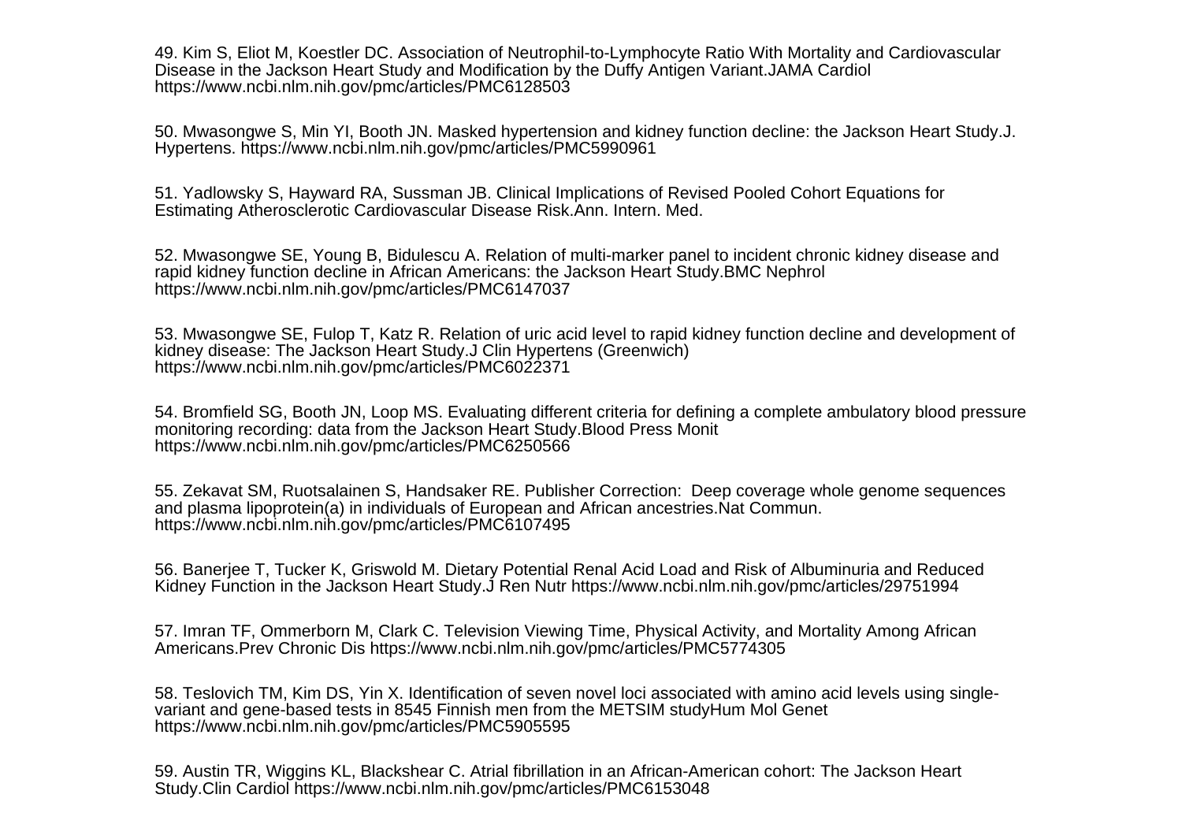49. Kim S, Eliot M, Koestler DC. Association of Neutrophil-to-Lymphocyte Ratio With Mortality and Cardiovascular Disease in the Jackson Heart Study and Modification by the Duffy Antigen Variant.JAMA Cardiol https://www.ncbi.nlm.nih.gov/pmc/articles/PMC6128503

50. Mwasongwe S, Min YI, Booth JN. Masked hypertension and kidney function decline: the Jackson Heart Study.J. Hypertens. https://www.ncbi.nlm.nih.gov/pmc/articles/PMC5990961

51. Yadlowsky S, Hayward RA, Sussman JB. Clinical Implications of Revised Pooled Cohort Equations for Estimating Atherosclerotic Cardiovascular Disease Risk.Ann. Intern. Med.

52. Mwasongwe SE, Young B, Bidulescu A. Relation of multi-marker panel to incident chronic kidney disease and rapid kidney function decline in African Americans: the Jackson Heart Study.BMC Nephrol https://www.ncbi.nlm.nih.gov/pmc/articles/PMC6147037

53. Mwasongwe SE, Fulop T, Katz R. Relation of uric acid level to rapid kidney function decline and development of kidney disease: The Jackson Heart Study.J Clin Hypertens (Greenwich) https://www.ncbi.nlm.nih.gov/pmc/articles/PMC6022371

54. Bromfield SG, Booth JN, Loop MS. Evaluating different criteria for defining a complete ambulatory blood pressure monitoring recording: data from the Jackson Heart Study.Blood Press Monit https://www.ncbi.nlm.nih.gov/pmc/articles/PMC6250566

55. Zekavat SM, Ruotsalainen S, Handsaker RE. Publisher Correction: Deep coverage whole genome sequences and plasma lipoprotein(a) in individuals of European and African ancestries.Nat Commun. https://www.ncbi.nlm.nih.gov/pmc/articles/PMC6107495

56. Banerjee T, Tucker K, Griswold M. Dietary Potential Renal Acid Load and Risk of Albuminuria and Reduced Kidney Function in the Jackson Heart Study.J Ren Nutr https://www.ncbi.nlm.nih.gov/pmc/articles/29751994

57. Imran TF, Ommerborn M, Clark C. Television Viewing Time, Physical Activity, and Mortality Among African Americans.Prev Chronic Dis https://www.ncbi.nlm.nih.gov/pmc/articles/PMC5774305

58. Teslovich TM, Kim DS, Yin X. Identification of seven novel loci associated with amino acid levels using single-variant and gene-based tests in 8545 Finnish men from the METSIM studyHum Mol Genet https://www.ncbi.nlm.nih.gov/pmc/articles/PMC5905595

59. Austin TR, Wiggins KL, Blackshear C. Atrial fibrillation in an African-American cohort: The Jackson Heart Study.Clin Cardiol https://www.ncbi.nlm.nih.gov/pmc/articles/PMC6153048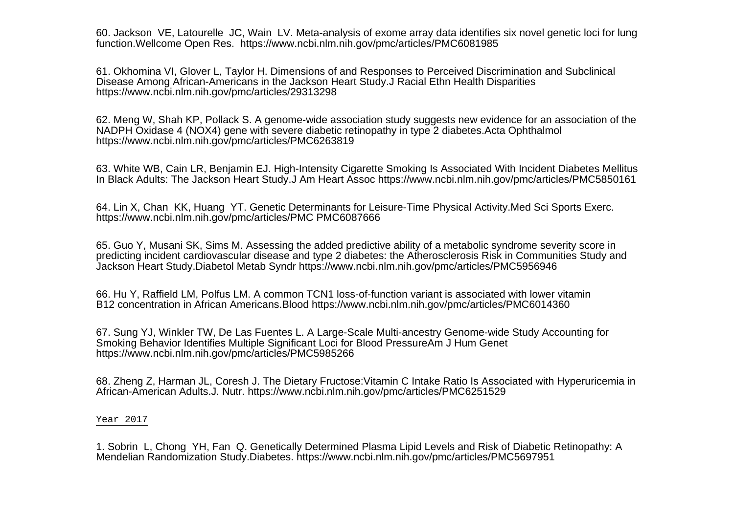60. Jackson VE, Latourelle JC, Wain LV. Meta-analysis of exome array data identifies six novel genetic loci for lung function.Wellcome Open Res. https://www.ncbi.nlm.nih.gov/pmc/articles/PMC6081985

61. Okhomina VI, Glover L, Taylor H. Dimensions of and Responses to Perceived Discrimination and Subclinical Disease Among African-Americans in the Jackson Heart Study.J Racial Ethn Health Disparities https://www.ncbi.nlm.nih.gov/pmc/articles/29313298

62. Meng W, Shah KP, Pollack S. A genome-wide association study suggests new evidence for an association of the NADPH Oxidase 4 (NOX4) gene with severe diabetic retinopathy in type 2 diabetes.Acta Ophthalmol https://www.ncbi.nlm.nih.gov/pmc/articles/PMC6263819

63. White WB, Cain LR, Benjamin EJ. High-Intensity Cigarette Smoking Is Associated With Incident Diabetes Mellitus In Black Adults: The Jackson Heart Study.J Am Heart Assoc https://www.ncbi.nlm.nih.gov/pmc/articles/PMC5850161

64. Lin X, Chan KK, Huang YT. Genetic Determinants for Leisure-Time Physical Activity.Med Sci Sports Exerc. https://www.ncbi.nlm.nih.gov/pmc/articles/PMC PMC6087666

65. Guo Y, Musani SK, Sims M. Assessing the added predictive ability of a metabolic syndrome severity score in predicting incident cardiovascular disease and type 2 diabetes: the Atherosclerosis Risk in Communities Study and Jackson Heart Study.Diabetol Metab Syndr https://www.ncbi.nlm.nih.gov/pmc/articles/PMC5956946

66. Hu Y, Raffield LM, Polfus LM. A common TCN1 loss-of-function variant is associated with lower vitamin B12 concentration in African Americans.Blood https://www.ncbi.nlm.nih.gov/pmc/articles/PMC6014360

67. Sung YJ, Winkler TW, De Las Fuentes L. A Large-Scale Multi-ancestry Genome-wide Study Accounting for Smoking Behavior Identifies Multiple Significant Loci for Blood PressureAm J Hum Genet https://www.ncbi.nlm.nih.gov/pmc/articles/PMC5985266

68. Zheng Z, Harman JL, Coresh J. The Dietary Fructose:Vitamin C Intake Ratio Is Associated with Hyperuricemia in African-American Adults.J. Nutr. https://www.ncbi.nlm.nih.gov/pmc/articles/PMC6251529

Year 2017

1. Sobrin L, Chong YH, Fan Q. Genetically Determined Plasma Lipid Levels and Risk of Diabetic Retinopathy: A Mendelian Randomization Study.Diabetes. https://www.ncbi.nlm.nih.gov/pmc/articles/PMC5697951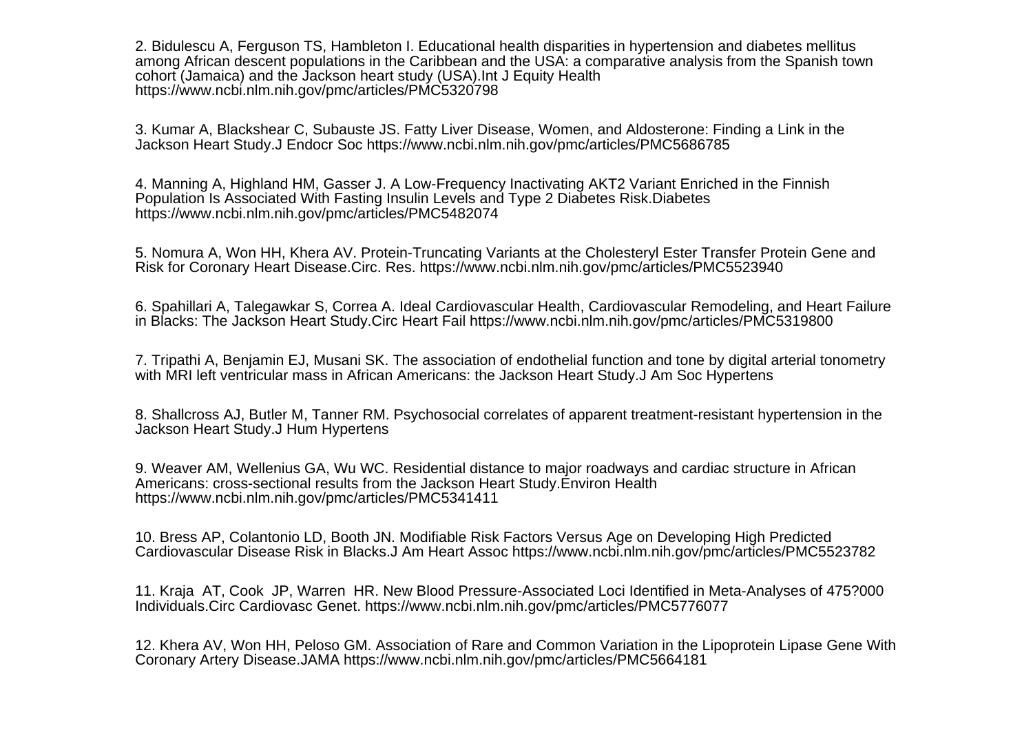2. Bidulescu A, Ferguson TS, Hambleton I. Educational health disparities in hypertension and diabetes mellitus among African descent populations in the Caribbean and the USA: a comparative analysis from the Spanish town cohort (Jamaica) and the Jackson heart study (USA).Int J Equity Health https://www.ncbi.nlm.nih.gov/pmc/articles/PMC5320798

3. Kumar A, Blackshear C, Subauste JS. Fatty Liver Disease, Women, and Aldosterone: Finding a Link in the Jackson Heart Study.J Endocr Soc https://www.ncbi.nlm.nih.gov/pmc/articles/PMC5686785

4. Manning A, Highland HM, Gasser J. A Low-Frequency Inactivating AKT2 Variant Enriched in the Finnish Population Is Associated With Fasting Insulin Levels and Type 2 Diabetes Risk.Diabetes https://www.ncbi.nlm.nih.gov/pmc/articles/PMC5482074

5. Nomura A, Won HH, Khera AV. Protein-Truncating Variants at the Cholesteryl Ester Transfer Protein Gene and Risk for Coronary Heart Disease.Circ. Res. https://www.ncbi.nlm.nih.gov/pmc/articles/PMC5523940

6. Spahillari A, Talegawkar S, Correa A. Ideal Cardiovascular Health, Cardiovascular Remodeling, and Heart Failure in Blacks: The Jackson Heart Study.Circ Heart Fail https://www.ncbi.nlm.nih.gov/pmc/articles/PMC5319800

7. Tripathi A, Benjamin EJ, Musani SK. The association of endothelial function and tone by digital arterial tonometry with MRI left ventricular mass in African Americans: the Jackson Heart Study.J Am Soc Hypertens

8. Shallcross AJ, Butler M, Tanner RM. Psychosocial correlates of apparent treatment-resistant hypertension in the Jackson Heart Study.J Hum Hypertens

9. Weaver AM, Wellenius GA, Wu WC. Residential distance to major roadways and cardiac structure in African Americans: cross-sectional results from the Jackson Heart Study.Environ Health https://www.ncbi.nlm.nih.gov/pmc/articles/PMC5341411

10. Bress AP, Colantonio LD, Booth JN. Modifiable Risk Factors Versus Age on Developing High Predicted Cardiovascular Disease Risk in Blacks.J Am Heart Assoc https://www.ncbi.nlm.nih.gov/pmc/articles/PMC5523782

11. Kraja AT, Cook JP, Warren HR. New Blood Pressure-Associated Loci Identified in Meta-Analyses of 475?000 Individuals.Circ Cardiovasc Genet. https://www.ncbi.nlm.nih.gov/pmc/articles/PMC5776077

12. Khera AV, Won HH, Peloso GM. Association of Rare and Common Variation in the Lipoprotein Lipase Gene With Coronary Artery Disease.JAMA https://www.ncbi.nlm.nih.gov/pmc/articles/PMC5664181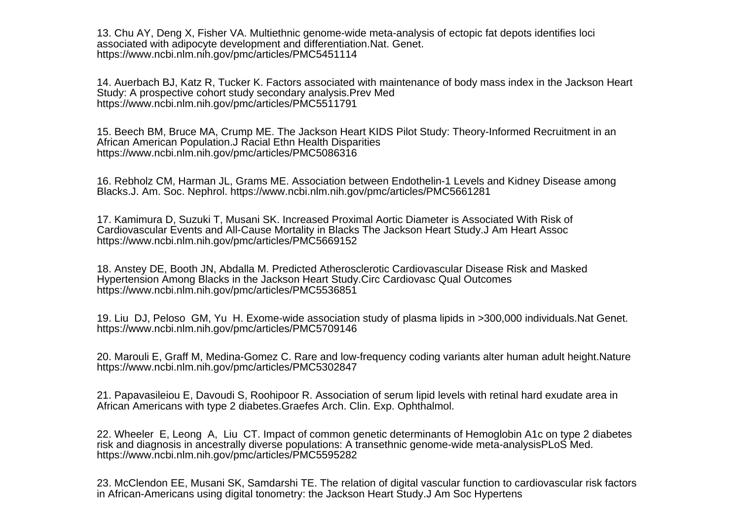13. Chu AY, Deng X, Fisher VA. Multiethnic genome-wide meta-analysis of ectopic fat depots identifies loci associated with adipocyte development and differentiation.Nat. Genet. https://www.ncbi.nlm.nih.gov/pmc/articles/PMC5451114

14. Auerbach BJ, Katz R, Tucker K. Factors associated with maintenance of body mass index in the Jackson Heart Study: A prospective cohort study secondary analysis.Prev Med https://www.ncbi.nlm.nih.gov/pmc/articles/PMC5511791

15. Beech BM, Bruce MA, Crump ME. The Jackson Heart KIDS Pilot Study: Theory-Informed Recruitment in an African American Population.J Racial Ethn Health Disparities https://www.ncbi.nlm.nih.gov/pmc/articles/PMC5086316

16. Rebholz CM, Harman JL, Grams ME. Association between Endothelin-1 Levels and Kidney Disease among Blacks.J. Am. Soc. Nephrol. https://www.ncbi.nlm.nih.gov/pmc/articles/PMC5661281

17. Kamimura D, Suzuki T, Musani SK. Increased Proximal Aortic Diameter is Associated With Risk of Cardiovascular Events and All-Cause Mortality in Blacks The Jackson Heart Study.J Am Heart Assoc https://www.ncbi.nlm.nih.gov/pmc/articles/PMC5669152

18. Anstey DE, Booth JN, Abdalla M. Predicted Atherosclerotic Cardiovascular Disease Risk and Masked Hypertension Among Blacks in the Jackson Heart Study.Circ Cardiovasc Qual Outcomes https://www.ncbi.nlm.nih.gov/pmc/articles/PMC5536851

19. Liu DJ, Peloso GM, Yu H. Exome-wide association study of plasma lipids in >300,000 individuals.Nat Genet. https://www.ncbi.nlm.nih.gov/pmc/articles/PMC5709146

20. Marouli E, Graff M, Medina-Gomez C. Rare and low-frequency coding variants alter human adult height.Nature https://www.ncbi.nlm.nih.gov/pmc/articles/PMC5302847

21. Papavasileiou E, Davoudi S, Roohipoor R. Association of serum lipid levels with retinal hard exudate area in African Americans with type 2 diabetes.Graefes Arch. Clin. Exp. Ophthalmol.

22. Wheeler E, Leong A, Liu CT. Impact of common genetic determinants of Hemoglobin A1c on type 2 diabetes risk and diagnosis in ancestrally diverse populations: A transethnic genome-wide meta-analysisPLoS Med. https://www.ncbi.nlm.nih.gov/pmc/articles/PMC5595282

23. McClendon EE, Musani SK, Samdarshi TE. The relation of digital vascular function to cardiovascular risk factors in African-Americans using digital tonometry: the Jackson Heart Study.J Am Soc Hypertens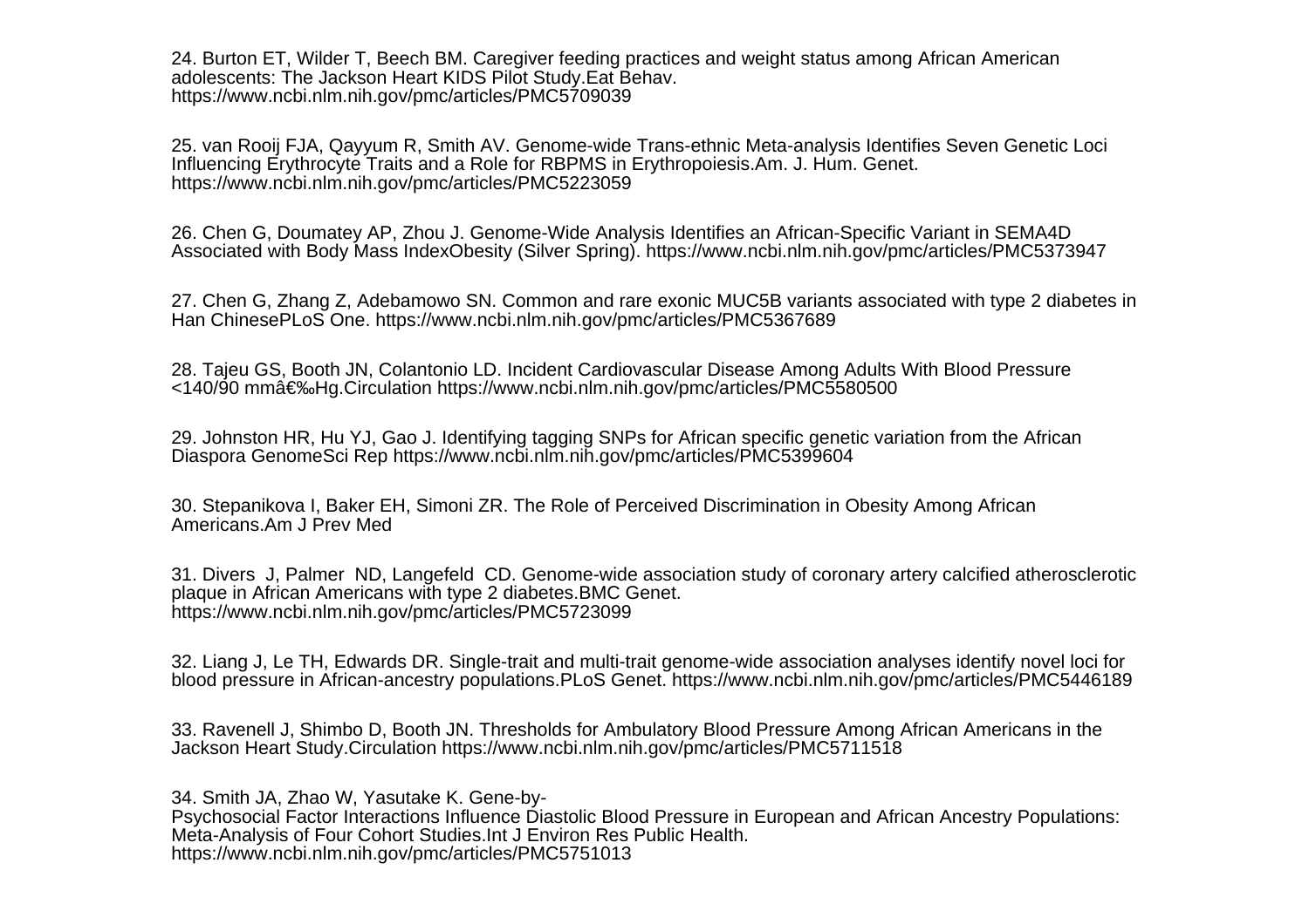24. Burton ET, Wilder T, Beech BM. Caregiver feeding practices and weight status among African American adolescents: The Jackson Heart KIDS Pilot Study.Eat Behav. https://www.ncbi.nlm.nih.gov/pmc/articles/PMC5709039

25. van Rooij FJA, Qayyum R, Smith AV. Genome-wide Trans-ethnic Meta-analysis Identifies Seven Genetic Loci Influencing Erythrocyte Traits and a Role for RBPMS in Erythropoiesis.Am. J. Hum. Genet. https://www.ncbi.nlm.nih.gov/pmc/articles/PMC5223059

26. Chen G, Doumatey AP, Zhou J. Genome-Wide Analysis Identifies an African-Specific Variant in SEMA4D Associated with Body Mass IndexObesity (Silver Spring). https://www.ncbi.nlm.nih.gov/pmc/articles/PMC5373947

27. Chen G, Zhang Z, Adebamowo SN. Common and rare exonic MUC5B variants associated with type 2 diabetes in Han ChinesePLoS One. https://www.ncbi.nlm.nih.gov/pmc/articles/PMC5367689

28. Tajeu GS, Booth JN, Colantonio LD. Incident Cardiovascular Disease Among Adults With Blood Pressure <140/90 mmâ€‰Hg.Circulation https://www.ncbi.nlm.nih.gov/pmc/articles/PMC5580500

29. Johnston HR, Hu YJ, Gao J. Identifying tagging SNPs for African specific genetic variation from the African Diaspora GenomeSci Rep https://www.ncbi.nlm.nih.gov/pmc/articles/PMC5399604

30. Stepanikova I, Baker EH, Simoni ZR. The Role of Perceived Discrimination in Obesity Among African Americans.Am J Prev Med

31. Divers J, Palmer ND, Langefeld CD. Genome-wide association study of coronary artery calcified atherosclerotic plaque in African Americans with type 2 diabetes.BMC Genet. https://www.ncbi.nlm.nih.gov/pmc/articles/PMC5723099

32. Liang J, Le TH, Edwards DR. Single-trait and multi-trait genome-wide association analyses identify novel loci for blood pressure in African-ancestry populations.PLoS Genet. https://www.ncbi.nlm.nih.gov/pmc/articles/PMC5446189

33. Ravenell J, Shimbo D, Booth JN. Thresholds for Ambulatory Blood Pressure Among African Americans in the Jackson Heart Study.Circulation https://www.ncbi.nlm.nih.gov/pmc/articles/PMC5711518

34. Smith JA, Zhao W, Yasutake K. Gene-by-Psychosocial Factor Interactions Influence Diastolic Blood Pressure in European and African Ancestry Populations: Meta-Analysis of Four Cohort Studies.Int J Environ Res Public Health. https://www.ncbi.nlm.nih.gov/pmc/articles/PMC5751013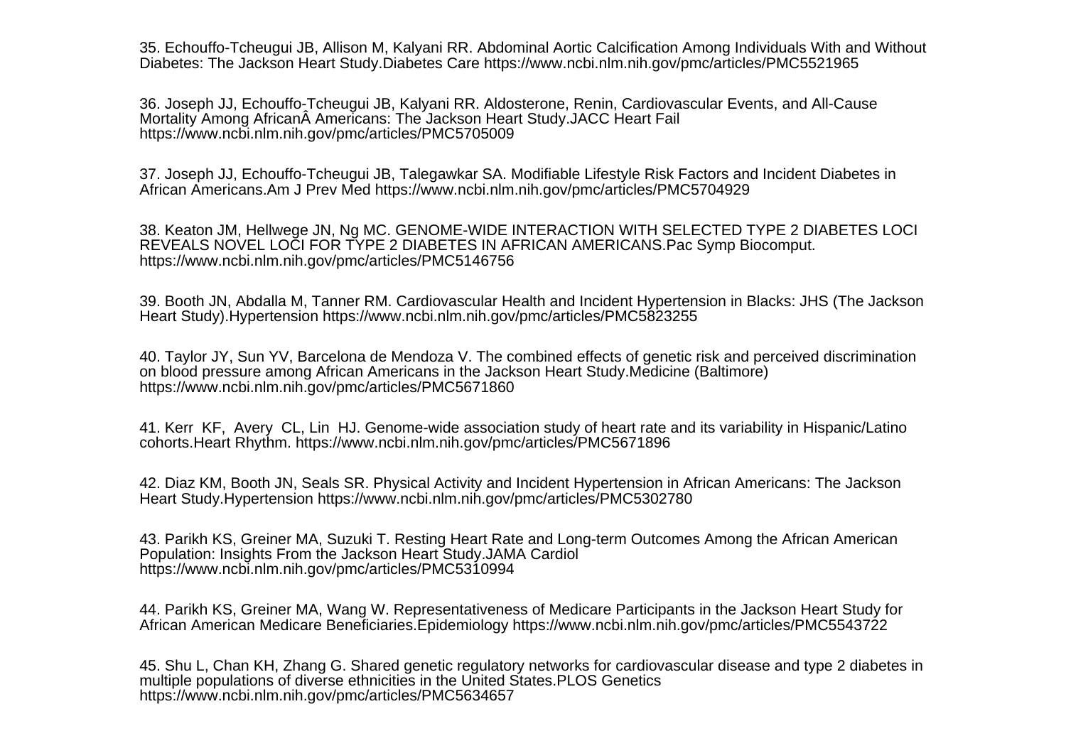35. Echouffo-Tcheugui JB, Allison M, Kalyani RR. Abdominal Aortic Calcification Among Individuals With and Without Diabetes: The Jackson Heart Study.Diabetes Care https://www.ncbi.nlm.nih.gov/pmc/articles/PMC5521965

36. Joseph JJ, Echouffo-Tcheugui JB, Kalyani RR. Aldosterone, Renin, Cardiovascular Events, and All-Cause Mortality Among AfricanÂ Americans: The Jackson Heart Study.JACC Heart Fail https://www.ncbi.nlm.nih.gov/pmc/articles/PMC5705009

37. Joseph JJ, Echouffo-Tcheugui JB, Talegawkar SA. Modifiable Lifestyle Risk Factors and Incident Diabetes in African Americans.Am J Prev Med https://www.ncbi.nlm.nih.gov/pmc/articles/PMC5704929

38. Keaton JM, Hellwege JN, Ng MC. GENOME-WIDE INTERACTION WITH SELECTED TYPE 2 DIABETES LOCI REVEALS NOVEL LOCI FOR TYPE 2 DIABETES IN AFRICAN AMERICANS.Pac Symp Biocomput. https://www.ncbi.nlm.nih.gov/pmc/articles/PMC5146756

39. Booth JN, Abdalla M, Tanner RM. Cardiovascular Health and Incident Hypertension in Blacks: JHS (The Jackson Heart Study).Hypertension https://www.ncbi.nlm.nih.gov/pmc/articles/PMC5823255

40. Taylor JY, Sun YV, Barcelona de Mendoza V. The combined effects of genetic risk and perceived discrimination on blood pressure among African Americans in the Jackson Heart Study.Medicine (Baltimore) https://www.ncbi.nlm.nih.gov/pmc/articles/PMC5671860

41. Kerr KF, Avery CL, Lin HJ. Genome-wide association study of heart rate and its variability in Hispanic/Latino cohorts.Heart Rhythm. https://www.ncbi.nlm.nih.gov/pmc/articles/PMC5671896

42. Diaz KM, Booth JN, Seals SR. Physical Activity and Incident Hypertension in African Americans: The Jackson Heart Study.Hypertension https://www.ncbi.nlm.nih.gov/pmc/articles/PMC5302780

43. Parikh KS, Greiner MA, Suzuki T. Resting Heart Rate and Long-term Outcomes Among the African American Population: Insights From the Jackson Heart Study.JAMA Cardiol https://www.ncbi.nlm.nih.gov/pmc/articles/PMC5310994

44. Parikh KS, Greiner MA, Wang W. Representativeness of Medicare Participants in the Jackson Heart Study for African American Medicare Beneficiaries.Epidemiology https://www.ncbi.nlm.nih.gov/pmc/articles/PMC5543722

45. Shu L, Chan KH, Zhang G. Shared genetic regulatory networks for cardiovascular disease and type 2 diabetes in multiple populations of diverse ethnicities in the United States.PLOS Genetics https://www.ncbi.nlm.nih.gov/pmc/articles/PMC5634657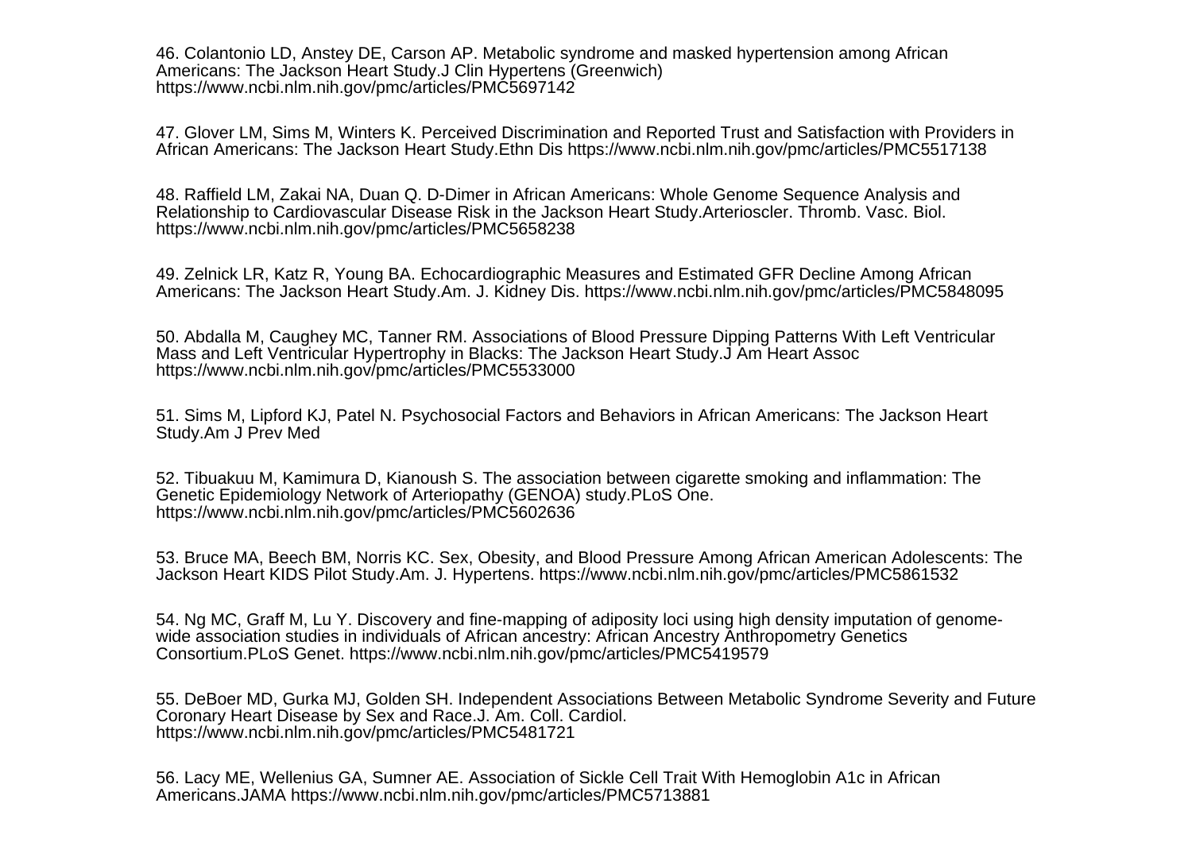46. Colantonio LD, Anstey DE, Carson AP. Metabolic syndrome and masked hypertension among African Americans: The Jackson Heart Study.J Clin Hypertens (Greenwich) https://www.ncbi.nlm.nih.gov/pmc/articles/PMC5697142

47. Glover LM, Sims M, Winters K. Perceived Discrimination and Reported Trust and Satisfaction with Providers in African Americans: The Jackson Heart Study.Ethn Dis https://www.ncbi.nlm.nih.gov/pmc/articles/PMC5517138

48. Raffield LM, Zakai NA, Duan Q. D-Dimer in African Americans: Whole Genome Sequence Analysis and Relationship to Cardiovascular Disease Risk in the Jackson Heart Study.Arterioscler. Thromb. Vasc. Biol. https://www.ncbi.nlm.nih.gov/pmc/articles/PMC5658238

49. Zelnick LR, Katz R, Young BA. Echocardiographic Measures and Estimated GFR Decline Among African Americans: The Jackson Heart Study.Am. J. Kidney Dis. https://www.ncbi.nlm.nih.gov/pmc/articles/PMC5848095

50. Abdalla M, Caughey MC, Tanner RM. Associations of Blood Pressure Dipping Patterns With Left Ventricular Mass and Left Ventricular Hypertrophy in Blacks: The Jackson Heart Study.J Am Heart Assoc https://www.ncbi.nlm.nih.gov/pmc/articles/PMC5533000

51. Sims M, Lipford KJ, Patel N. Psychosocial Factors and Behaviors in African Americans: The Jackson Heart Study.Am J Prev Med

52. Tibuakuu M, Kamimura D, Kianoush S. The association between cigarette smoking and inflammation: The Genetic Epidemiology Network of Arteriopathy (GENOA) study.PLoS One. https://www.ncbi.nlm.nih.gov/pmc/articles/PMC5602636

53. Bruce MA, Beech BM, Norris KC. Sex, Obesity, and Blood Pressure Among African American Adolescents: The Jackson Heart KIDS Pilot Study.Am. J. Hypertens. https://www.ncbi.nlm.nih.gov/pmc/articles/PMC5861532

54. Ng MC, Graff M, Lu Y. Discovery and fine-mapping of adiposity loci using high density imputation of genome-wide association studies in individuals of African ancestry: African Ancestry Anthropometry Genetics Consortium.PLoS Genet. https://www.ncbi.nlm.nih.gov/pmc/articles/PMC5419579

55. DeBoer MD, Gurka MJ, Golden SH. Independent Associations Between Metabolic Syndrome Severity and Future Coronary Heart Disease by Sex and Race.J. Am. Coll. Cardiol. https://www.ncbi.nlm.nih.gov/pmc/articles/PMC5481721

56. Lacy ME, Wellenius GA, Sumner AE. Association of Sickle Cell Trait With Hemoglobin A1c in African Americans.JAMA https://www.ncbi.nlm.nih.gov/pmc/articles/PMC5713881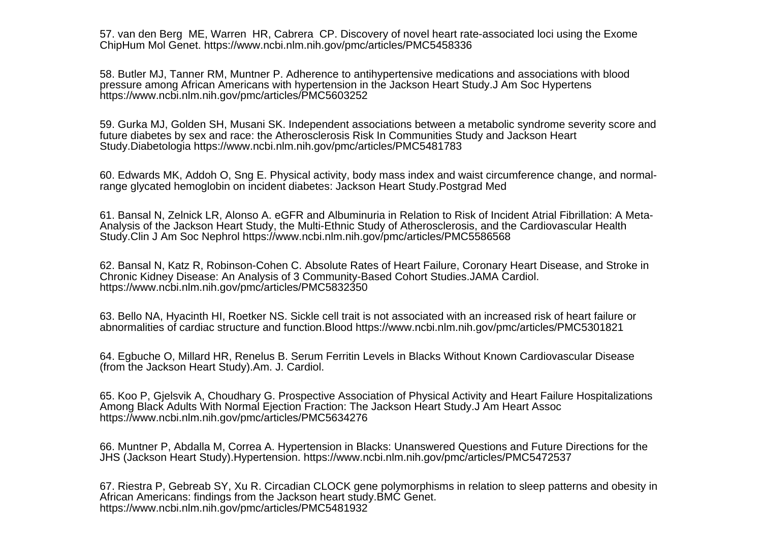57. van den Berg ME, Warren HR, Cabrera CP. Discovery of novel heart rate-associated loci using the Exome ChipHum Mol Genet. https://www.ncbi.nlm.nih.gov/pmc/articles/PMC5458336

58. Butler MJ, Tanner RM, Muntner P. Adherence to antihypertensive medications and associations with blood pressure among African Americans with hypertension in the Jackson Heart Study.J Am Soc Hypertens https://www.ncbi.nlm.nih.gov/pmc/articles/PMC5603252

59. Gurka MJ, Golden SH, Musani SK. Independent associations between a metabolic syndrome severity score and future diabetes by sex and race: the Atherosclerosis Risk In Communities Study and Jackson Heart Study.Diabetologia https://www.ncbi.nlm.nih.gov/pmc/articles/PMC5481783

60. Edwards MK, Addoh O, Sng E. Physical activity, body mass index and waist circumference change, and normal-range glycated hemoglobin on incident diabetes: Jackson Heart Study.Postgrad Med

61. Bansal N, Zelnick LR, Alonso A. eGFR and Albuminuria in Relation to Risk of Incident Atrial Fibrillation: A Meta-Analysis of the Jackson Heart Study, the Multi-Ethnic Study of Atherosclerosis, and the Cardiovascular Health Study.Clin J Am Soc Nephrol https://www.ncbi.nlm.nih.gov/pmc/articles/PMC5586568

62. Bansal N, Katz R, Robinson-Cohen C. Absolute Rates of Heart Failure, Coronary Heart Disease, and Stroke in Chronic Kidney Disease: An Analysis of 3 Community-Based Cohort Studies.JAMA Cardiol. https://www.ncbi.nlm.nih.gov/pmc/articles/PMC5832350

63. Bello NA, Hyacinth HI, Roetker NS. Sickle cell trait is not associated with an increased risk of heart failure or abnormalities of cardiac structure and function.Blood https://www.ncbi.nlm.nih.gov/pmc/articles/PMC5301821

64. Egbuche O, Millard HR, Renelus B. Serum Ferritin Levels in Blacks Without Known Cardiovascular Disease (from the Jackson Heart Study).Am. J. Cardiol.

65. Koo P, Gjelsvik A, Choudhary G. Prospective Association of Physical Activity and Heart Failure Hospitalizations Among Black Adults With Normal Ejection Fraction: The Jackson Heart Study.J Am Heart Assoc https://www.ncbi.nlm.nih.gov/pmc/articles/PMC5634276

66. Muntner P, Abdalla M, Correa A. Hypertension in Blacks: Unanswered Questions and Future Directions for the JHS (Jackson Heart Study).Hypertension. https://www.ncbi.nlm.nih.gov/pmc/articles/PMC5472537

67. Riestra P, Gebreab SY, Xu R. Circadian CLOCK gene polymorphisms in relation to sleep patterns and obesity in African Americans: findings from the Jackson heart study.BMC Genet. https://www.ncbi.nlm.nih.gov/pmc/articles/PMC5481932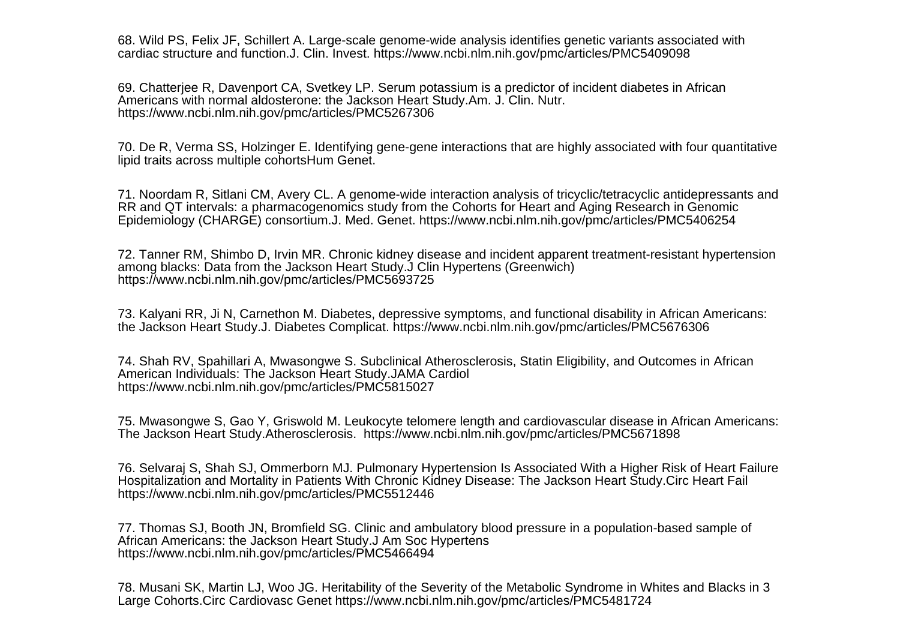68. Wild PS, Felix JF, Schillert A. Large-scale genome-wide analysis identifies genetic variants associated with cardiac structure and function.J. Clin. Invest. https://www.ncbi.nlm.nih.gov/pmc/articles/PMC5409098

69. Chatterjee R, Davenport CA, Svetkey LP. Serum potassium is a predictor of incident diabetes in African Americans with normal aldosterone: the Jackson Heart Study.Am. J. Clin. Nutr. https://www.ncbi.nlm.nih.gov/pmc/articles/PMC5267306

70. De R, Verma SS, Holzinger E. Identifying gene-gene interactions that are highly associated with four quantitative lipid traits across multiple cohortsHum Genet.

71. Noordam R, Sitlani CM, Avery CL. A genome-wide interaction analysis of tricyclic/tetracyclic antidepressants and RR and QT intervals: a pharmacogenomics study from the Cohorts for Heart and Aging Research in Genomic Epidemiology (CHARGE) consortium.J. Med. Genet. https://www.ncbi.nlm.nih.gov/pmc/articles/PMC5406254

72. Tanner RM, Shimbo D, Irvin MR. Chronic kidney disease and incident apparent treatment-resistant hypertension among blacks: Data from the Jackson Heart Study.J Clin Hypertens (Greenwich) https://www.ncbi.nlm.nih.gov/pmc/articles/PMC5693725

73. Kalyani RR, Ji N, Carnethon M. Diabetes, depressive symptoms, and functional disability in African Americans: the Jackson Heart Study.J. Diabetes Complicat. https://www.ncbi.nlm.nih.gov/pmc/articles/PMC5676306

74. Shah RV, Spahillari A, Mwasongwe S. Subclinical Atherosclerosis, Statin Eligibility, and Outcomes in African American Individuals: The Jackson Heart Study.JAMA Cardiol https://www.ncbi.nlm.nih.gov/pmc/articles/PMC5815027

75. Mwasongwe S, Gao Y, Griswold M. Leukocyte telomere length and cardiovascular disease in African Americans: The Jackson Heart Study.Atherosclerosis. https://www.ncbi.nlm.nih.gov/pmc/articles/PMC5671898

76. Selvaraj S, Shah SJ, Ommerborn MJ. Pulmonary Hypertension Is Associated With a Higher Risk of Heart Failure Hospitalization and Mortality in Patients With Chronic Kidney Disease: The Jackson Heart Study.Circ Heart Fail https://www.ncbi.nlm.nih.gov/pmc/articles/PMC5512446

77. Thomas SJ, Booth JN, Bromfield SG. Clinic and ambulatory blood pressure in a population-based sample of African Americans: the Jackson Heart Study.J Am Soc Hypertens https://www.ncbi.nlm.nih.gov/pmc/articles/PMC5466494

78. Musani SK, Martin LJ, Woo JG. Heritability of the Severity of the Metabolic Syndrome in Whites and Blacks in 3 Large Cohorts.Circ Cardiovasc Genet https://www.ncbi.nlm.nih.gov/pmc/articles/PMC5481724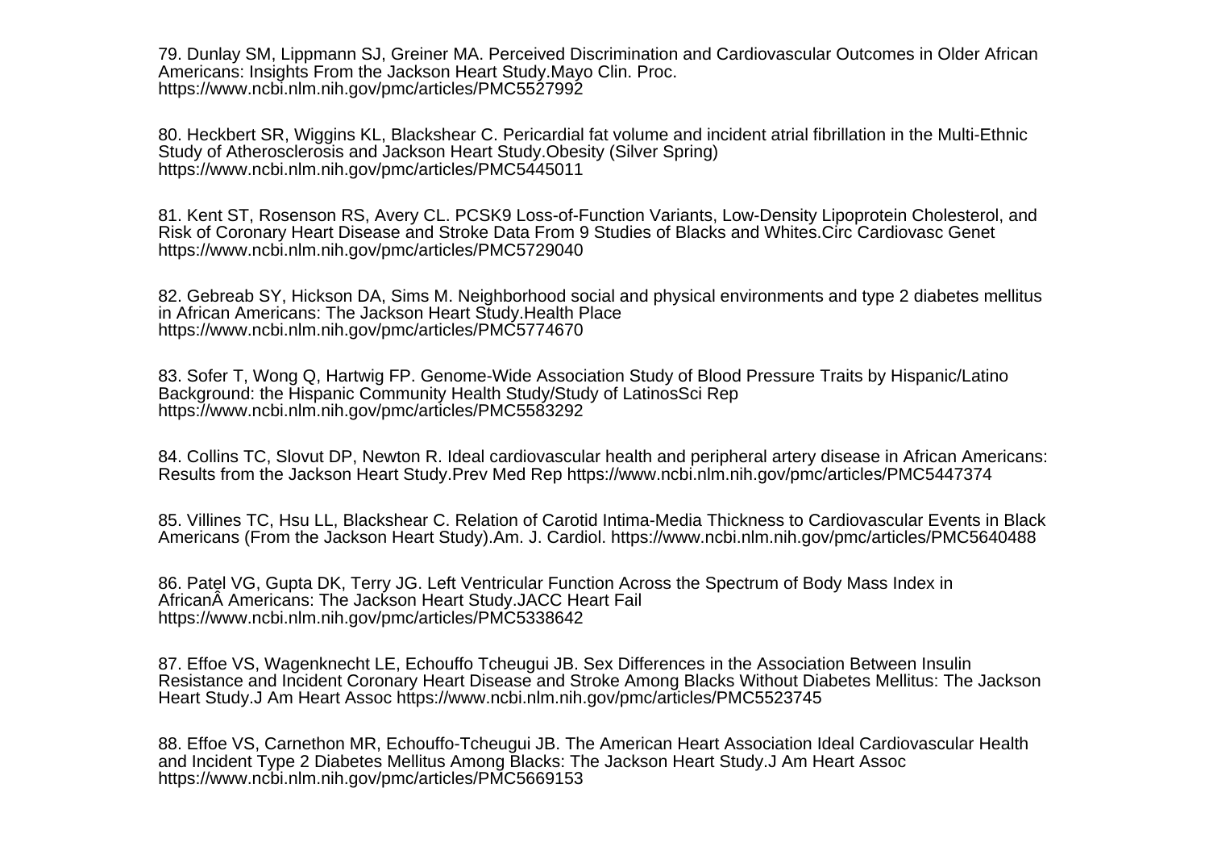79. Dunlay SM, Lippmann SJ, Greiner MA. Perceived Discrimination and Cardiovascular Outcomes in Older African Americans: Insights From the Jackson Heart Study.Mayo Clin. Proc. https://www.ncbi.nlm.nih.gov/pmc/articles/PMC5527992

80. Heckbert SR, Wiggins KL, Blackshear C. Pericardial fat volume and incident atrial fibrillation in the Multi-Ethnic Study of Atherosclerosis and Jackson Heart Study.Obesity (Silver Spring) https://www.ncbi.nlm.nih.gov/pmc/articles/PMC5445011

81. Kent ST, Rosenson RS, Avery CL. PCSK9 Loss-of-Function Variants, Low-Density Lipoprotein Cholesterol, and Risk of Coronary Heart Disease and Stroke Data From 9 Studies of Blacks and Whites.Circ Cardiovasc Genet https://www.ncbi.nlm.nih.gov/pmc/articles/PMC5729040

82. Gebreab SY, Hickson DA, Sims M. Neighborhood social and physical environments and type 2 diabetes mellitus in African Americans: The Jackson Heart Study.Health Place https://www.ncbi.nlm.nih.gov/pmc/articles/PMC5774670

83. Sofer T, Wong Q, Hartwig FP. Genome-Wide Association Study of Blood Pressure Traits by Hispanic/Latino Background: the Hispanic Community Health Study/Study of LatinosSci Rep https://www.ncbi.nlm.nih.gov/pmc/articles/PMC5583292

84. Collins TC, Slovut DP, Newton R. Ideal cardiovascular health and peripheral artery disease in African Americans: Results from the Jackson Heart Study.Prev Med Rep https://www.ncbi.nlm.nih.gov/pmc/articles/PMC5447374

85. Villines TC, Hsu LL, Blackshear C. Relation of Carotid Intima-Media Thickness to Cardiovascular Events in Black Americans (From the Jackson Heart Study).Am. J. Cardiol. https://www.ncbi.nlm.nih.gov/pmc/articles/PMC5640488

86. Patel VG, Gupta DK, Terry JG. Left Ventricular Function Across the Spectrum of Body Mass Index in AfricanÂ Americans: The Jackson Heart Study.JACC Heart Fail https://www.ncbi.nlm.nih.gov/pmc/articles/PMC5338642

87. Effoe VS, Wagenknecht LE, Echouffo Tcheugui JB. Sex Differences in the Association Between Insulin Resistance and Incident Coronary Heart Disease and Stroke Among Blacks Without Diabetes Mellitus: The Jackson Heart Study.J Am Heart Assoc https://www.ncbi.nlm.nih.gov/pmc/articles/PMC5523745

88. Effoe VS, Carnethon MR, Echouffo-Tcheugui JB. The American Heart Association Ideal Cardiovascular Health and Incident Type 2 Diabetes Mellitus Among Blacks: The Jackson Heart Study.J Am Heart Assoc https://www.ncbi.nlm.nih.gov/pmc/articles/PMC5669153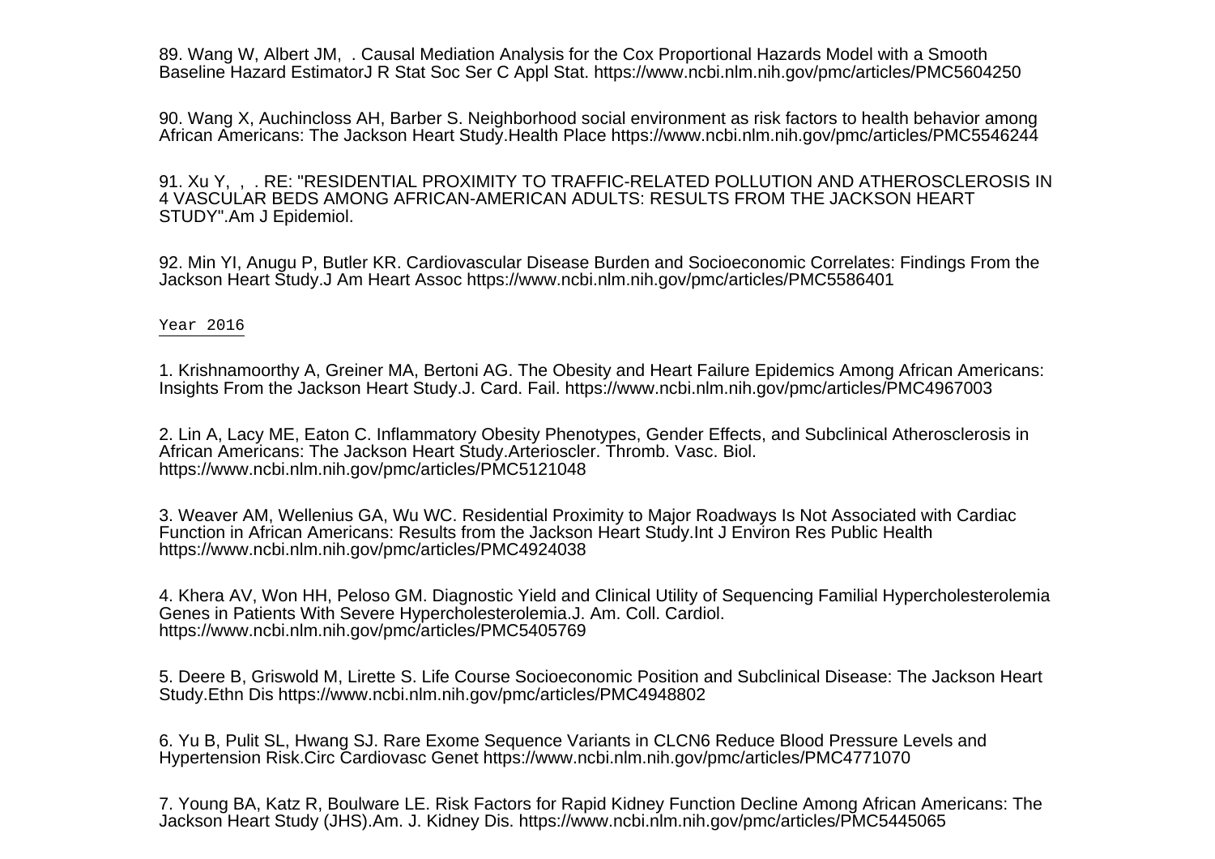89. Wang W, Albert JM, . Causal Mediation Analysis for the Cox Proportional Hazards Model with a Smooth Baseline Hazard EstimatorJ R Stat Soc Ser C Appl Stat. https://www.ncbi.nlm.nih.gov/pmc/articles/PMC5604250

90. Wang X, Auchincloss AH, Barber S. Neighborhood social environment as risk factors to health behavior among African Americans: The Jackson Heart Study.Health Place https://www.ncbi.nlm.nih.gov/pmc/articles/PMC5546244

91. Xu Y, , . RE: "RESIDENTIAL PROXIMITY TO TRAFFIC-RELATED POLLUTION AND ATHEROSCLEROSIS IN 4 VASCULAR BEDS AMONG AFRICAN-AMERICAN ADULTS: RESULTS FROM THE JACKSON HEART STUDY".Am J Epidemiol.

92. Min YI, Anugu P, Butler KR. Cardiovascular Disease Burden and Socioeconomic Correlates: Findings From the Jackson Heart Study.J Am Heart Assoc https://www.ncbi.nlm.nih.gov/pmc/articles/PMC5586401

## Year 2016

1. Krishnamoorthy A, Greiner MA, Bertoni AG. The Obesity and Heart Failure Epidemics Among African Americans: Insights From the Jackson Heart Study.J. Card. Fail. https://www.ncbi.nlm.nih.gov/pmc/articles/PMC4967003

2. Lin A, Lacy ME, Eaton C. Inflammatory Obesity Phenotypes, Gender Effects, and Subclinical Atherosclerosis in African Americans: The Jackson Heart Study.Arterioscler. Thromb. Vasc. Biol. https://www.ncbi.nlm.nih.gov/pmc/articles/PMC5121048

3. Weaver AM, Wellenius GA, Wu WC. Residential Proximity to Major Roadways Is Not Associated with Cardiac Function in African Americans: Results from the Jackson Heart Study.Int J Environ Res Public Health https://www.ncbi.nlm.nih.gov/pmc/articles/PMC4924038

4. Khera AV, Won HH, Peloso GM. Diagnostic Yield and Clinical Utility of Sequencing Familial Hypercholesterolemia Genes in Patients With Severe Hypercholesterolemia.J. Am. Coll. Cardiol. https://www.ncbi.nlm.nih.gov/pmc/articles/PMC5405769

5. Deere B, Griswold M, Lirette S. Life Course Socioeconomic Position and Subclinical Disease: The Jackson Heart Study.Ethn Dis https://www.ncbi.nlm.nih.gov/pmc/articles/PMC4948802

6. Yu B, Pulit SL, Hwang SJ. Rare Exome Sequence Variants in CLCN6 Reduce Blood Pressure Levels and Hypertension Risk.Circ Cardiovasc Genet https://www.ncbi.nlm.nih.gov/pmc/articles/PMC4771070

7. Young BA, Katz R, Boulware LE. Risk Factors for Rapid Kidney Function Decline Among African Americans: The Jackson Heart Study (JHS).Am. J. Kidney Dis. https://www.ncbi.nlm.nih.gov/pmc/articles/PMC5445065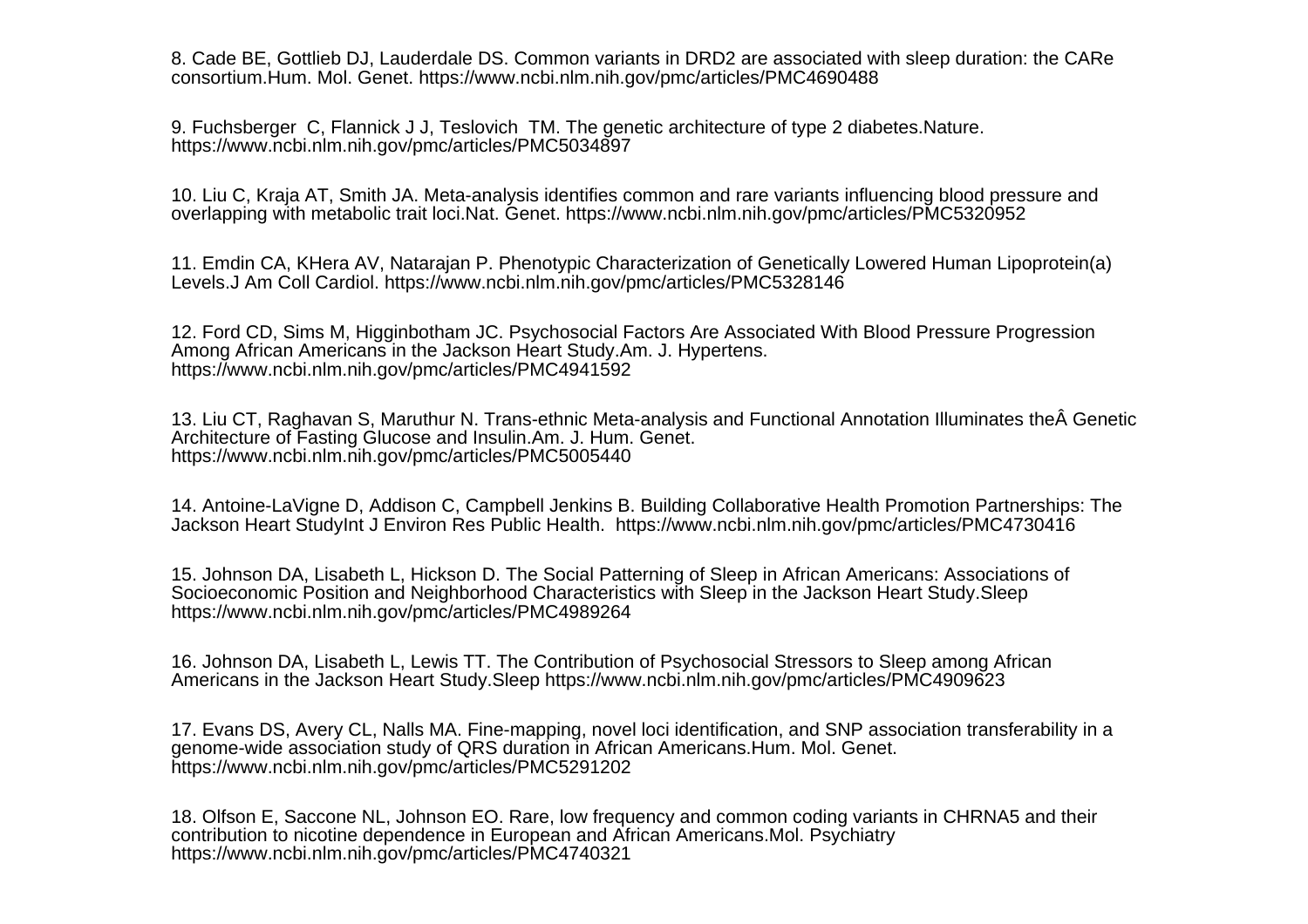8. Cade BE, Gottlieb DJ, Lauderdale DS. Common variants in DRD2 are associated with sleep duration: the CARe consortium.Hum. Mol. Genet. https://www.ncbi.nlm.nih.gov/pmc/articles/PMC4690488

9. Fuchsberger C, Flannick J J, Teslovich TM. The genetic architecture of type 2 diabetes.Nature. https://www.ncbi.nlm.nih.gov/pmc/articles/PMC5034897

10. Liu C, Kraja AT, Smith JA. Meta-analysis identifies common and rare variants influencing blood pressure and overlapping with metabolic trait loci.Nat. Genet. https://www.ncbi.nlm.nih.gov/pmc/articles/PMC5320952

11. Emdin CA, KHera AV, Natarajan P. Phenotypic Characterization of Genetically Lowered Human Lipoprotein(a) Levels.J Am Coll Cardiol. https://www.ncbi.nlm.nih.gov/pmc/articles/PMC5328146

12. Ford CD, Sims M, Higginbotham JC. Psychosocial Factors Are Associated With Blood Pressure Progression Among African Americans in the Jackson Heart Study.Am. J. Hypertens. https://www.ncbi.nlm.nih.gov/pmc/articles/PMC4941592

13. Liu CT, Raghavan S, Maruthur N. Trans-ethnic Meta-analysis and Functional Annotation Illuminates theÂ Genetic Architecture of Fasting Glucose and Insulin.Am. J. Hum. Genet. https://www.ncbi.nlm.nih.gov/pmc/articles/PMC5005440

14. Antoine-LaVigne D, Addison C, Campbell Jenkins B. Building Collaborative Health Promotion Partnerships: The Jackson Heart StudyInt J Environ Res Public Health. https://www.ncbi.nlm.nih.gov/pmc/articles/PMC4730416

15. Johnson DA, Lisabeth L, Hickson D. The Social Patterning of Sleep in African Americans: Associations of Socioeconomic Position and Neighborhood Characteristics with Sleep in the Jackson Heart Study.Sleep https://www.ncbi.nlm.nih.gov/pmc/articles/PMC4989264

16. Johnson DA, Lisabeth L, Lewis TT. The Contribution of Psychosocial Stressors to Sleep among African Americans in the Jackson Heart Study.Sleep https://www.ncbi.nlm.nih.gov/pmc/articles/PMC4909623

17. Evans DS, Avery CL, Nalls MA. Fine-mapping, novel loci identification, and SNP association transferability in a genome-wide association study of QRS duration in African Americans.Hum. Mol. Genet. https://www.ncbi.nlm.nih.gov/pmc/articles/PMC5291202

18. Olfson E, Saccone NL, Johnson EO. Rare, low frequency and common coding variants in CHRNA5 and their contribution to nicotine dependence in European and African Americans.Mol. Psychiatry https://www.ncbi.nlm.nih.gov/pmc/articles/PMC4740321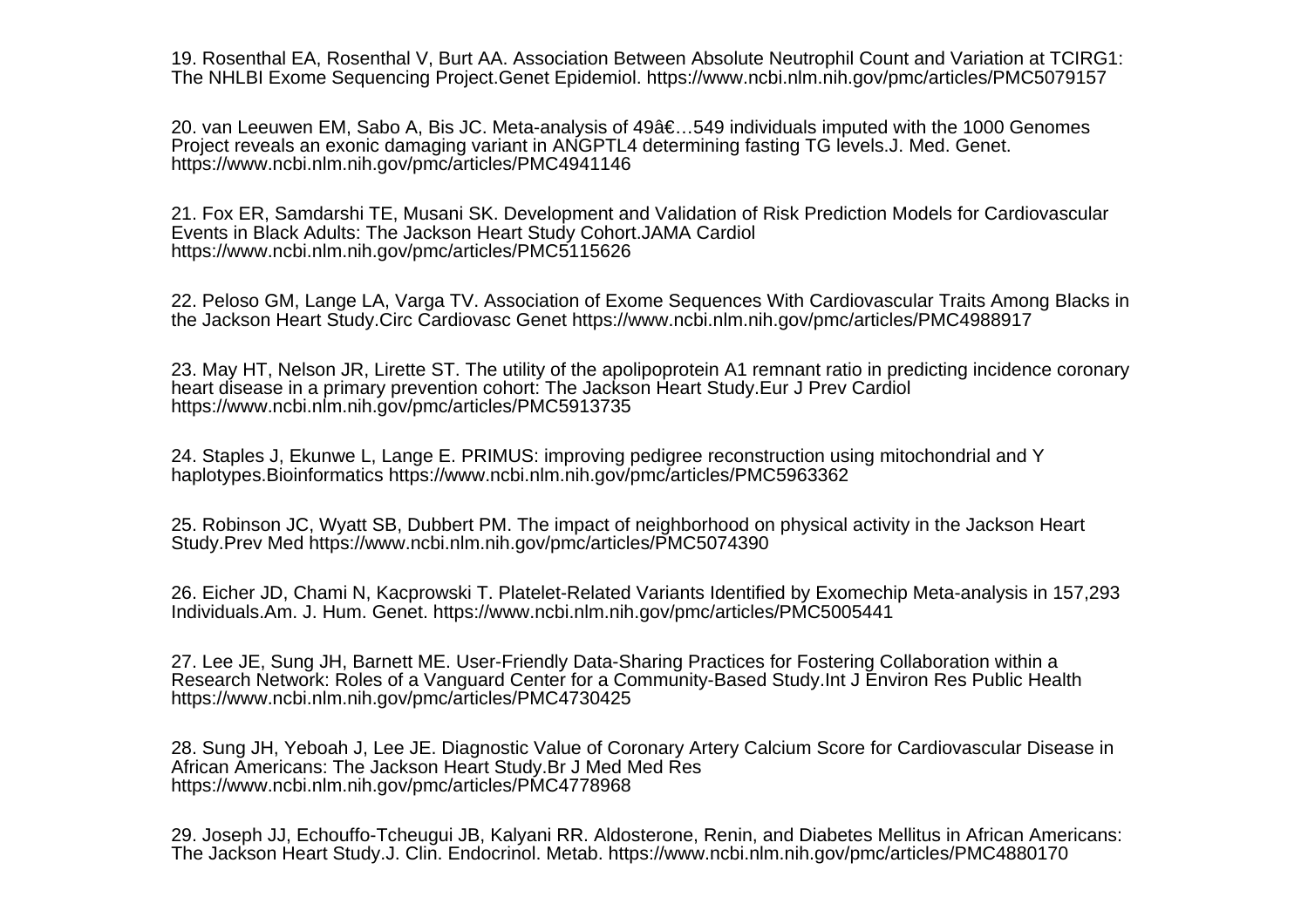19. Rosenthal EA, Rosenthal V, Burt AA. Association Between Absolute Neutrophil Count and Variation at TCIRG1: The NHLBI Exome Sequencing Project.Genet Epidemiol. https://www.ncbi.nlm.nih.gov/pmc/articles/PMC5079157

20. van Leeuwen EM, Sabo A, Bis JC. Meta-analysis of 49â€…549 individuals imputed with the 1000 Genomes Project reveals an exonic damaging variant in ANGPTL4 determining fasting TG levels.J. Med. Genet. https://www.ncbi.nlm.nih.gov/pmc/articles/PMC4941146

21. Fox ER, Samdarshi TE, Musani SK. Development and Validation of Risk Prediction Models for Cardiovascular Events in Black Adults: The Jackson Heart Study Cohort.JAMA Cardiol https://www.ncbi.nlm.nih.gov/pmc/articles/PMC5115626

22. Peloso GM, Lange LA, Varga TV. Association of Exome Sequences With Cardiovascular Traits Among Blacks in the Jackson Heart Study.Circ Cardiovasc Genet https://www.ncbi.nlm.nih.gov/pmc/articles/PMC4988917

23. May HT, Nelson JR, Lirette ST. The utility of the apolipoprotein A1 remnant ratio in predicting incidence coronary heart disease in a primary prevention cohort: The Jackson Heart Study.Eur J Prev Cardiol https://www.ncbi.nlm.nih.gov/pmc/articles/PMC5913735

24. Staples J, Ekunwe L, Lange E. PRIMUS: improving pedigree reconstruction using mitochondrial and Y haplotypes.Bioinformatics https://www.ncbi.nlm.nih.gov/pmc/articles/PMC5963362

25. Robinson JC, Wyatt SB, Dubbert PM. The impact of neighborhood on physical activity in the Jackson Heart Study.Prev Med https://www.ncbi.nlm.nih.gov/pmc/articles/PMC5074390

26. Eicher JD, Chami N, Kacprowski T. Platelet-Related Variants Identified by Exomechip Meta-analysis in 157,293 Individuals.Am. J. Hum. Genet. https://www.ncbi.nlm.nih.gov/pmc/articles/PMC5005441

27. Lee JE, Sung JH, Barnett ME. User-Friendly Data-Sharing Practices for Fostering Collaboration within a Research Network: Roles of a Vanguard Center for a Community-Based Study.Int J Environ Res Public Health https://www.ncbi.nlm.nih.gov/pmc/articles/PMC4730425

28. Sung JH, Yeboah J, Lee JE. Diagnostic Value of Coronary Artery Calcium Score for Cardiovascular Disease in African Americans: The Jackson Heart Study.Br J Med Med Res https://www.ncbi.nlm.nih.gov/pmc/articles/PMC4778968

29. Joseph JJ, Echouffo-Tcheugui JB, Kalyani RR. Aldosterone, Renin, and Diabetes Mellitus in African Americans: The Jackson Heart Study.J. Clin. Endocrinol. Metab. https://www.ncbi.nlm.nih.gov/pmc/articles/PMC4880170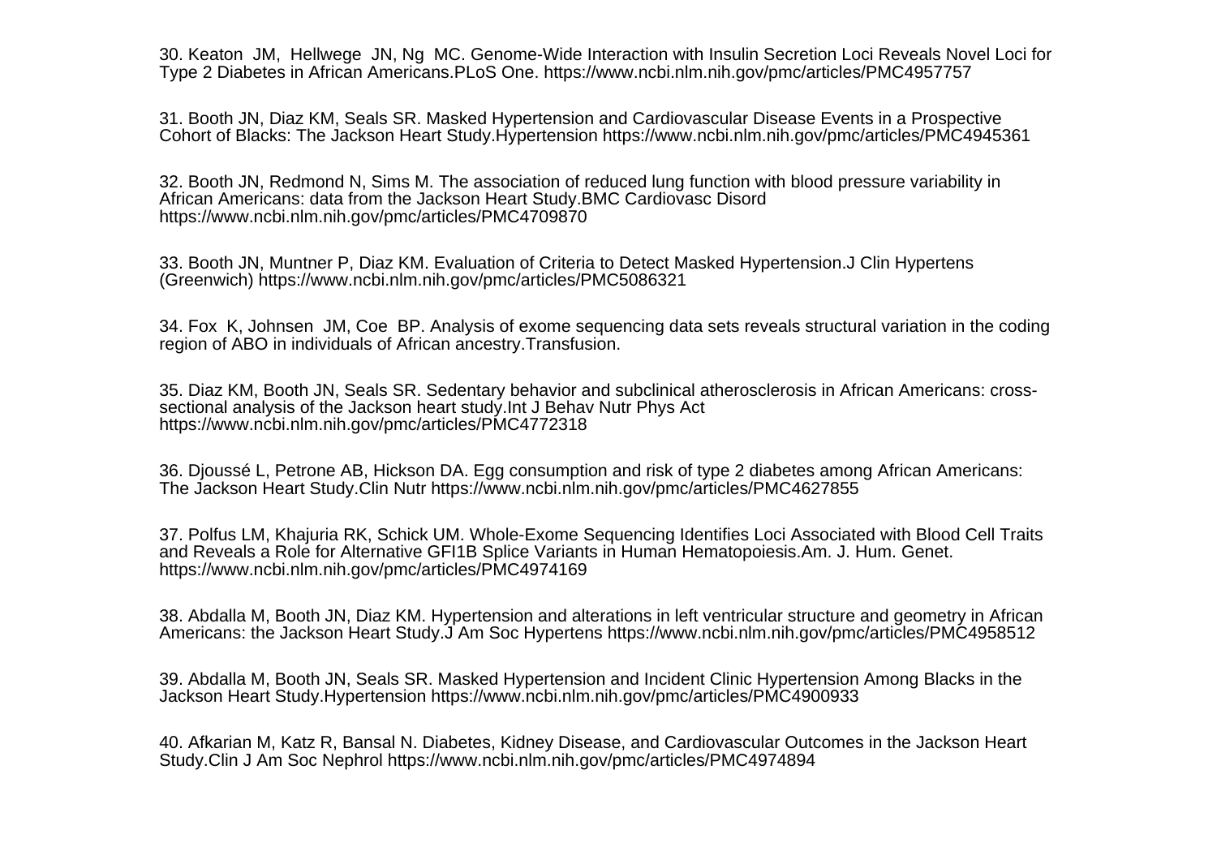30. Keaton JM, Hellwege JN, Ng MC. Genome-Wide Interaction with Insulin Secretion Loci Reveals Novel Loci for Type 2 Diabetes in African Americans.PLoS One. https://www.ncbi.nlm.nih.gov/pmc/articles/PMC4957757

31. Booth JN, Diaz KM, Seals SR. Masked Hypertension and Cardiovascular Disease Events in a Prospective Cohort of Blacks: The Jackson Heart Study.Hypertension https://www.ncbi.nlm.nih.gov/pmc/articles/PMC4945361

32. Booth JN, Redmond N, Sims M. The association of reduced lung function with blood pressure variability in African Americans: data from the Jackson Heart Study.BMC Cardiovasc Disord https://www.ncbi.nlm.nih.gov/pmc/articles/PMC4709870

33. Booth JN, Muntner P, Diaz KM. Evaluation of Criteria to Detect Masked Hypertension.J Clin Hypertens (Greenwich) https://www.ncbi.nlm.nih.gov/pmc/articles/PMC5086321

34. Fox K, Johnsen JM, Coe BP. Analysis of exome sequencing data sets reveals structural variation in the coding region of ABO in individuals of African ancestry.Transfusion.

35. Diaz KM, Booth JN, Seals SR. Sedentary behavior and subclinical atherosclerosis in African Americans: cross-sectional analysis of the Jackson heart study.Int J Behav Nutr Phys Act https://www.ncbi.nlm.nih.gov/pmc/articles/PMC4772318

36. Djoussé L, Petrone AB, Hickson DA. Egg consumption and risk of type 2 diabetes among African Americans: The Jackson Heart Study.Clin Nutr https://www.ncbi.nlm.nih.gov/pmc/articles/PMC4627855

37. Polfus LM, Khajuria RK, Schick UM. Whole-Exome Sequencing Identifies Loci Associated with Blood Cell Traits and Reveals a Role for Alternative GFI1B Splice Variants in Human Hematopoiesis.Am. J. Hum. Genet. https://www.ncbi.nlm.nih.gov/pmc/articles/PMC4974169

38. Abdalla M, Booth JN, Diaz KM. Hypertension and alterations in left ventricular structure and geometry in African Americans: the Jackson Heart Study.J Am Soc Hypertens https://www.ncbi.nlm.nih.gov/pmc/articles/PMC4958512

39. Abdalla M, Booth JN, Seals SR. Masked Hypertension and Incident Clinic Hypertension Among Blacks in the Jackson Heart Study.Hypertension https://www.ncbi.nlm.nih.gov/pmc/articles/PMC4900933

40. Afkarian M, Katz R, Bansal N. Diabetes, Kidney Disease, and Cardiovascular Outcomes in the Jackson Heart Study.Clin J Am Soc Nephrol https://www.ncbi.nlm.nih.gov/pmc/articles/PMC4974894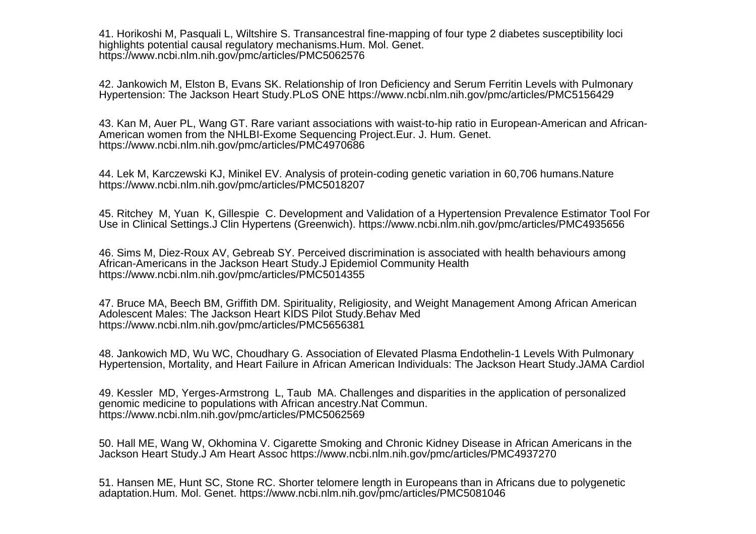41. Horikoshi M, Pasquali L, Wiltshire S. Transancestral fine-mapping of four type 2 diabetes susceptibility loci highlights potential causal regulatory mechanisms.Hum. Mol. Genet. https://www.ncbi.nlm.nih.gov/pmc/articles/PMC5062576

42. Jankowich M, Elston B, Evans SK. Relationship of Iron Deficiency and Serum Ferritin Levels with Pulmonary Hypertension: The Jackson Heart Study.PLoS ONE https://www.ncbi.nlm.nih.gov/pmc/articles/PMC5156429

43. Kan M, Auer PL, Wang GT. Rare variant associations with waist-to-hip ratio in European-American and African-American women from the NHLBI-Exome Sequencing Project.Eur. J. Hum. Genet. https://www.ncbi.nlm.nih.gov/pmc/articles/PMC4970686

44. Lek M, Karczewski KJ, Minikel EV. Analysis of protein-coding genetic variation in 60,706 humans.Nature https://www.ncbi.nlm.nih.gov/pmc/articles/PMC5018207

45. Ritchey M, Yuan K, Gillespie C. Development and Validation of a Hypertension Prevalence Estimator Tool For Use in Clinical Settings.J Clin Hypertens (Greenwich). https://www.ncbi.nlm.nih.gov/pmc/articles/PMC4935656

46. Sims M, Diez-Roux AV, Gebreab SY. Perceived discrimination is associated with health behaviours among African-Americans in the Jackson Heart Study.J Epidemiol Community Health https://www.ncbi.nlm.nih.gov/pmc/articles/PMC5014355

47. Bruce MA, Beech BM, Griffith DM. Spirituality, Religiosity, and Weight Management Among African American Adolescent Males: The Jackson Heart KIDS Pilot Study.Behav Med https://www.ncbi.nlm.nih.gov/pmc/articles/PMC5656381

48. Jankowich MD, Wu WC, Choudhary G. Association of Elevated Plasma Endothelin-1 Levels With Pulmonary Hypertension, Mortality, and Heart Failure in African American Individuals: The Jackson Heart Study.JAMA Cardiol

49. Kessler MD, Yerges-Armstrong L, Taub MA. Challenges and disparities in the application of personalized genomic medicine to populations with African ancestry.Nat Commun. https://www.ncbi.nlm.nih.gov/pmc/articles/PMC5062569

50. Hall ME, Wang W, Okhomina V. Cigarette Smoking and Chronic Kidney Disease in African Americans in the Jackson Heart Study.J Am Heart Assoc https://www.ncbi.nlm.nih.gov/pmc/articles/PMC4937270

51. Hansen ME, Hunt SC, Stone RC. Shorter telomere length in Europeans than in Africans due to polygenetic adaptation.Hum. Mol. Genet. https://www.ncbi.nlm.nih.gov/pmc/articles/PMC5081046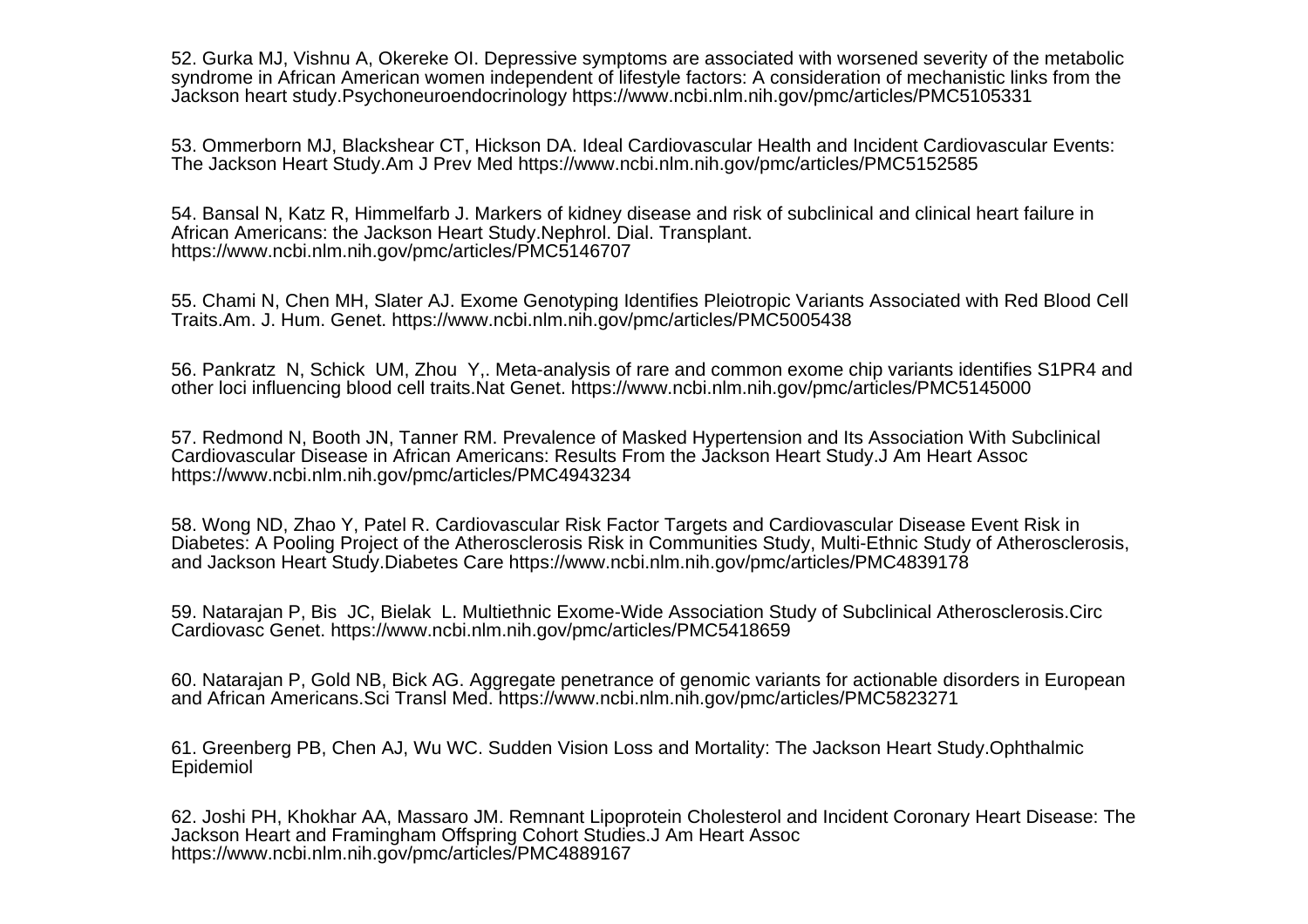52. Gurka MJ, Vishnu A, Okereke OI. Depressive symptoms are associated with worsened severity of the metabolic syndrome in African American women independent of lifestyle factors: A consideration of mechanistic links from the Jackson heart study.Psychoneuroendocrinology https://www.ncbi.nlm.nih.gov/pmc/articles/PMC5105331

53. Ommerborn MJ, Blackshear CT, Hickson DA. Ideal Cardiovascular Health and Incident Cardiovascular Events: The Jackson Heart Study.Am J Prev Med https://www.ncbi.nlm.nih.gov/pmc/articles/PMC5152585

54. Bansal N, Katz R, Himmelfarb J. Markers of kidney disease and risk of subclinical and clinical heart failure in African Americans: the Jackson Heart Study.Nephrol. Dial. Transplant. https://www.ncbi.nlm.nih.gov/pmc/articles/PMC5146707

55. Chami N, Chen MH, Slater AJ. Exome Genotyping Identifies Pleiotropic Variants Associated with Red Blood Cell Traits.Am. J. Hum. Genet. https://www.ncbi.nlm.nih.gov/pmc/articles/PMC5005438

56. Pankratz N, Schick UM, Zhou Y,. Meta-analysis of rare and common exome chip variants identifies S1PR4 and other loci influencing blood cell traits.Nat Genet. https://www.ncbi.nlm.nih.gov/pmc/articles/PMC5145000

57. Redmond N, Booth JN, Tanner RM. Prevalence of Masked Hypertension and Its Association With Subclinical Cardiovascular Disease in African Americans: Results From the Jackson Heart Study.J Am Heart Assoc https://www.ncbi.nlm.nih.gov/pmc/articles/PMC4943234

58. Wong ND, Zhao Y, Patel R. Cardiovascular Risk Factor Targets and Cardiovascular Disease Event Risk in Diabetes: A Pooling Project of the Atherosclerosis Risk in Communities Study, Multi-Ethnic Study of Atherosclerosis, and Jackson Heart Study.Diabetes Care https://www.ncbi.nlm.nih.gov/pmc/articles/PMC4839178

59. Natarajan P, Bis JC, Bielak L. Multiethnic Exome-Wide Association Study of Subclinical Atherosclerosis.Circ Cardiovasc Genet. https://www.ncbi.nlm.nih.gov/pmc/articles/PMC5418659

60. Natarajan P, Gold NB, Bick AG. Aggregate penetrance of genomic variants for actionable disorders in European and African Americans.Sci Transl Med. https://www.ncbi.nlm.nih.gov/pmc/articles/PMC5823271

61. Greenberg PB, Chen AJ, Wu WC. Sudden Vision Loss and Mortality: The Jackson Heart Study.Ophthalmic Epidemiol

62. Joshi PH, Khokhar AA, Massaro JM. Remnant Lipoprotein Cholesterol and Incident Coronary Heart Disease: The Jackson Heart and Framingham Offspring Cohort Studies.J Am Heart Assoc https://www.ncbi.nlm.nih.gov/pmc/articles/PMC4889167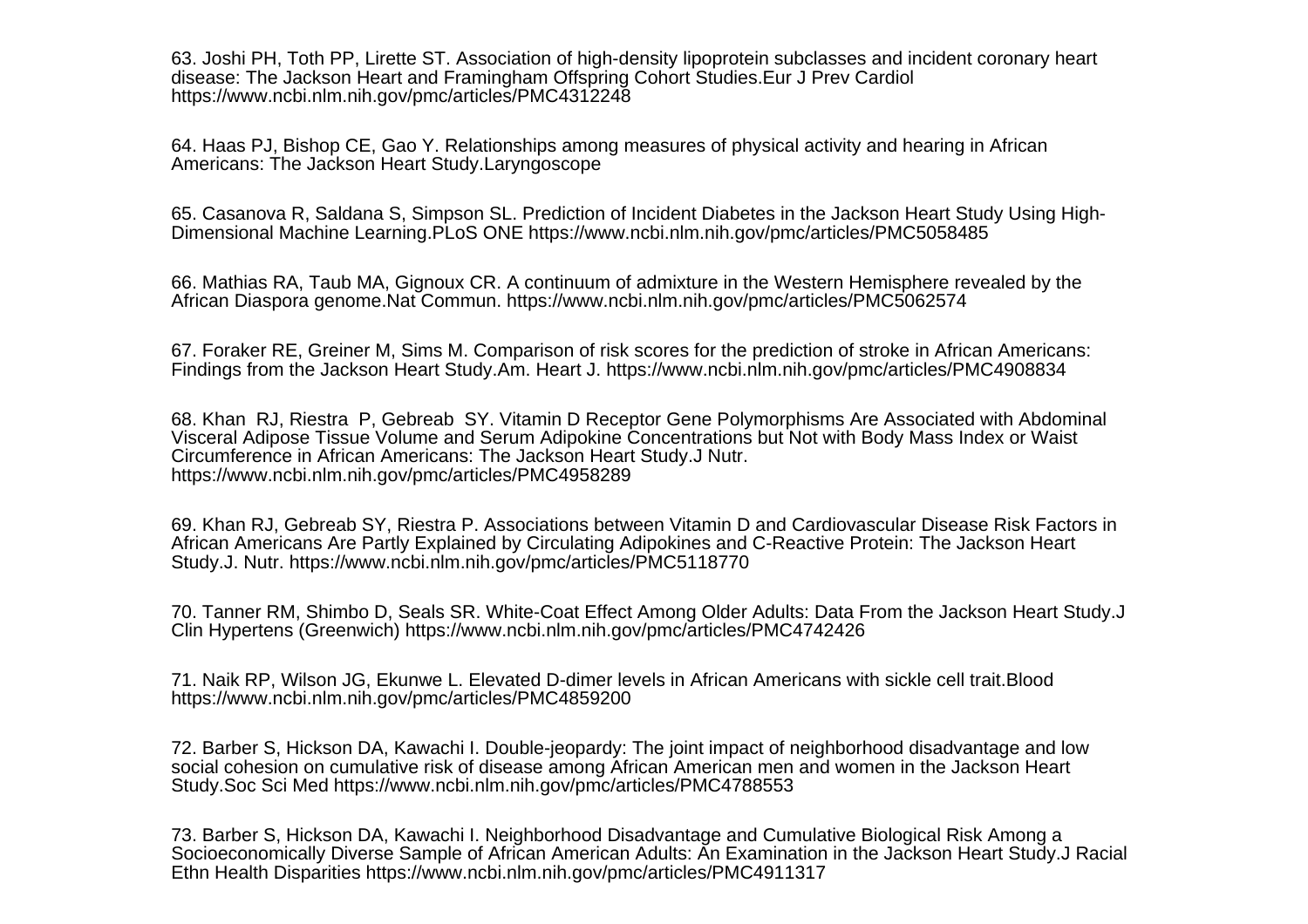63. Joshi PH, Toth PP, Lirette ST. Association of high-density lipoprotein subclasses and incident coronary heart disease: The Jackson Heart and Framingham Offspring Cohort Studies.Eur J Prev Cardiol https://www.ncbi.nlm.nih.gov/pmc/articles/PMC4312248

64. Haas PJ, Bishop CE, Gao Y. Relationships among measures of physical activity and hearing in African Americans: The Jackson Heart Study.Laryngoscope

65. Casanova R, Saldana S, Simpson SL. Prediction of Incident Diabetes in the Jackson Heart Study Using High-Dimensional Machine Learning.PLoS ONE https://www.ncbi.nlm.nih.gov/pmc/articles/PMC5058485

66. Mathias RA, Taub MA, Gignoux CR. A continuum of admixture in the Western Hemisphere revealed by the African Diaspora genome.Nat Commun. https://www.ncbi.nlm.nih.gov/pmc/articles/PMC5062574

67. Foraker RE, Greiner M, Sims M. Comparison of risk scores for the prediction of stroke in African Americans: Findings from the Jackson Heart Study.Am. Heart J. https://www.ncbi.nlm.nih.gov/pmc/articles/PMC4908834

68. Khan RJ, Riestra P, Gebreab SY. Vitamin D Receptor Gene Polymorphisms Are Associated with Abdominal Visceral Adipose Tissue Volume and Serum Adipokine Concentrations but Not with Body Mass Index or Waist Circumference in African Americans: The Jackson Heart Study.J Nutr. https://www.ncbi.nlm.nih.gov/pmc/articles/PMC4958289

69. Khan RJ, Gebreab SY, Riestra P. Associations between Vitamin D and Cardiovascular Disease Risk Factors in African Americans Are Partly Explained by Circulating Adipokines and C-Reactive Protein: The Jackson Heart Study.J. Nutr. https://www.ncbi.nlm.nih.gov/pmc/articles/PMC5118770

70. Tanner RM, Shimbo D, Seals SR. White-Coat Effect Among Older Adults: Data From the Jackson Heart Study.J Clin Hypertens (Greenwich) https://www.ncbi.nlm.nih.gov/pmc/articles/PMC4742426

71. Naik RP, Wilson JG, Ekunwe L. Elevated D-dimer levels in African Americans with sickle cell trait.Blood https://www.ncbi.nlm.nih.gov/pmc/articles/PMC4859200

72. Barber S, Hickson DA, Kawachi I. Double-jeopardy: The joint impact of neighborhood disadvantage and low social cohesion on cumulative risk of disease among African American men and women in the Jackson Heart Study.Soc Sci Med https://www.ncbi.nlm.nih.gov/pmc/articles/PMC4788553

73. Barber S, Hickson DA, Kawachi I. Neighborhood Disadvantage and Cumulative Biological Risk Among a Socioeconomically Diverse Sample of African American Adults: An Examination in the Jackson Heart Study.J Racial Ethn Health Disparities https://www.ncbi.nlm.nih.gov/pmc/articles/PMC4911317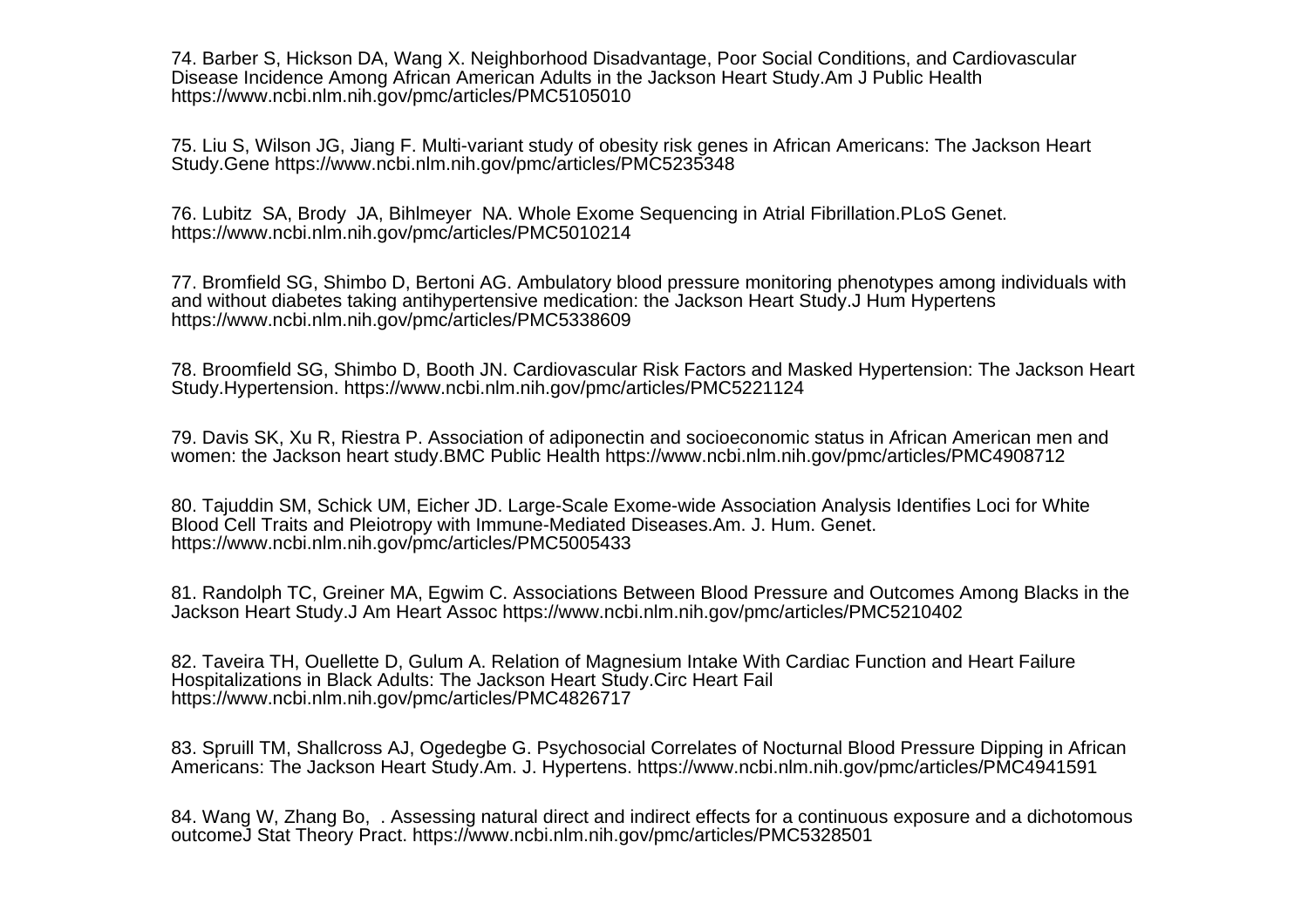74. Barber S, Hickson DA, Wang X. Neighborhood Disadvantage, Poor Social Conditions, and Cardiovascular Disease Incidence Among African American Adults in the Jackson Heart Study.Am J Public Health https://www.ncbi.nlm.nih.gov/pmc/articles/PMC5105010

75. Liu S, Wilson JG, Jiang F. Multi-variant study of obesity risk genes in African Americans: The Jackson Heart Study.Gene https://www.ncbi.nlm.nih.gov/pmc/articles/PMC5235348

76. Lubitz SA, Brody JA, Bihlmeyer NA. Whole Exome Sequencing in Atrial Fibrillation.PLoS Genet. https://www.ncbi.nlm.nih.gov/pmc/articles/PMC5010214

77. Bromfield SG, Shimbo D, Bertoni AG. Ambulatory blood pressure monitoring phenotypes among individuals with and without diabetes taking antihypertensive medication: the Jackson Heart Study.J Hum Hypertens https://www.ncbi.nlm.nih.gov/pmc/articles/PMC5338609

78. Broomfield SG, Shimbo D, Booth JN. Cardiovascular Risk Factors and Masked Hypertension: The Jackson Heart Study.Hypertension. https://www.ncbi.nlm.nih.gov/pmc/articles/PMC5221124

79. Davis SK, Xu R, Riestra P. Association of adiponectin and socioeconomic status in African American men and women: the Jackson heart study.BMC Public Health https://www.ncbi.nlm.nih.gov/pmc/articles/PMC4908712

80. Tajuddin SM, Schick UM, Eicher JD. Large-Scale Exome-wide Association Analysis Identifies Loci for White Blood Cell Traits and Pleiotropy with Immune-Mediated Diseases.Am. J. Hum. Genet. https://www.ncbi.nlm.nih.gov/pmc/articles/PMC5005433

81. Randolph TC, Greiner MA, Egwim C. Associations Between Blood Pressure and Outcomes Among Blacks in the Jackson Heart Study.J Am Heart Assoc https://www.ncbi.nlm.nih.gov/pmc/articles/PMC5210402

82. Taveira TH, Ouellette D, Gulum A. Relation of Magnesium Intake With Cardiac Function and Heart Failure Hospitalizations in Black Adults: The Jackson Heart Study.Circ Heart Fail https://www.ncbi.nlm.nih.gov/pmc/articles/PMC4826717

83. Spruill TM, Shallcross AJ, Ogedegbe G. Psychosocial Correlates of Nocturnal Blood Pressure Dipping in African Americans: The Jackson Heart Study.Am. J. Hypertens. https://www.ncbi.nlm.nih.gov/pmc/articles/PMC4941591

84. Wang W, Zhang Bo, . Assessing natural direct and indirect effects for a continuous exposure and a dichotomous outcomeJ Stat Theory Pract. https://www.ncbi.nlm.nih.gov/pmc/articles/PMC5328501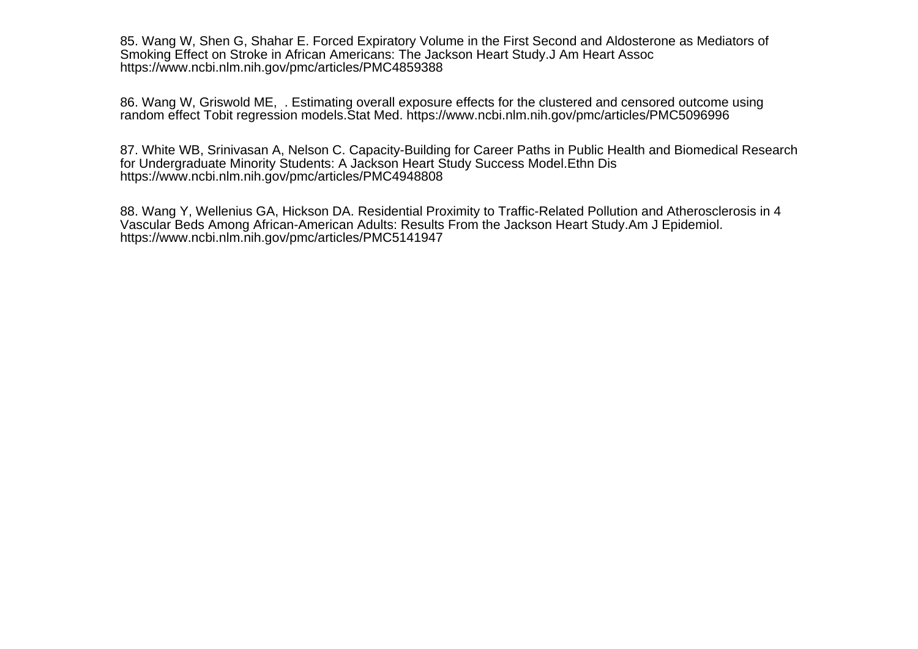85. Wang W, Shen G, Shahar E. Forced Expiratory Volume in the First Second and Aldosterone as Mediators of Smoking Effect on Stroke in African Americans: The Jackson Heart Study.J Am Heart Assoc https://www.ncbi.nlm.nih.gov/pmc/articles/PMC4859388

86. Wang W, Griswold ME, . Estimating overall exposure effects for the clustered and censored outcome using random effect Tobit regression models.Stat Med. https://www.ncbi.nlm.nih.gov/pmc/articles/PMC5096996

87. White WB, Srinivasan A, Nelson C. Capacity-Building for Career Paths in Public Health and Biomedical Research for Undergraduate Minority Students: A Jackson Heart Study Success Model.Ethn Dis https://www.ncbi.nlm.nih.gov/pmc/articles/PMC4948808

88. Wang Y, Wellenius GA, Hickson DA. Residential Proximity to Traffic-Related Pollution and Atherosclerosis in 4 Vascular Beds Among African-American Adults: Results From the Jackson Heart Study.Am J Epidemiol. https://www.ncbi.nlm.nih.gov/pmc/articles/PMC5141947